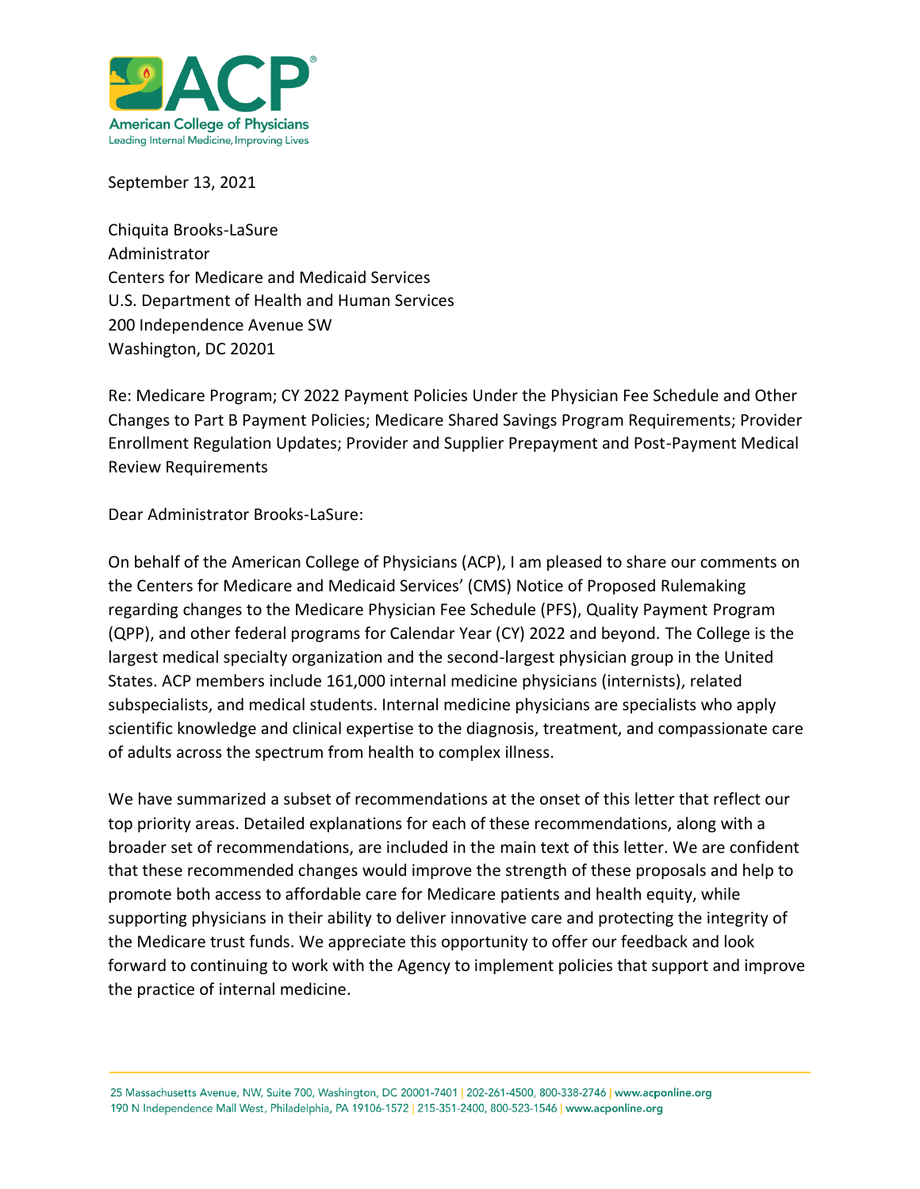**American College of Physicians**
Leading Internal Medicine, Improving Lives

September 13, 2021

Chiquita Brooks-LaSure
Administrator
Centers for Medicare and Medicaid Services
U.S. Department of Health and Human Services
200 Independence Avenue SW
Washington, DC 20201

Re: Medicare Program; CY 2022 Payment Policies Under the Physician Fee Schedule and Other Changes to Part B Payment Policies; Medicare Shared Savings Program Requirements; Provider Enrollment Regulation Updates; Provider and Supplier Prepayment and Post-Payment Medical Review Requirements

Dear Administrator Brooks-LaSure:

On behalf of the American College of Physicians (ACP), I am pleased to share our comments on the Centers for Medicare and Medicaid Services' (CMS) Notice of Proposed Rulemaking regarding changes to the Medicare Physician Fee Schedule (PFS), Quality Payment Program (QPP), and other federal programs for Calendar Year (CY) 2022 and beyond. The College is the largest medical specialty organization and the second-largest physician group in the United States. ACP members include 161,000 internal medicine physicians (internists), related subspecialists, and medical students. Internal medicine physicians are specialists who apply scientific knowledge and clinical expertise to the diagnosis, treatment, and compassionate care of adults across the spectrum from health to complex illness.

We have summarized a subset of recommendations at the onset of this letter that reflect our top priority areas. Detailed explanations for each of these recommendations, along with a broader set of recommendations, are included in the main text of this letter. We are confident that these recommended changes would improve the strength of these proposals and help to promote both access to affordable care for Medicare patients and health equity, while supporting physicians in their ability to deliver innovative care and protecting the integrity of the Medicare trust funds. We appreciate this opportunity to offer our feedback and look forward to continuing to work with the Agency to implement policies that support and improve the practice of internal medicine.

25 Massachusetts Avenue, NW, Suite 700, Washington, DC 20001-7401 | 202-261-4500, 800-338-2746 | www.acponline.org
190 N Independence Mall West, Philadelphia, PA 19106-1572 | 215-351-2400, 800-523-1546 | www.acponline.org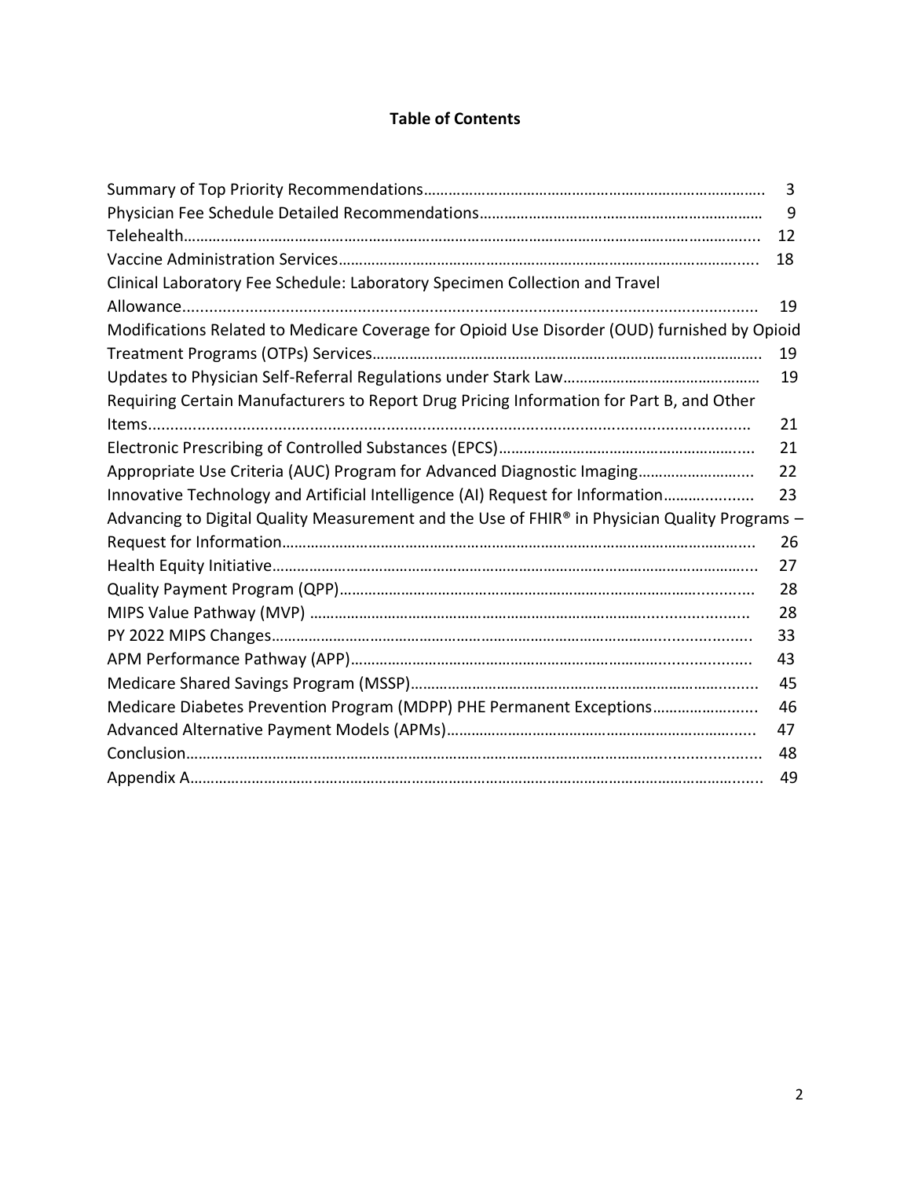**Table of Contents**

| | |
|---|---|
| Summary of Top Priority Recommendations | 3 |
| Physician Fee Schedule Detailed Recommendations | 9 |
| Telehealth | 12 |
| Vaccine Administration Services | 18 |
| Clinical Laboratory Fee Schedule: Laboratory Specimen Collection and Travel Allowance | 19 |
| Modifications Related to Medicare Coverage for Opioid Use Disorder (OUD) furnished by Opioid Treatment Programs (OTPs) Services | 19 |
| Updates to Physician Self-Referral Regulations under Stark Law | 19 |
| Requiring Certain Manufacturers to Report Drug Pricing Information for Part B, and Other Items | 21 |
| Electronic Prescribing of Controlled Substances (EPCS) | 21 |
| Appropriate Use Criteria (AUC) Program for Advanced Diagnostic Imaging | 22 |
| Innovative Technology and Artificial Intelligence (AI) Request for Information | 23 |
| Advancing to Digital Quality Measurement and the Use of FHIR® in Physician Quality Programs – Request for Information | 26 |
| Health Equity Initiative | 27 |
| Quality Payment Program (QPP) | 28 |
| MIPS Value Pathway (MVP) | 28 |
| PY 2022 MIPS Changes | 33 |
| APM Performance Pathway (APP) | 43 |
| Medicare Shared Savings Program (MSSP) | 45 |
| Medicare Diabetes Prevention Program (MDPP) PHE Permanent Exceptions | 46 |
| Advanced Alternative Payment Models (APMs) | 47 |
| Conclusion | 48 |
| Appendix A | 49 |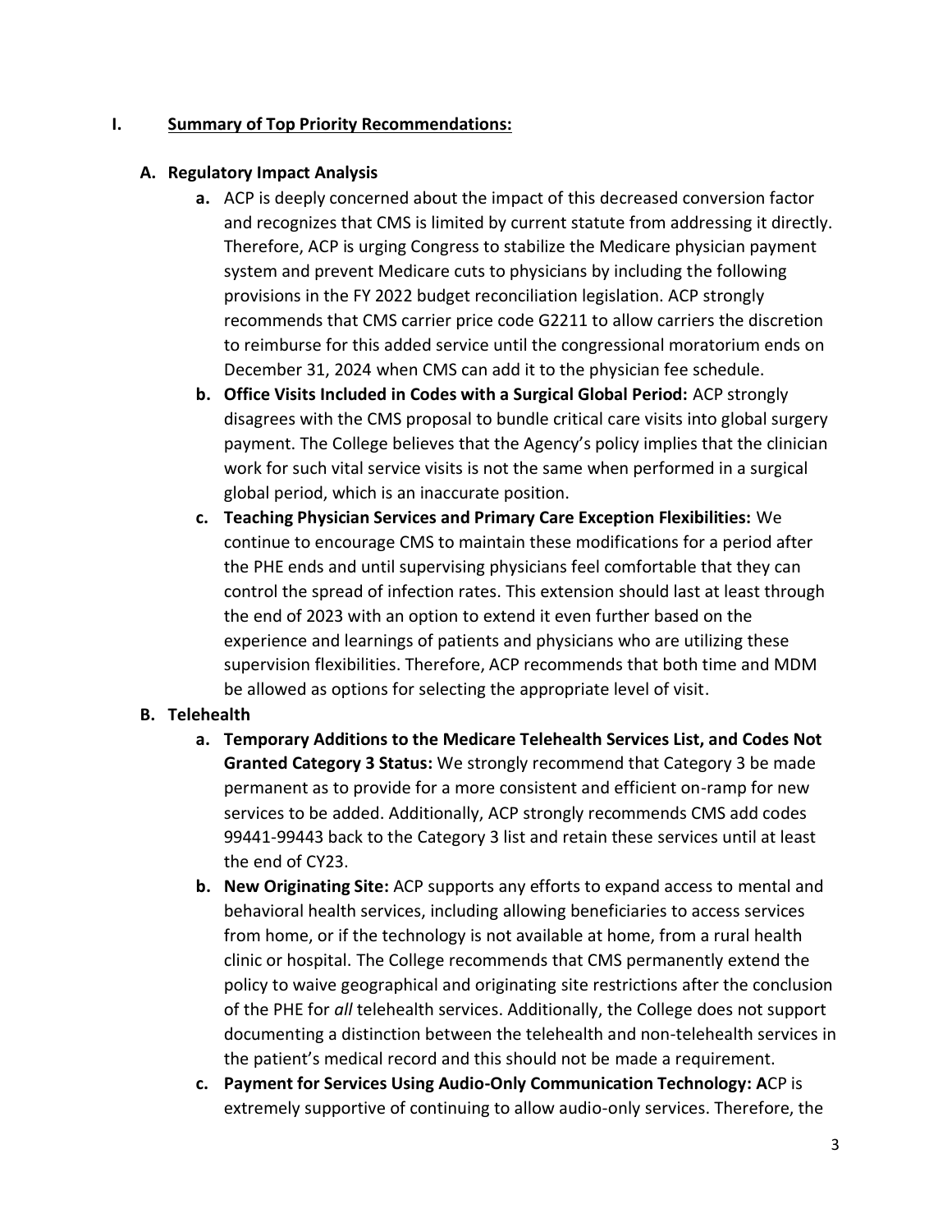## I. Summary of Top Priority Recommendations:

### A. Regulatory Impact Analysis

a. ACP is deeply concerned about the impact of this decreased conversion factor and recognizes that CMS is limited by current statute from addressing it directly. Therefore, ACP is urging Congress to stabilize the Medicare physician payment system and prevent Medicare cuts to physicians by including the following provisions in the FY 2022 budget reconciliation legislation. ACP strongly recommends that CMS carrier price code G2211 to allow carriers the discretion to reimburse for this added service until the congressional moratorium ends on December 31, 2024 when CMS can add it to the physician fee schedule.

b. **Office Visits Included in Codes with a Surgical Global Period:** ACP strongly disagrees with the CMS proposal to bundle critical care visits into global surgery payment. The College believes that the Agency's policy implies that the clinician work for such vital service visits is not the same when performed in a surgical global period, which is an inaccurate position.

c. **Teaching Physician Services and Primary Care Exception Flexibilities:** We continue to encourage CMS to maintain these modifications for a period after the PHE ends and until supervising physicians feel comfortable that they can control the spread of infection rates. This extension should last at least through the end of 2023 with an option to extend it even further based on the experience and learnings of patients and physicians who are utilizing these supervision flexibilities. Therefore, ACP recommends that both time and MDM be allowed as options for selecting the appropriate level of visit.

### B. Telehealth

a. **Temporary Additions to the Medicare Telehealth Services List, and Codes Not Granted Category 3 Status:** We strongly recommend that Category 3 be made permanent as to provide for a more consistent and efficient on-ramp for new services to be added. Additionally, ACP strongly recommends CMS add codes 99441-99443 back to the Category 3 list and retain these services until at least the end of CY23.

b. **New Originating Site:** ACP supports any efforts to expand access to mental and behavioral health services, including allowing beneficiaries to access services from home, or if the technology is not available at home, from a rural health clinic or hospital. The College recommends that CMS permanently extend the policy to waive geographical and originating site restrictions after the conclusion of the PHE for *all* telehealth services. Additionally, the College does not support documenting a distinction between the telehealth and non-telehealth services in the patient's medical record and this should not be made a requirement.

c. **Payment for Services Using Audio-Only Communication Technology: A**CP is extremely supportive of continuing to allow audio-only services. Therefore, the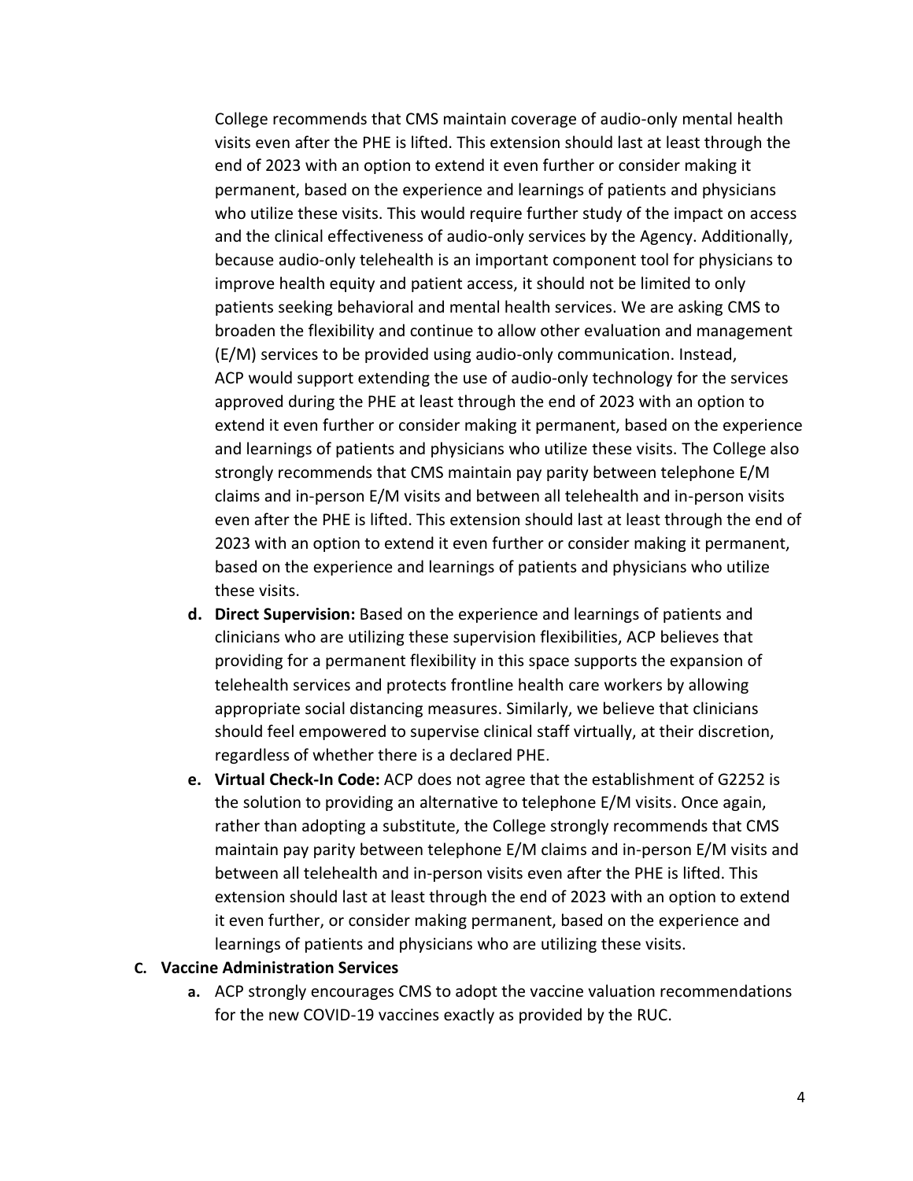College recommends that CMS maintain coverage of audio-only mental health visits even after the PHE is lifted. This extension should last at least through the end of 2023 with an option to extend it even further or consider making it permanent, based on the experience and learnings of patients and physicians who utilize these visits. This would require further study of the impact on access and the clinical effectiveness of audio-only services by the Agency. Additionally, because audio-only telehealth is an important component tool for physicians to improve health equity and patient access, it should not be limited to only patients seeking behavioral and mental health services. We are asking CMS to broaden the flexibility and continue to allow other evaluation and management (E/M) services to be provided using audio-only communication. Instead, ACP would support extending the use of audio-only technology for the services approved during the PHE at least through the end of 2023 with an option to extend it even further or consider making it permanent, based on the experience and learnings of patients and physicians who utilize these visits. The College also strongly recommends that CMS maintain pay parity between telephone E/M claims and in-person E/M visits and between all telehealth and in-person visits even after the PHE is lifted. This extension should last at least through the end of 2023 with an option to extend it even further or consider making it permanent, based on the experience and learnings of patients and physicians who utilize these visits.

d. **Direct Supervision:** Based on the experience and learnings of patients and clinicians who are utilizing these supervision flexibilities, ACP believes that providing for a permanent flexibility in this space supports the expansion of telehealth services and protects frontline health care workers by allowing appropriate social distancing measures. Similarly, we believe that clinicians should feel empowered to supervise clinical staff virtually, at their discretion, regardless of whether there is a declared PHE.

e. **Virtual Check-In Code:** ACP does not agree that the establishment of G2252 is the solution to providing an alternative to telephone E/M visits. Once again, rather than adopting a substitute, the College strongly recommends that CMS maintain pay parity between telephone E/M claims and in-person E/M visits and between all telehealth and in-person visits even after the PHE is lifted. This extension should last at least through the end of 2023 with an option to extend it even further, or consider making permanent, based on the experience and learnings of patients and physicians who are utilizing these visits.

**C. Vaccine Administration Services**

a. ACP strongly encourages CMS to adopt the vaccine valuation recommendations for the new COVID-19 vaccines exactly as provided by the RUC.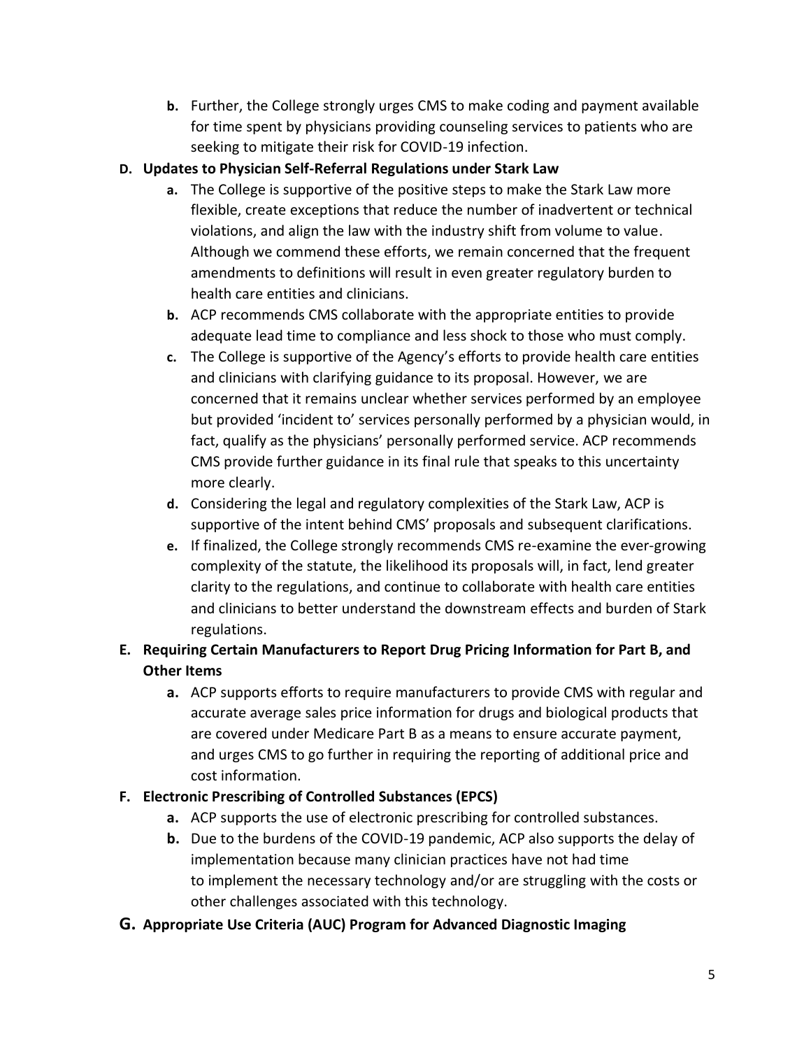- **b.** Further, the College strongly urges CMS to make coding and payment available for time spent by physicians providing counseling services to patients who are seeking to mitigate their risk for COVID-19 infection.

**D. Updates to Physician Self-Referral Regulations under Stark Law**

   - **a.** The College is supportive of the positive steps to make the Stark Law more flexible, create exceptions that reduce the number of inadvertent or technical violations, and align the law with the industry shift from volume to value. Although we commend these efforts, we remain concerned that the frequent amendments to definitions will result in even greater regulatory burden to health care entities and clinicians.
   - **b.** ACP recommends CMS collaborate with the appropriate entities to provide adequate lead time to compliance and less shock to those who must comply.
   - **c.** The College is supportive of the Agency's efforts to provide health care entities and clinicians with clarifying guidance to its proposal. However, we are concerned that it remains unclear whether services performed by an employee but provided 'incident to' services personally performed by a physician would, in fact, qualify as the physicians' personally performed service. ACP recommends CMS provide further guidance in its final rule that speaks to this uncertainty more clearly.
   - **d.** Considering the legal and regulatory complexities of the Stark Law, ACP is supportive of the intent behind CMS' proposals and subsequent clarifications.
   - **e.** If finalized, the College strongly recommends CMS re-examine the ever-growing complexity of the statute, the likelihood its proposals will, in fact, lend greater clarity to the regulations, and continue to collaborate with health care entities and clinicians to better understand the downstream effects and burden of Stark regulations.

**E. Requiring Certain Manufacturers to Report Drug Pricing Information for Part B, and Other Items**

   - **a.** ACP supports efforts to require manufacturers to provide CMS with regular and accurate average sales price information for drugs and biological products that are covered under Medicare Part B as a means to ensure accurate payment, and urges CMS to go further in requiring the reporting of additional price and cost information.

**F. Electronic Prescribing of Controlled Substances (EPCS)**

   - **a.** ACP supports the use of electronic prescribing for controlled substances.
   - **b.** Due to the burdens of the COVID-19 pandemic, ACP also supports the delay of implementation because many clinician practices have not had time to implement the necessary technology and/or are struggling with the costs or other challenges associated with this technology.

**G. Appropriate Use Criteria (AUC) Program for Advanced Diagnostic Imaging**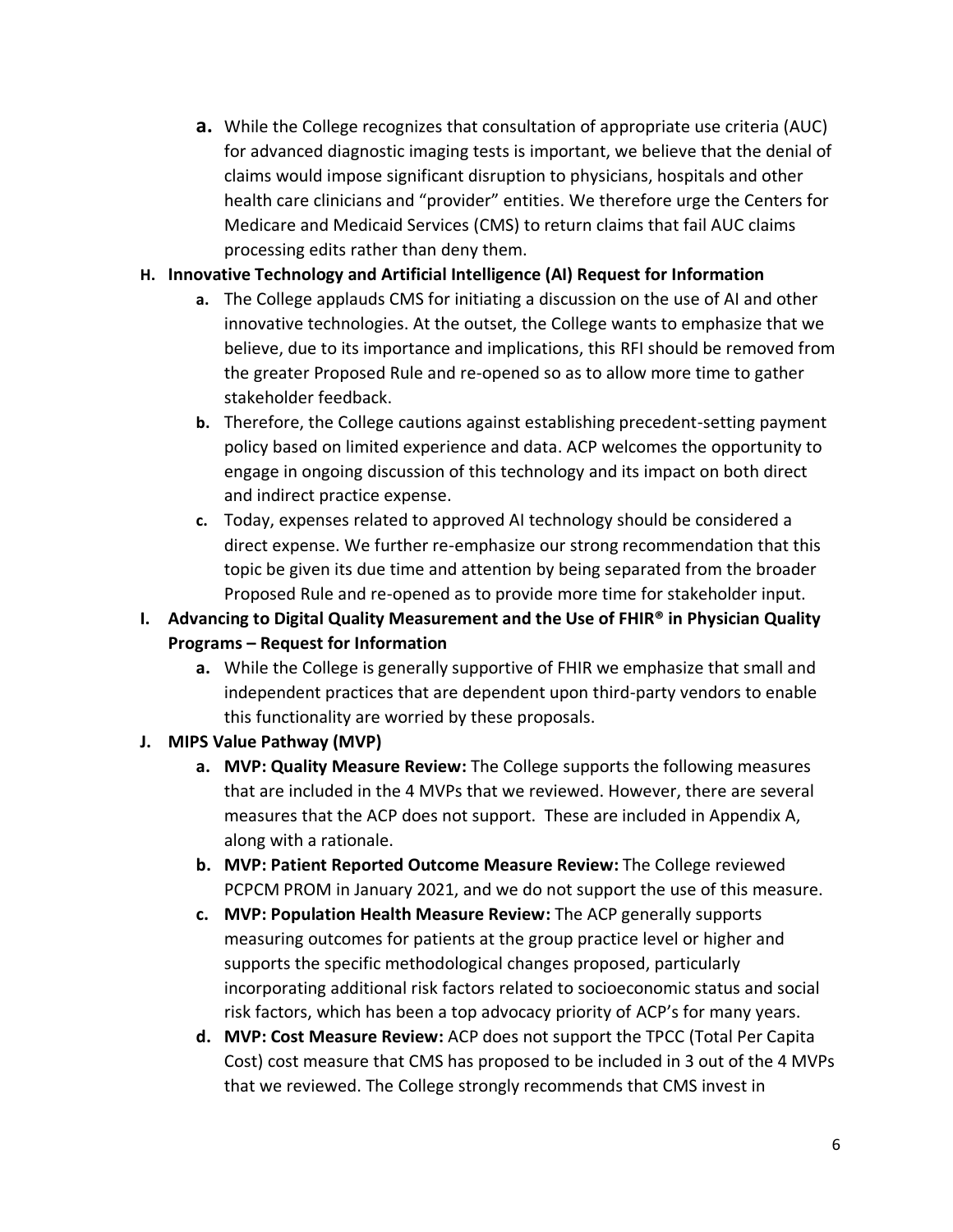a. While the College recognizes that consultation of appropriate use criteria (AUC) for advanced diagnostic imaging tests is important, we believe that the denial of claims would impose significant disruption to physicians, hospitals and other health care clinicians and "provider" entities. We therefore urge the Centers for Medicare and Medicaid Services (CMS) to return claims that fail AUC claims processing edits rather than deny them.

**H. Innovative Technology and Artificial Intelligence (AI) Request for Information**

   a. The College applauds CMS for initiating a discussion on the use of AI and other innovative technologies. At the outset, the College wants to emphasize that we believe, due to its importance and implications, this RFI should be removed from the greater Proposed Rule and re-opened so as to allow more time to gather stakeholder feedback.
   b. Therefore, the College cautions against establishing precedent-setting payment policy based on limited experience and data. ACP welcomes the opportunity to engage in ongoing discussion of this technology and its impact on both direct and indirect practice expense.
   c. Today, expenses related to approved AI technology should be considered a direct expense. We further re-emphasize our strong recommendation that this topic be given its due time and attention by being separated from the broader Proposed Rule and re-opened as to provide more time for stakeholder input.

**I. Advancing to Digital Quality Measurement and the Use of FHIR® in Physician Quality Programs – Request for Information**

   a. While the College is generally supportive of FHIR we emphasize that small and independent practices that are dependent upon third-party vendors to enable this functionality are worried by these proposals.

**J. MIPS Value Pathway (MVP)**

   a. **MVP: Quality Measure Review:** The College supports the following measures that are included in the 4 MVPs that we reviewed. However, there are several measures that the ACP does not support. These are included in Appendix A, along with a rationale.
   b. **MVP: Patient Reported Outcome Measure Review:** The College reviewed PCPCM PROM in January 2021, and we do not support the use of this measure.
   c. **MVP: Population Health Measure Review:** The ACP generally supports measuring outcomes for patients at the group practice level or higher and supports the specific methodological changes proposed, particularly incorporating additional risk factors related to socioeconomic status and social risk factors, which has been a top advocacy priority of ACP's for many years.
   d. **MVP: Cost Measure Review:** ACP does not support the TPCC (Total Per Capita Cost) cost measure that CMS has proposed to be included in 3 out of the 4 MVPs that we reviewed. The College strongly recommends that CMS invest in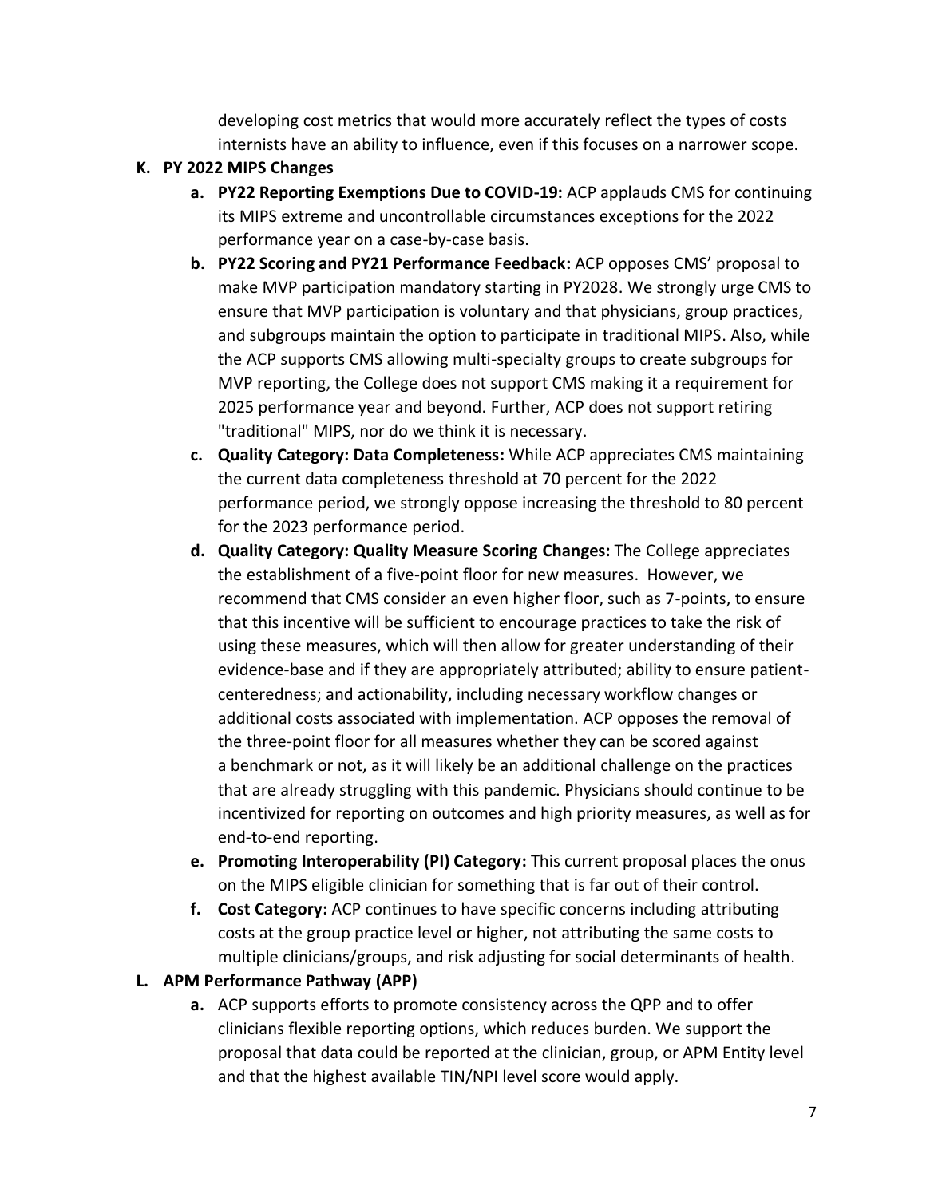developing cost metrics that would more accurately reflect the types of costs internists have an ability to influence, even if this focuses on a narrower scope.

**K. PY 2022 MIPS Changes**

   a. **PY22 Reporting Exemptions Due to COVID-19:** ACP applauds CMS for continuing its MIPS extreme and uncontrollable circumstances exceptions for the 2022 performance year on a case-by-case basis.

   b. **PY22 Scoring and PY21 Performance Feedback:** ACP opposes CMS' proposal to make MVP participation mandatory starting in PY2028. We strongly urge CMS to ensure that MVP participation is voluntary and that physicians, group practices, and subgroups maintain the option to participate in traditional MIPS. Also, while the ACP supports CMS allowing multi-specialty groups to create subgroups for MVP reporting, the College does not support CMS making it a requirement for 2025 performance year and beyond. Further, ACP does not support retiring "traditional" MIPS, nor do we think it is necessary.

   c. **Quality Category: Data Completeness:** While ACP appreciates CMS maintaining the current data completeness threshold at 70 percent for the 2022 performance period, we strongly oppose increasing the threshold to 80 percent for the 2023 performance period.

   d. **Quality Category: Quality Measure Scoring Changes:** The College appreciates the establishment of a five-point floor for new measures. However, we recommend that CMS consider an even higher floor, such as 7-points, to ensure that this incentive will be sufficient to encourage practices to take the risk of using these measures, which will then allow for greater understanding of their evidence-base and if they are appropriately attributed; ability to ensure patient-centeredness; and actionability, including necessary workflow changes or additional costs associated with implementation. ACP opposes the removal of the three-point floor for all measures whether they can be scored against a benchmark or not, as it will likely be an additional challenge on the practices that are already struggling with this pandemic. Physicians should continue to be incentivized for reporting on outcomes and high priority measures, as well as for end-to-end reporting.

   e. **Promoting Interoperability (PI) Category:** This current proposal places the onus on the MIPS eligible clinician for something that is far out of their control.

   f. **Cost Category:** ACP continues to have specific concerns including attributing costs at the group practice level or higher, not attributing the same costs to multiple clinicians/groups, and risk adjusting for social determinants of health.

**L. APM Performance Pathway (APP)**

   a. ACP supports efforts to promote consistency across the QPP and to offer clinicians flexible reporting options, which reduces burden. We support the proposal that data could be reported at the clinician, group, or APM Entity level and that the highest available TIN/NPI level score would apply.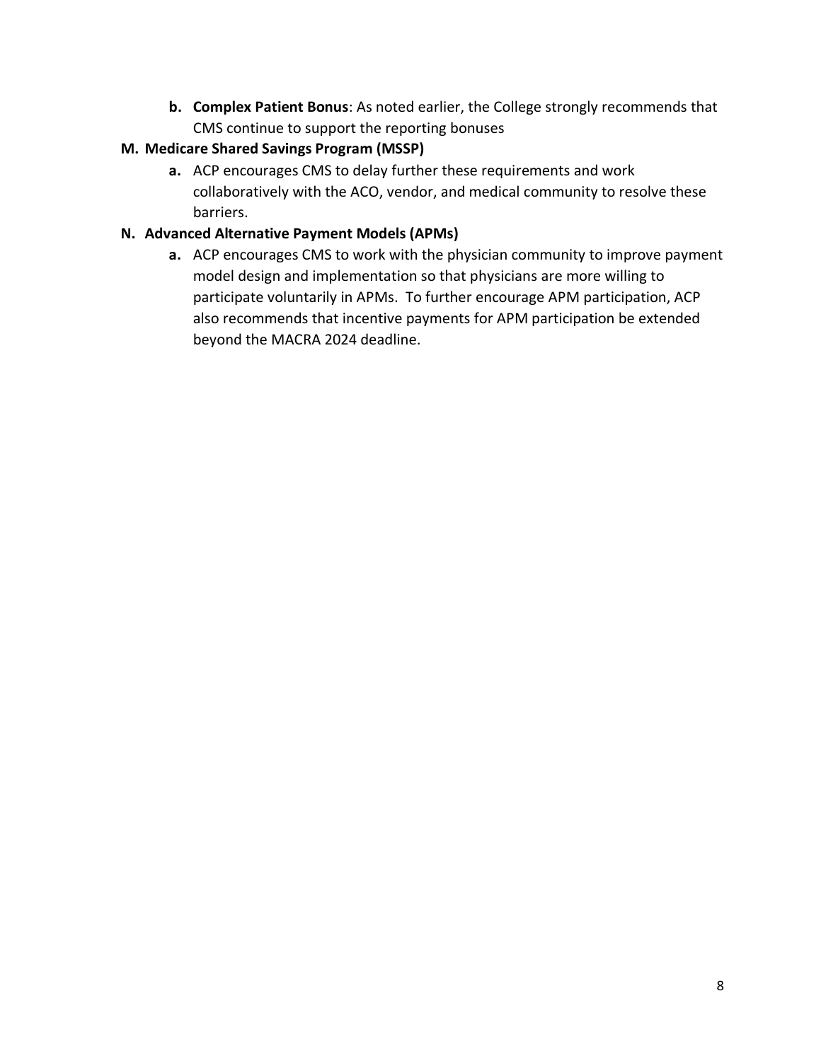b. **Complex Patient Bonus**: As noted earlier, the College strongly recommends that CMS continue to support the reporting bonuses

**M. Medicare Shared Savings Program (MSSP)**

a. ACP encourages CMS to delay further these requirements and work collaboratively with the ACO, vendor, and medical community to resolve these barriers.

**N. Advanced Alternative Payment Models (APMs)**

a. ACP encourages CMS to work with the physician community to improve payment model design and implementation so that physicians are more willing to participate voluntarily in APMs. To further encourage APM participation, ACP also recommends that incentive payments for APM participation be extended beyond the MACRA 2024 deadline.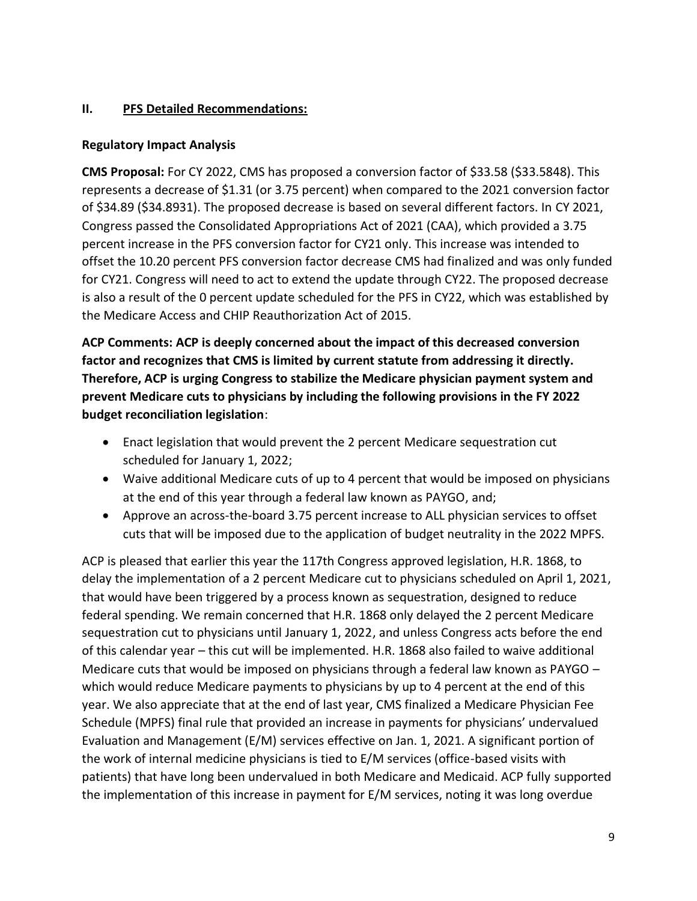## II. PFS Detailed Recommendations:

### Regulatory Impact Analysis

**CMS Proposal:** For CY 2022, CMS has proposed a conversion factor of $33.58 ($33.5848). This represents a decrease of $1.31 (or 3.75 percent) when compared to the 2021 conversion factor of $34.89 ($34.8931). The proposed decrease is based on several different factors. In CY 2021, Congress passed the Consolidated Appropriations Act of 2021 (CAA), which provided a 3.75 percent increase in the PFS conversion factor for CY21 only. This increase was intended to offset the 10.20 percent PFS conversion factor decrease CMS had finalized and was only funded for CY21. Congress will need to act to extend the update through CY22. The proposed decrease is also a result of the 0 percent update scheduled for the PFS in CY22, which was established by the Medicare Access and CHIP Reauthorization Act of 2015.

**ACP Comments: ACP is deeply concerned about the impact of this decreased conversion factor and recognizes that CMS is limited by current statute from addressing it directly. Therefore, ACP is urging Congress to stabilize the Medicare physician payment system and prevent Medicare cuts to physicians by including the following provisions in the FY 2022 budget reconciliation legislation**:

- Enact legislation that would prevent the 2 percent Medicare sequestration cut scheduled for January 1, 2022;
- Waive additional Medicare cuts of up to 4 percent that would be imposed on physicians at the end of this year through a federal law known as PAYGO, and;
- Approve an across-the-board 3.75 percent increase to ALL physician services to offset cuts that will be imposed due to the application of budget neutrality in the 2022 MPFS.

ACP is pleased that earlier this year the 117th Congress approved legislation, H.R. 1868, to delay the implementation of a 2 percent Medicare cut to physicians scheduled on April 1, 2021, that would have been triggered by a process known as sequestration, designed to reduce federal spending. We remain concerned that H.R. 1868 only delayed the 2 percent Medicare sequestration cut to physicians until January 1, 2022, and unless Congress acts before the end of this calendar year – this cut will be implemented. H.R. 1868 also failed to waive additional Medicare cuts that would be imposed on physicians through a federal law known as PAYGO – which would reduce Medicare payments to physicians by up to 4 percent at the end of this year. We also appreciate that at the end of last year, CMS finalized a Medicare Physician Fee Schedule (MPFS) final rule that provided an increase in payments for physicians' undervalued Evaluation and Management (E/M) services effective on Jan. 1, 2021. A significant portion of the work of internal medicine physicians is tied to E/M services (office-based visits with patients) that have long been undervalued in both Medicare and Medicaid. ACP fully supported the implementation of this increase in payment for E/M services, noting it was long overdue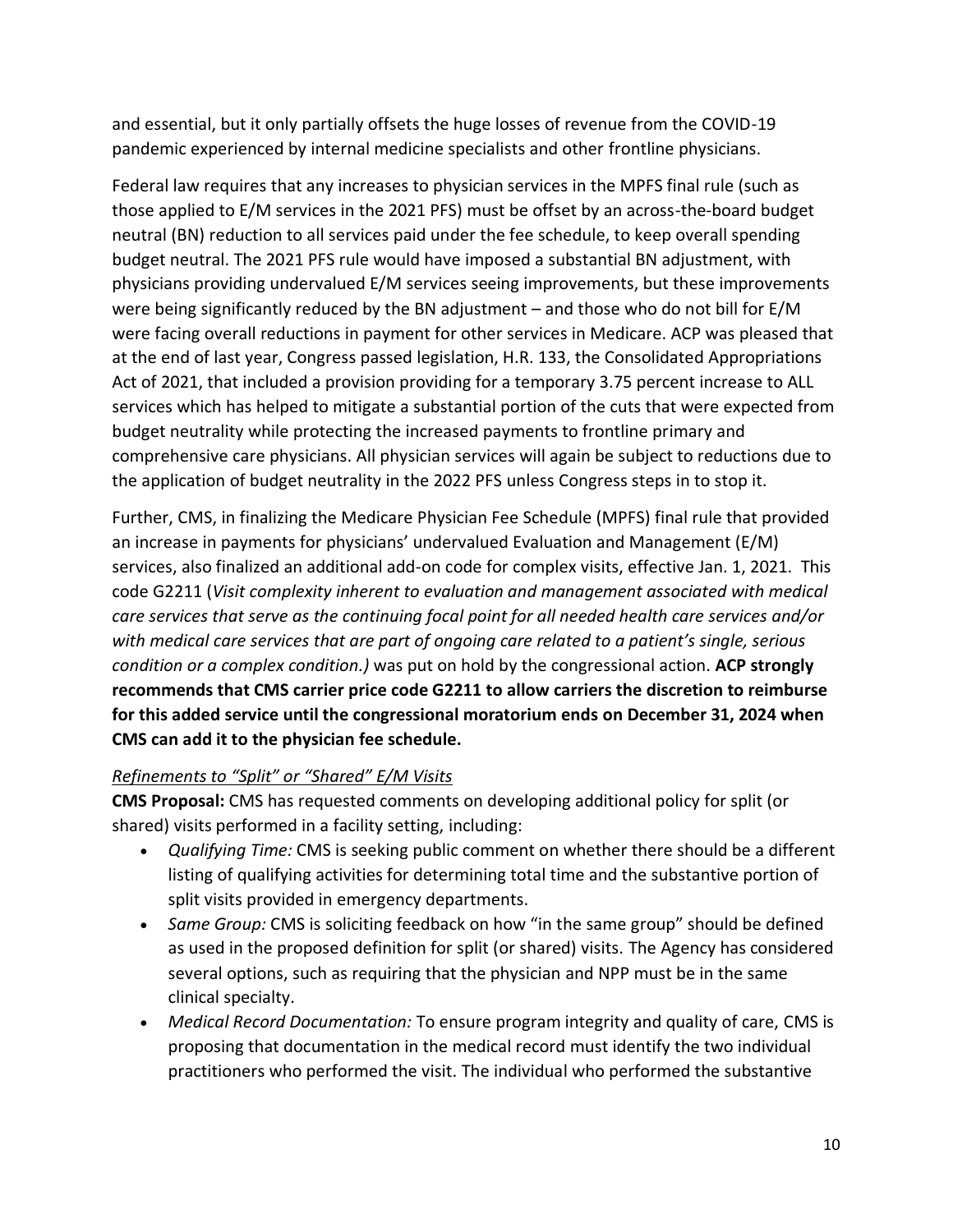and essential, but it only partially offsets the huge losses of revenue from the COVID-19 pandemic experienced by internal medicine specialists and other frontline physicians.

Federal law requires that any increases to physician services in the MPFS final rule (such as those applied to E/M services in the 2021 PFS) must be offset by an across-the-board budget neutral (BN) reduction to all services paid under the fee schedule, to keep overall spending budget neutral. The 2021 PFS rule would have imposed a substantial BN adjustment, with physicians providing undervalued E/M services seeing improvements, but these improvements were being significantly reduced by the BN adjustment – and those who do not bill for E/M were facing overall reductions in payment for other services in Medicare. ACP was pleased that at the end of last year, Congress passed legislation, H.R. 133, the Consolidated Appropriations Act of 2021, that included a provision providing for a temporary 3.75 percent increase to ALL services which has helped to mitigate a substantial portion of the cuts that were expected from budget neutrality while protecting the increased payments to frontline primary and comprehensive care physicians. All physician services will again be subject to reductions due to the application of budget neutrality in the 2022 PFS unless Congress steps in to stop it.

Further, CMS, in finalizing the Medicare Physician Fee Schedule (MPFS) final rule that provided an increase in payments for physicians' undervalued Evaluation and Management (E/M) services, also finalized an additional add-on code for complex visits, effective Jan. 1, 2021. This code G2211 (*Visit complexity inherent to evaluation and management associated with medical care services that serve as the continuing focal point for all needed health care services and/or with medical care services that are part of ongoing care related to a patient's single, serious condition or a complex condition.)* was put on hold by the congressional action. **ACP strongly recommends that CMS carrier price code G2211 to allow carriers the discretion to reimburse for this added service until the congressional moratorium ends on December 31, 2024 when CMS can add it to the physician fee schedule.**

*Refinements to "Split" or "Shared" E/M Visits*

**CMS Proposal:** CMS has requested comments on developing additional policy for split (or shared) visits performed in a facility setting, including:

- *Qualifying Time:* CMS is seeking public comment on whether there should be a different listing of qualifying activities for determining total time and the substantive portion of split visits provided in emergency departments.
- *Same Group:* CMS is soliciting feedback on how "in the same group" should be defined as used in the proposed definition for split (or shared) visits. The Agency has considered several options, such as requiring that the physician and NPP must be in the same clinical specialty.
- *Medical Record Documentation:* To ensure program integrity and quality of care, CMS is proposing that documentation in the medical record must identify the two individual practitioners who performed the visit. The individual who performed the substantive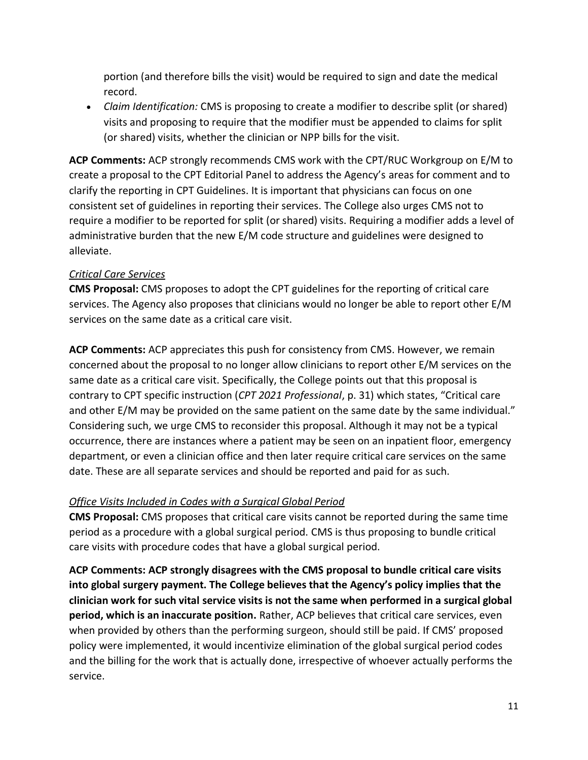portion (and therefore bills the visit) would be required to sign and date the medical record.

- *Claim Identification:* CMS is proposing to create a modifier to describe split (or shared) visits and proposing to require that the modifier must be appended to claims for split (or shared) visits, whether the clinician or NPP bills for the visit.

**ACP Comments:** ACP strongly recommends CMS work with the CPT/RUC Workgroup on E/M to create a proposal to the CPT Editorial Panel to address the Agency's areas for comment and to clarify the reporting in CPT Guidelines. It is important that physicians can focus on one consistent set of guidelines in reporting their services. The College also urges CMS not to require a modifier to be reported for split (or shared) visits. Requiring a modifier adds a level of administrative burden that the new E/M code structure and guidelines were designed to alleviate.

*Critical Care Services*

**CMS Proposal:** CMS proposes to adopt the CPT guidelines for the reporting of critical care services. The Agency also proposes that clinicians would no longer be able to report other E/M services on the same date as a critical care visit.

**ACP Comments:** ACP appreciates this push for consistency from CMS. However, we remain concerned about the proposal to no longer allow clinicians to report other E/M services on the same date as a critical care visit. Specifically, the College points out that this proposal is contrary to CPT specific instruction (*CPT 2021 Professional*, p. 31) which states, "Critical care and other E/M may be provided on the same patient on the same date by the same individual." Considering such, we urge CMS to reconsider this proposal. Although it may not be a typical occurrence, there are instances where a patient may be seen on an inpatient floor, emergency department, or even a clinician office and then later require critical care services on the same date. These are all separate services and should be reported and paid for as such.

*Office Visits Included in Codes with a Surgical Global Period*

**CMS Proposal:** CMS proposes that critical care visits cannot be reported during the same time period as a procedure with a global surgical period. CMS is thus proposing to bundle critical care visits with procedure codes that have a global surgical period.

**ACP Comments: ACP strongly disagrees with the CMS proposal to bundle critical care visits into global surgery payment. The College believes that the Agency's policy implies that the clinician work for such vital service visits is not the same when performed in a surgical global period, which is an inaccurate position.** Rather, ACP believes that critical care services, even when provided by others than the performing surgeon, should still be paid. If CMS' proposed policy were implemented, it would incentivize elimination of the global surgical period codes and the billing for the work that is actually done, irrespective of whoever actually performs the service.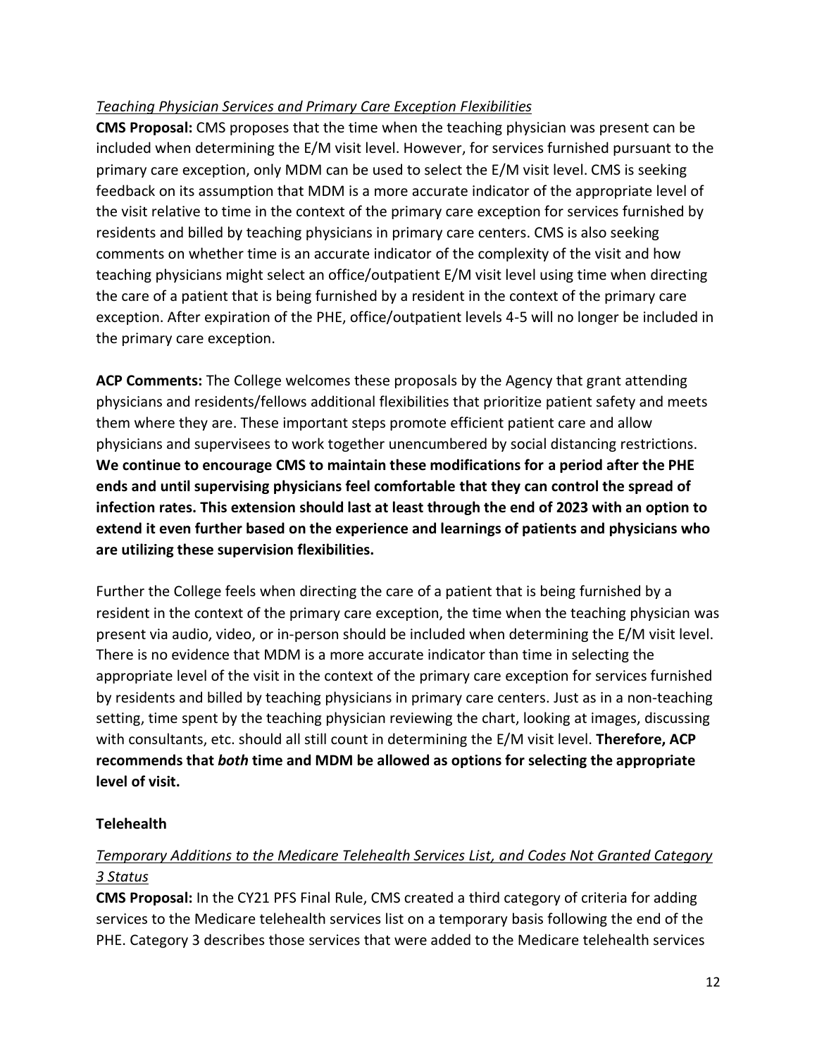*Teaching Physician Services and Primary Care Exception Flexibilities*

**CMS Proposal:** CMS proposes that the time when the teaching physician was present can be included when determining the E/M visit level. However, for services furnished pursuant to the primary care exception, only MDM can be used to select the E/M visit level. CMS is seeking feedback on its assumption that MDM is a more accurate indicator of the appropriate level of the visit relative to time in the context of the primary care exception for services furnished by residents and billed by teaching physicians in primary care centers. CMS is also seeking comments on whether time is an accurate indicator of the complexity of the visit and how teaching physicians might select an office/outpatient E/M visit level using time when directing the care of a patient that is being furnished by a resident in the context of the primary care exception. After expiration of the PHE, office/outpatient levels 4-5 will no longer be included in the primary care exception.

**ACP Comments:** The College welcomes these proposals by the Agency that grant attending physicians and residents/fellows additional flexibilities that prioritize patient safety and meets them where they are. These important steps promote efficient patient care and allow physicians and supervisees to work together unencumbered by social distancing restrictions. **We continue to encourage CMS to maintain these modifications for a period after the PHE ends and until supervising physicians feel comfortable that they can control the spread of infection rates. This extension should last at least through the end of 2023 with an option to extend it even further based on the experience and learnings of patients and physicians who are utilizing these supervision flexibilities.**

Further the College feels when directing the care of a patient that is being furnished by a resident in the context of the primary care exception, the time when the teaching physician was present via audio, video, or in-person should be included when determining the E/M visit level. There is no evidence that MDM is a more accurate indicator than time in selecting the appropriate level of the visit in the context of the primary care exception for services furnished by residents and billed by teaching physicians in primary care centers. Just as in a non-teaching setting, time spent by the teaching physician reviewing the chart, looking at images, discussing with consultants, etc. should all still count in determining the E/M visit level. **Therefore, ACP recommends that *both* time and MDM be allowed as options for selecting the appropriate level of visit.**

**Telehealth**

*Temporary Additions to the Medicare Telehealth Services List, and Codes Not Granted Category 3 Status*

**CMS Proposal:** In the CY21 PFS Final Rule, CMS created a third category of criteria for adding services to the Medicare telehealth services list on a temporary basis following the end of the PHE. Category 3 describes those services that were added to the Medicare telehealth services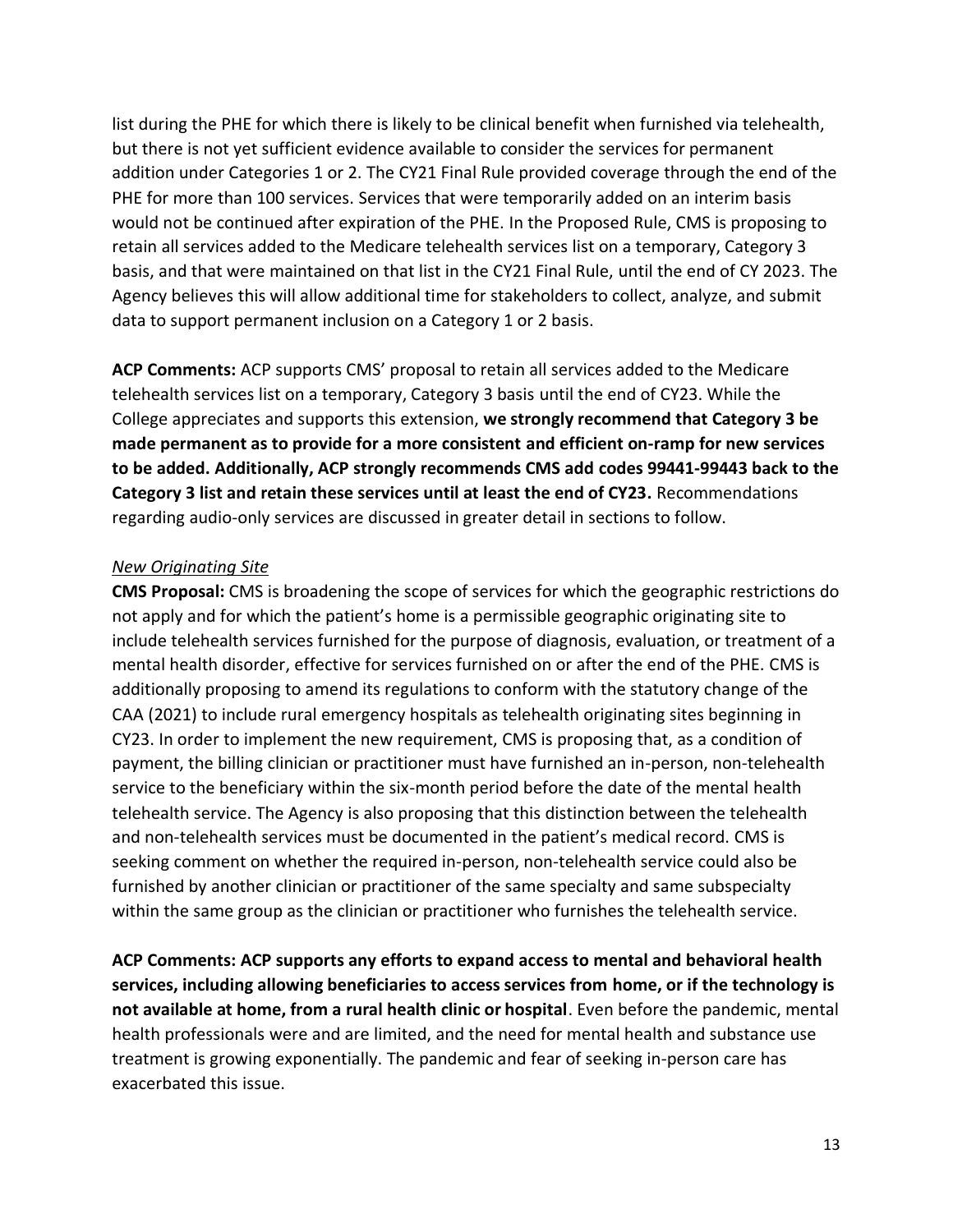list during the PHE for which there is likely to be clinical benefit when furnished via telehealth, but there is not yet sufficient evidence available to consider the services for permanent addition under Categories 1 or 2. The CY21 Final Rule provided coverage through the end of the PHE for more than 100 services. Services that were temporarily added on an interim basis would not be continued after expiration of the PHE. In the Proposed Rule, CMS is proposing to retain all services added to the Medicare telehealth services list on a temporary, Category 3 basis, and that were maintained on that list in the CY21 Final Rule, until the end of CY 2023. The Agency believes this will allow additional time for stakeholders to collect, analyze, and submit data to support permanent inclusion on a Category 1 or 2 basis.

**ACP Comments:** ACP supports CMS' proposal to retain all services added to the Medicare telehealth services list on a temporary, Category 3 basis until the end of CY23. While the College appreciates and supports this extension, **we strongly recommend that Category 3 be made permanent as to provide for a more consistent and efficient on-ramp for new services to be added. Additionally, ACP strongly recommends CMS add codes 99441-99443 back to the Category 3 list and retain these services until at least the end of CY23.** Recommendations regarding audio-only services are discussed in greater detail in sections to follow.

*New Originating Site*

**CMS Proposal:** CMS is broadening the scope of services for which the geographic restrictions do not apply and for which the patient's home is a permissible geographic originating site to include telehealth services furnished for the purpose of diagnosis, evaluation, or treatment of a mental health disorder, effective for services furnished on or after the end of the PHE. CMS is additionally proposing to amend its regulations to conform with the statutory change of the CAA (2021) to include rural emergency hospitals as telehealth originating sites beginning in CY23. In order to implement the new requirement, CMS is proposing that, as a condition of payment, the billing clinician or practitioner must have furnished an in-person, non-telehealth service to the beneficiary within the six-month period before the date of the mental health telehealth service. The Agency is also proposing that this distinction between the telehealth and non-telehealth services must be documented in the patient's medical record. CMS is seeking comment on whether the required in-person, non-telehealth service could also be furnished by another clinician or practitioner of the same specialty and same subspecialty within the same group as the clinician or practitioner who furnishes the telehealth service.

**ACP Comments: ACP supports any efforts to expand access to mental and behavioral health services, including allowing beneficiaries to access services from home, or if the technology is not available at home, from a rural health clinic or hospital**. Even before the pandemic, mental health professionals were and are limited, and the need for mental health and substance use treatment is growing exponentially. The pandemic and fear of seeking in-person care has exacerbated this issue.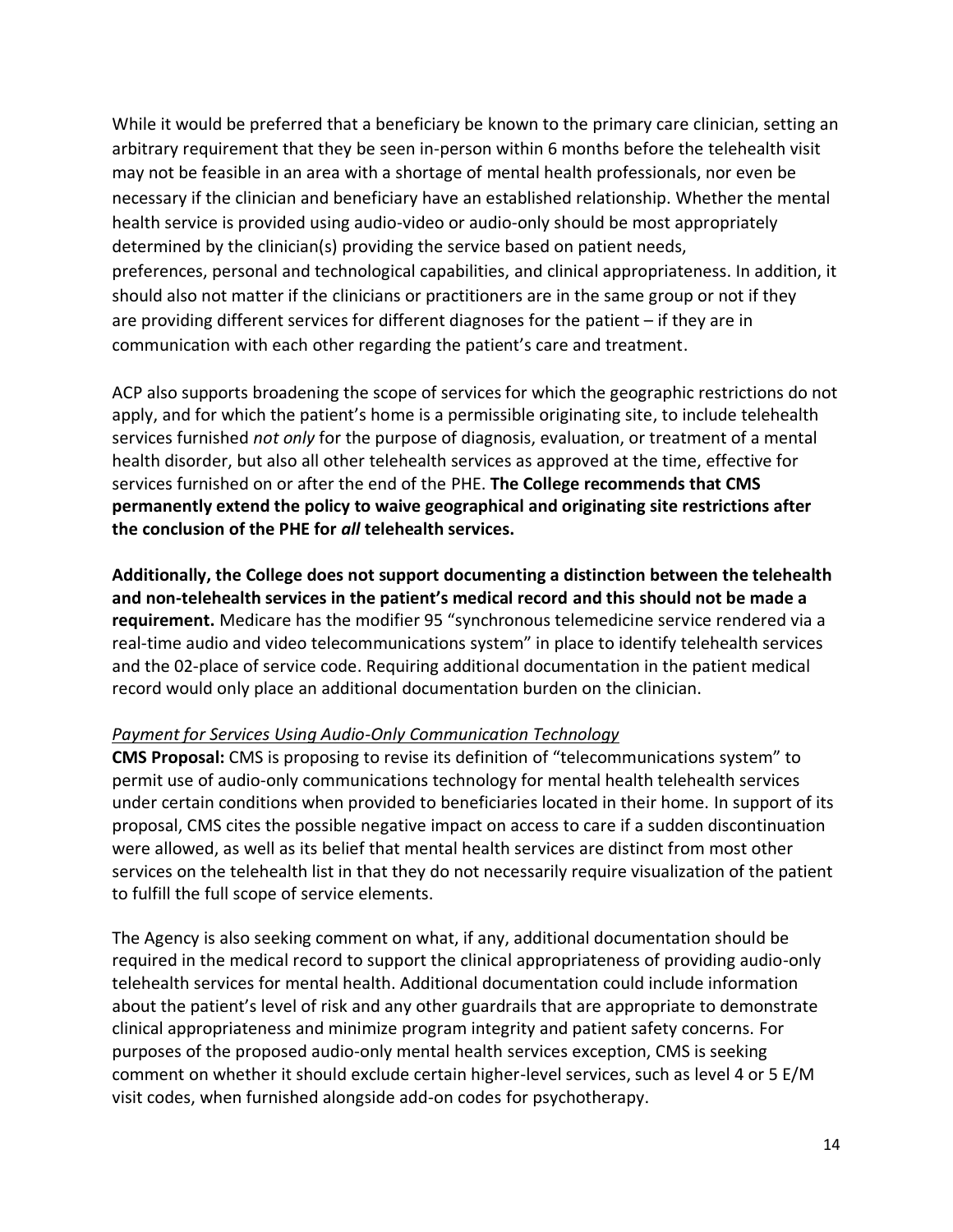While it would be preferred that a beneficiary be known to the primary care clinician, setting an arbitrary requirement that they be seen in-person within 6 months before the telehealth visit may not be feasible in an area with a shortage of mental health professionals, nor even be necessary if the clinician and beneficiary have an established relationship. Whether the mental health service is provided using audio-video or audio-only should be most appropriately determined by the clinician(s) providing the service based on patient needs, preferences, personal and technological capabilities, and clinical appropriateness. In addition, it should also not matter if the clinicians or practitioners are in the same group or not if they are providing different services for different diagnoses for the patient – if they are in communication with each other regarding the patient's care and treatment.

ACP also supports broadening the scope of services for which the geographic restrictions do not apply, and for which the patient's home is a permissible originating site, to include telehealth services furnished *not only* for the purpose of diagnosis, evaluation, or treatment of a mental health disorder, but also all other telehealth services as approved at the time, effective for services furnished on or after the end of the PHE. **The College recommends that CMS permanently extend the policy to waive geographical and originating site restrictions after the conclusion of the PHE for *all* telehealth services.**

**Additionally, the College does not support documenting a distinction between the telehealth and non-telehealth services in the patient's medical record and this should not be made a requirement.** Medicare has the modifier 95 "synchronous telemedicine service rendered via a real-time audio and video telecommunications system" in place to identify telehealth services and the 02-place of service code. Requiring additional documentation in the patient medical record would only place an additional documentation burden on the clinician.

*Payment for Services Using Audio-Only Communication Technology*

**CMS Proposal:** CMS is proposing to revise its definition of "telecommunications system" to permit use of audio-only communications technology for mental health telehealth services under certain conditions when provided to beneficiaries located in their home. In support of its proposal, CMS cites the possible negative impact on access to care if a sudden discontinuation were allowed, as well as its belief that mental health services are distinct from most other services on the telehealth list in that they do not necessarily require visualization of the patient to fulfill the full scope of service elements.

The Agency is also seeking comment on what, if any, additional documentation should be required in the medical record to support the clinical appropriateness of providing audio-only telehealth services for mental health. Additional documentation could include information about the patient's level of risk and any other guardrails that are appropriate to demonstrate clinical appropriateness and minimize program integrity and patient safety concerns. For purposes of the proposed audio-only mental health services exception, CMS is seeking comment on whether it should exclude certain higher-level services, such as level 4 or 5 E/M visit codes, when furnished alongside add-on codes for psychotherapy.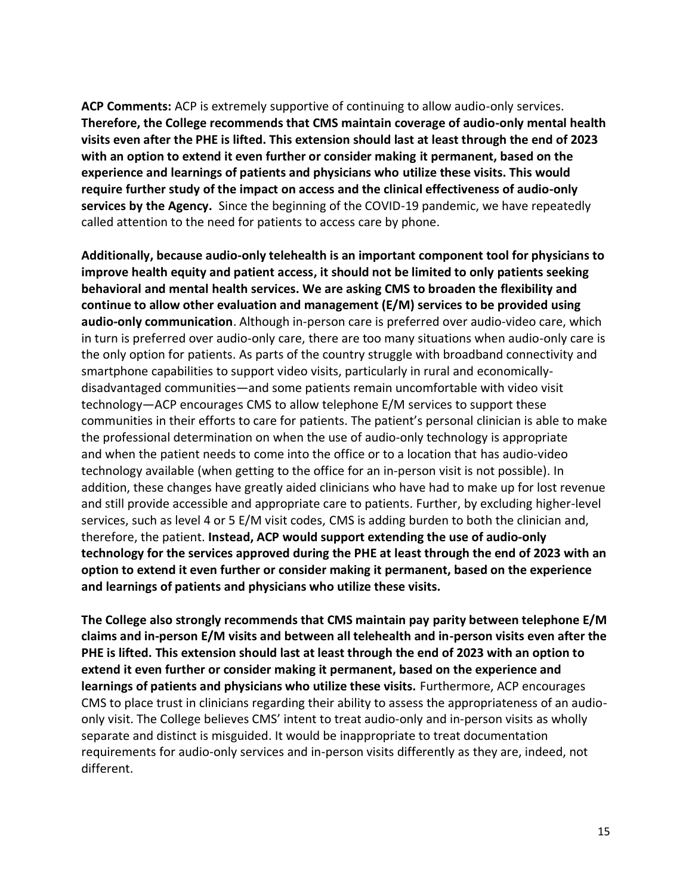**ACP Comments:** ACP is extremely supportive of continuing to allow audio-only services. **Therefore, the College recommends that CMS maintain coverage of audio-only mental health visits even after the PHE is lifted. This extension should last at least through the end of 2023 with an option to extend it even further or consider making it permanent, based on the experience and learnings of patients and physicians who utilize these visits. This would require further study of the impact on access and the clinical effectiveness of audio-only services by the Agency.** Since the beginning of the COVID-19 pandemic, we have repeatedly called attention to the need for patients to access care by phone.

**Additionally, because audio-only telehealth is an important component tool for physicians to improve health equity and patient access, it should not be limited to only patients seeking behavioral and mental health services. We are asking CMS to broaden the flexibility and continue to allow other evaluation and management (E/M) services to be provided using audio-only communication**. Although in-person care is preferred over audio-video care, which in turn is preferred over audio-only care, there are too many situations when audio-only care is the only option for patients. As parts of the country struggle with broadband connectivity and smartphone capabilities to support video visits, particularly in rural and economically-disadvantaged communities—and some patients remain uncomfortable with video visit technology—ACP encourages CMS to allow telephone E/M services to support these communities in their efforts to care for patients. The patient's personal clinician is able to make the professional determination on when the use of audio-only technology is appropriate and when the patient needs to come into the office or to a location that has audio-video technology available (when getting to the office for an in-person visit is not possible). In addition, these changes have greatly aided clinicians who have had to make up for lost revenue and still provide accessible and appropriate care to patients. Further, by excluding higher-level services, such as level 4 or 5 E/M visit codes, CMS is adding burden to both the clinician and, therefore, the patient. **Instead, ACP would support extending the use of audio-only technology for the services approved during the PHE at least through the end of 2023 with an option to extend it even further or consider making it permanent, based on the experience and learnings of patients and physicians who utilize these visits.**

**The College also strongly recommends that CMS maintain pay parity between telephone E/M claims and in-person E/M visits and between all telehealth and in-person visits even after the PHE is lifted. This extension should last at least through the end of 2023 with an option to extend it even further or consider making it permanent, based on the experience and learnings of patients and physicians who utilize these visits.** Furthermore, ACP encourages CMS to place trust in clinicians regarding their ability to assess the appropriateness of an audio-only visit. The College believes CMS' intent to treat audio-only and in-person visits as wholly separate and distinct is misguided. It would be inappropriate to treat documentation requirements for audio-only services and in-person visits differently as they are, indeed, not different.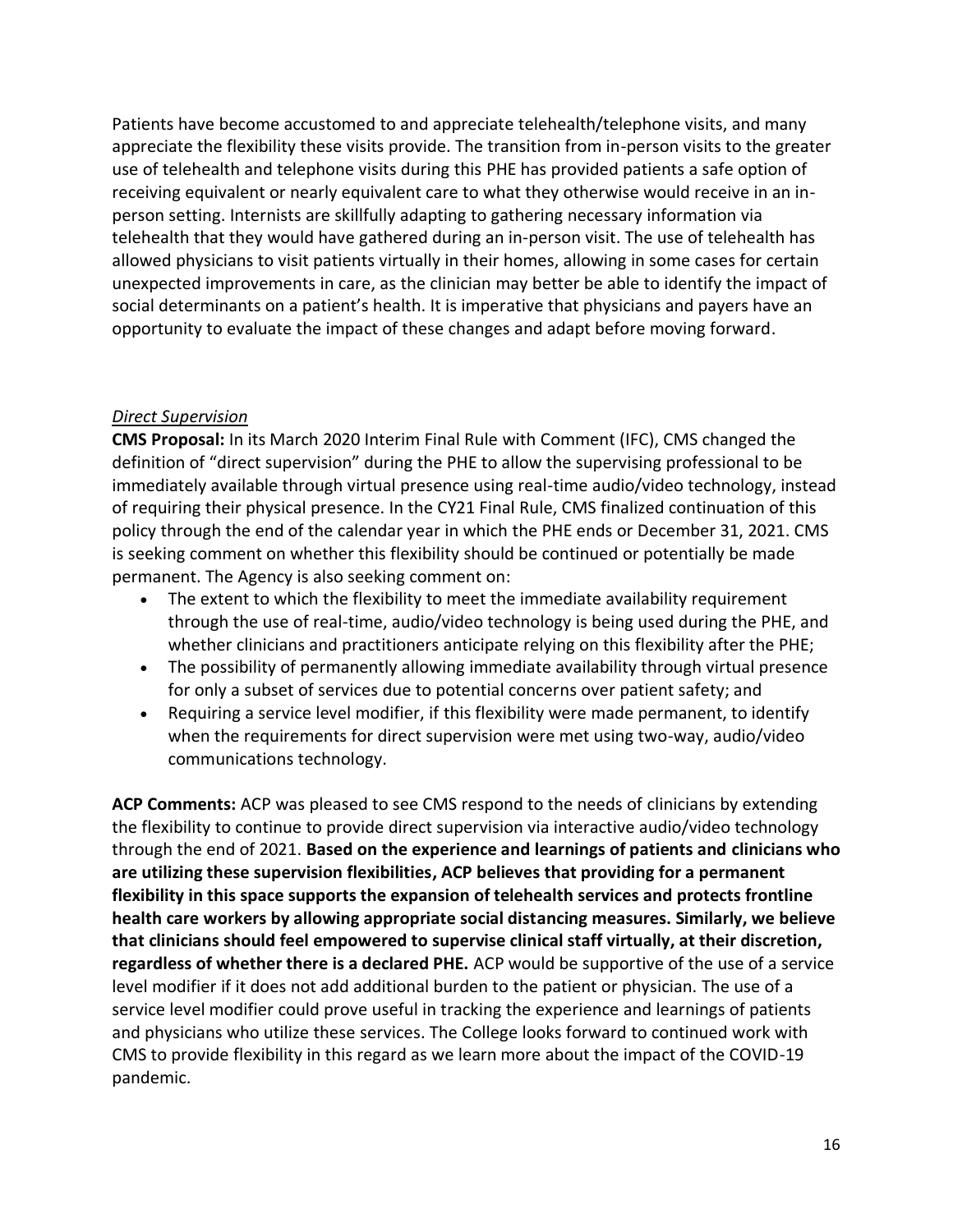Patients have become accustomed to and appreciate telehealth/telephone visits, and many appreciate the flexibility these visits provide. The transition from in-person visits to the greater use of telehealth and telephone visits during this PHE has provided patients a safe option of receiving equivalent or nearly equivalent care to what they otherwise would receive in an in-person setting. Internists are skillfully adapting to gathering necessary information via telehealth that they would have gathered during an in-person visit. The use of telehealth has allowed physicians to visit patients virtually in their homes, allowing in some cases for certain unexpected improvements in care, as the clinician may better be able to identify the impact of social determinants on a patient's health. It is imperative that physicians and payers have an opportunity to evaluate the impact of these changes and adapt before moving forward.

*Direct Supervision*

**CMS Proposal:** In its March 2020 Interim Final Rule with Comment (IFC), CMS changed the definition of "direct supervision" during the PHE to allow the supervising professional to be immediately available through virtual presence using real-time audio/video technology, instead of requiring their physical presence. In the CY21 Final Rule, CMS finalized continuation of this policy through the end of the calendar year in which the PHE ends or December 31, 2021. CMS is seeking comment on whether this flexibility should be continued or potentially be made permanent. The Agency is also seeking comment on:

- The extent to which the flexibility to meet the immediate availability requirement through the use of real-time, audio/video technology is being used during the PHE, and whether clinicians and practitioners anticipate relying on this flexibility after the PHE;
- The possibility of permanently allowing immediate availability through virtual presence for only a subset of services due to potential concerns over patient safety; and
- Requiring a service level modifier, if this flexibility were made permanent, to identify when the requirements for direct supervision were met using two-way, audio/video communications technology.

**ACP Comments:** ACP was pleased to see CMS respond to the needs of clinicians by extending the flexibility to continue to provide direct supervision via interactive audio/video technology through the end of 2021. **Based on the experience and learnings of patients and clinicians who are utilizing these supervision flexibilities, ACP believes that providing for a permanent flexibility in this space supports the expansion of telehealth services and protects frontline health care workers by allowing appropriate social distancing measures. Similarly, we believe that clinicians should feel empowered to supervise clinical staff virtually, at their discretion, regardless of whether there is a declared PHE.** ACP would be supportive of the use of a service level modifier if it does not add additional burden to the patient or physician. The use of a service level modifier could prove useful in tracking the experience and learnings of patients and physicians who utilize these services. The College looks forward to continued work with CMS to provide flexibility in this regard as we learn more about the impact of the COVID-19 pandemic.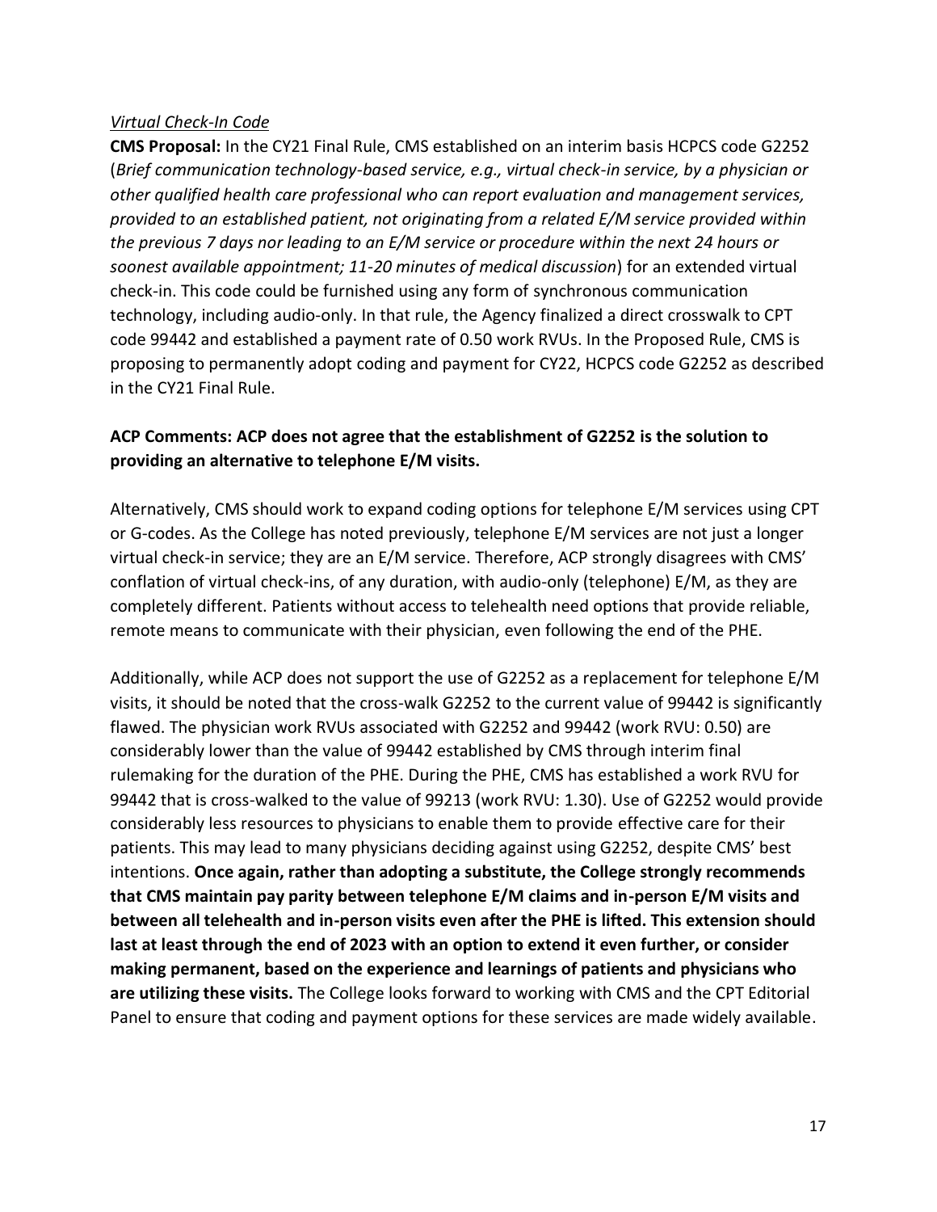*Virtual Check-In Code*

**CMS Proposal:** In the CY21 Final Rule, CMS established on an interim basis HCPCS code G2252 (*Brief communication technology-based service, e.g., virtual check-in service, by a physician or other qualified health care professional who can report evaluation and management services, provided to an established patient, not originating from a related E/M service provided within the previous 7 days nor leading to an E/M service or procedure within the next 24 hours or soonest available appointment; 11-20 minutes of medical discussion*) for an extended virtual check-in. This code could be furnished using any form of synchronous communication technology, including audio-only. In that rule, the Agency finalized a direct crosswalk to CPT code 99442 and established a payment rate of 0.50 work RVUs. In the Proposed Rule, CMS is proposing to permanently adopt coding and payment for CY22, HCPCS code G2252 as described in the CY21 Final Rule.

**ACP Comments: ACP does not agree that the establishment of G2252 is the solution to providing an alternative to telephone E/M visits.**

Alternatively, CMS should work to expand coding options for telephone E/M services using CPT or G-codes. As the College has noted previously, telephone E/M services are not just a longer virtual check-in service; they are an E/M service. Therefore, ACP strongly disagrees with CMS' conflation of virtual check-ins, of any duration, with audio-only (telephone) E/M, as they are completely different. Patients without access to telehealth need options that provide reliable, remote means to communicate with their physician, even following the end of the PHE.

Additionally, while ACP does not support the use of G2252 as a replacement for telephone E/M visits, it should be noted that the cross-walk G2252 to the current value of 99442 is significantly flawed. The physician work RVUs associated with G2252 and 99442 (work RVU: 0.50) are considerably lower than the value of 99442 established by CMS through interim final rulemaking for the duration of the PHE. During the PHE, CMS has established a work RVU for 99442 that is cross-walked to the value of 99213 (work RVU: 1.30). Use of G2252 would provide considerably less resources to physicians to enable them to provide effective care for their patients. This may lead to many physicians deciding against using G2252, despite CMS' best intentions. **Once again, rather than adopting a substitute, the College strongly recommends that CMS maintain pay parity between telephone E/M claims and in-person E/M visits and between all telehealth and in-person visits even after the PHE is lifted. This extension should last at least through the end of 2023 with an option to extend it even further, or consider making permanent, based on the experience and learnings of patients and physicians who are utilizing these visits.** The College looks forward to working with CMS and the CPT Editorial Panel to ensure that coding and payment options for these services are made widely available.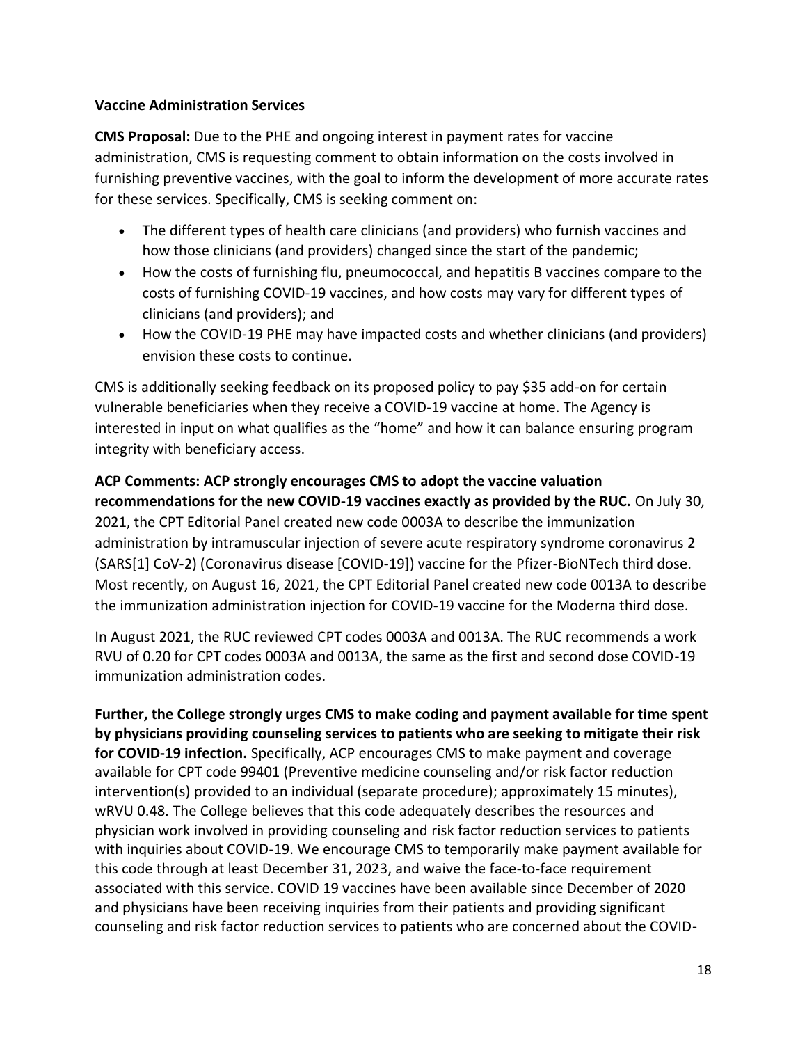**Vaccine Administration Services**

**CMS Proposal:** Due to the PHE and ongoing interest in payment rates for vaccine administration, CMS is requesting comment to obtain information on the costs involved in furnishing preventive vaccines, with the goal to inform the development of more accurate rates for these services. Specifically, CMS is seeking comment on:

- The different types of health care clinicians (and providers) who furnish vaccines and how those clinicians (and providers) changed since the start of the pandemic;
- How the costs of furnishing flu, pneumococcal, and hepatitis B vaccines compare to the costs of furnishing COVID-19 vaccines, and how costs may vary for different types of clinicians (and providers); and
- How the COVID-19 PHE may have impacted costs and whether clinicians (and providers) envision these costs to continue.

CMS is additionally seeking feedback on its proposed policy to pay $35 add-on for certain vulnerable beneficiaries when they receive a COVID-19 vaccine at home. The Agency is interested in input on what qualifies as the "home" and how it can balance ensuring program integrity with beneficiary access.

**ACP Comments: ACP strongly encourages CMS to adopt the vaccine valuation recommendations for the new COVID-19 vaccines exactly as provided by the RUC.** On July 30, 2021, the CPT Editorial Panel created new code 0003A to describe the immunization administration by intramuscular injection of severe acute respiratory syndrome coronavirus 2 (SARS[1] CoV-2) (Coronavirus disease [COVID-19]) vaccine for the Pfizer-BioNTech third dose. Most recently, on August 16, 2021, the CPT Editorial Panel created new code 0013A to describe the immunization administration injection for COVID-19 vaccine for the Moderna third dose.

In August 2021, the RUC reviewed CPT codes 0003A and 0013A. The RUC recommends a work RVU of 0.20 for CPT codes 0003A and 0013A, the same as the first and second dose COVID-19 immunization administration codes.

**Further, the College strongly urges CMS to make coding and payment available for time spent by physicians providing counseling services to patients who are seeking to mitigate their risk for COVID-19 infection.** Specifically, ACP encourages CMS to make payment and coverage available for CPT code 99401 (Preventive medicine counseling and/or risk factor reduction intervention(s) provided to an individual (separate procedure); approximately 15 minutes), wRVU 0.48. The College believes that this code adequately describes the resources and physician work involved in providing counseling and risk factor reduction services to patients with inquiries about COVID-19. We encourage CMS to temporarily make payment available for this code through at least December 31, 2023, and waive the face-to-face requirement associated with this service. COVID 19 vaccines have been available since December of 2020 and physicians have been receiving inquiries from their patients and providing significant counseling and risk factor reduction services to patients who are concerned about the COVID-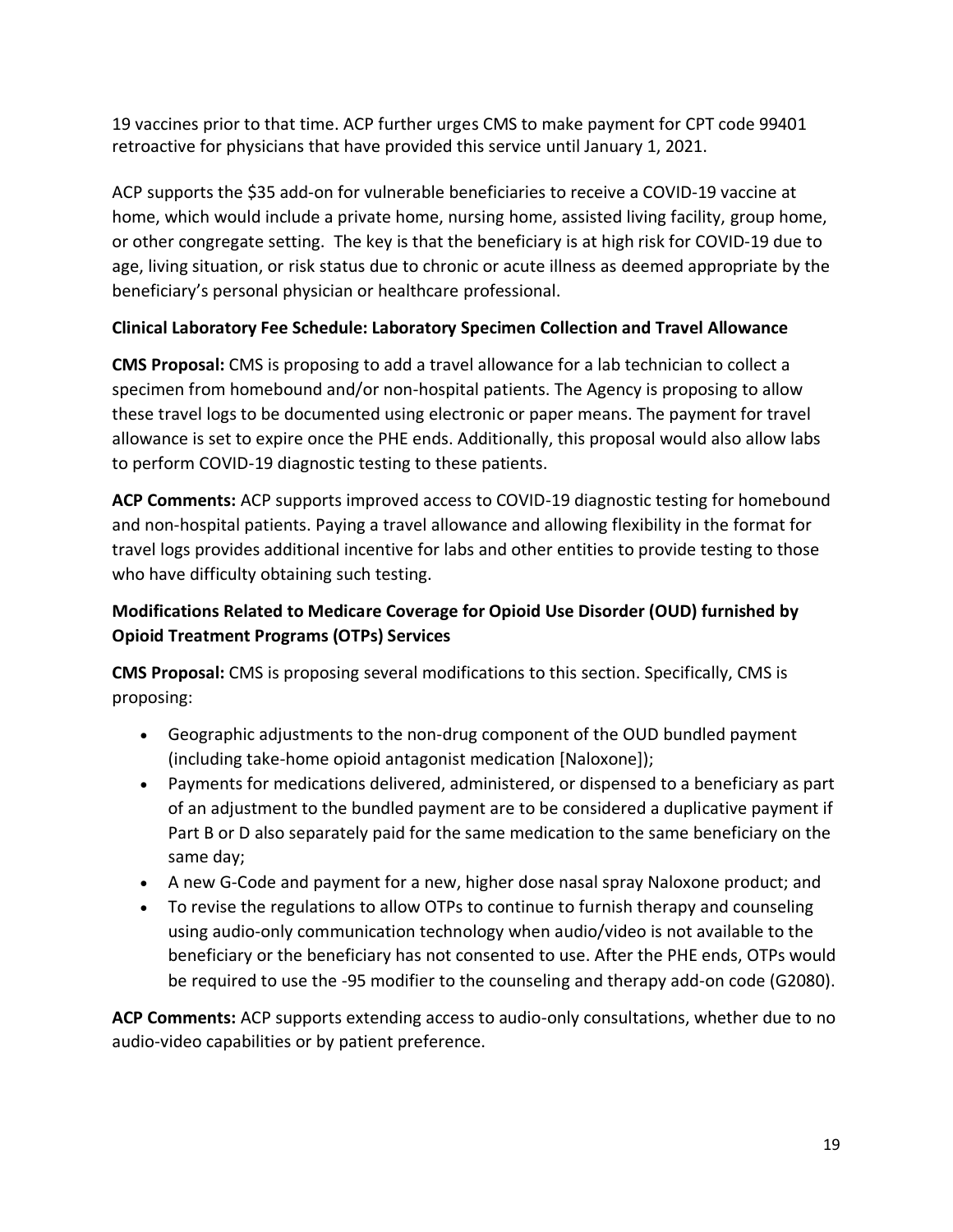19 vaccines prior to that time. ACP further urges CMS to make payment for CPT code 99401 retroactive for physicians that have provided this service until January 1, 2021.

ACP supports the $35 add-on for vulnerable beneficiaries to receive a COVID-19 vaccine at home, which would include a private home, nursing home, assisted living facility, group home, or other congregate setting. The key is that the beneficiary is at high risk for COVID-19 due to age, living situation, or risk status due to chronic or acute illness as deemed appropriate by the beneficiary's personal physician or healthcare professional.

**Clinical Laboratory Fee Schedule: Laboratory Specimen Collection and Travel Allowance**

**CMS Proposal:** CMS is proposing to add a travel allowance for a lab technician to collect a specimen from homebound and/or non-hospital patients. The Agency is proposing to allow these travel logs to be documented using electronic or paper means. The payment for travel allowance is set to expire once the PHE ends. Additionally, this proposal would also allow labs to perform COVID-19 diagnostic testing to these patients.

**ACP Comments:** ACP supports improved access to COVID-19 diagnostic testing for homebound and non-hospital patients. Paying a travel allowance and allowing flexibility in the format for travel logs provides additional incentive for labs and other entities to provide testing to those who have difficulty obtaining such testing.

**Modifications Related to Medicare Coverage for Opioid Use Disorder (OUD) furnished by Opioid Treatment Programs (OTPs) Services**

**CMS Proposal:** CMS is proposing several modifications to this section. Specifically, CMS is proposing:

- Geographic adjustments to the non-drug component of the OUD bundled payment (including take-home opioid antagonist medication [Naloxone]);
- Payments for medications delivered, administered, or dispensed to a beneficiary as part of an adjustment to the bundled payment are to be considered a duplicative payment if Part B or D also separately paid for the same medication to the same beneficiary on the same day;
- A new G-Code and payment for a new, higher dose nasal spray Naloxone product; and
- To revise the regulations to allow OTPs to continue to furnish therapy and counseling using audio-only communication technology when audio/video is not available to the beneficiary or the beneficiary has not consented to use. After the PHE ends, OTPs would be required to use the -95 modifier to the counseling and therapy add-on code (G2080).

**ACP Comments:** ACP supports extending access to audio-only consultations, whether due to no audio-video capabilities or by patient preference.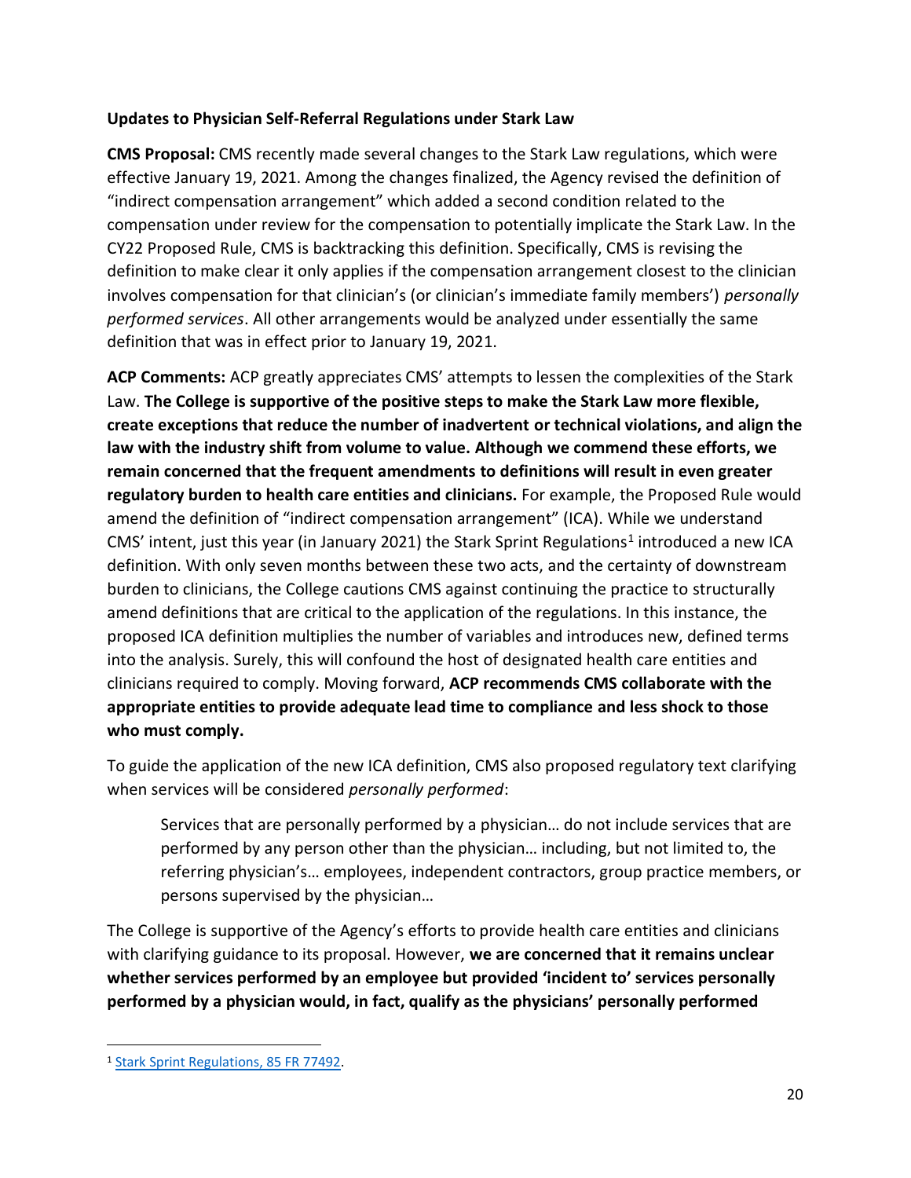**Updates to Physician Self-Referral Regulations under Stark Law**

**CMS Proposal:** CMS recently made several changes to the Stark Law regulations, which were effective January 19, 2021. Among the changes finalized, the Agency revised the definition of "indirect compensation arrangement" which added a second condition related to the compensation under review for the compensation to potentially implicate the Stark Law. In the CY22 Proposed Rule, CMS is backtracking this definition. Specifically, CMS is revising the definition to make clear it only applies if the compensation arrangement closest to the clinician involves compensation for that clinician's (or clinician's immediate family members') *personally performed services*. All other arrangements would be analyzed under essentially the same definition that was in effect prior to January 19, 2021.

**ACP Comments:** ACP greatly appreciates CMS' attempts to lessen the complexities of the Stark Law. **The College is supportive of the positive steps to make the Stark Law more flexible, create exceptions that reduce the number of inadvertent or technical violations, and align the law with the industry shift from volume to value. Although we commend these efforts, we remain concerned that the frequent amendments to definitions will result in even greater regulatory burden to health care entities and clinicians.** For example, the Proposed Rule would amend the definition of "indirect compensation arrangement" (ICA). While we understand CMS' intent, just this year (in January 2021) the Stark Sprint Regulations[1] introduced a new ICA definition. With only seven months between these two acts, and the certainty of downstream burden to clinicians, the College cautions CMS against continuing the practice to structurally amend definitions that are critical to the application of the regulations. In this instance, the proposed ICA definition multiplies the number of variables and introduces new, defined terms into the analysis. Surely, this will confound the host of designated health care entities and clinicians required to comply. Moving forward, **ACP recommends CMS collaborate with the appropriate entities to provide adequate lead time to compliance and less shock to those who must comply.**

To guide the application of the new ICA definition, CMS also proposed regulatory text clarifying when services will be considered *personally performed*:

> Services that are personally performed by a physician… do not include services that are performed by any person other than the physician… including, but not limited to, the referring physician's… employees, independent contractors, group practice members, or persons supervised by the physician…

The College is supportive of the Agency's efforts to provide health care entities and clinicians with clarifying guidance to its proposal. However, **we are concerned that it remains unclear whether services performed by an employee but provided 'incident to' services personally performed by a physician would, in fact, qualify as the physicians' personally performed**

[1] Stark Sprint Regulations, 85 FR 77492.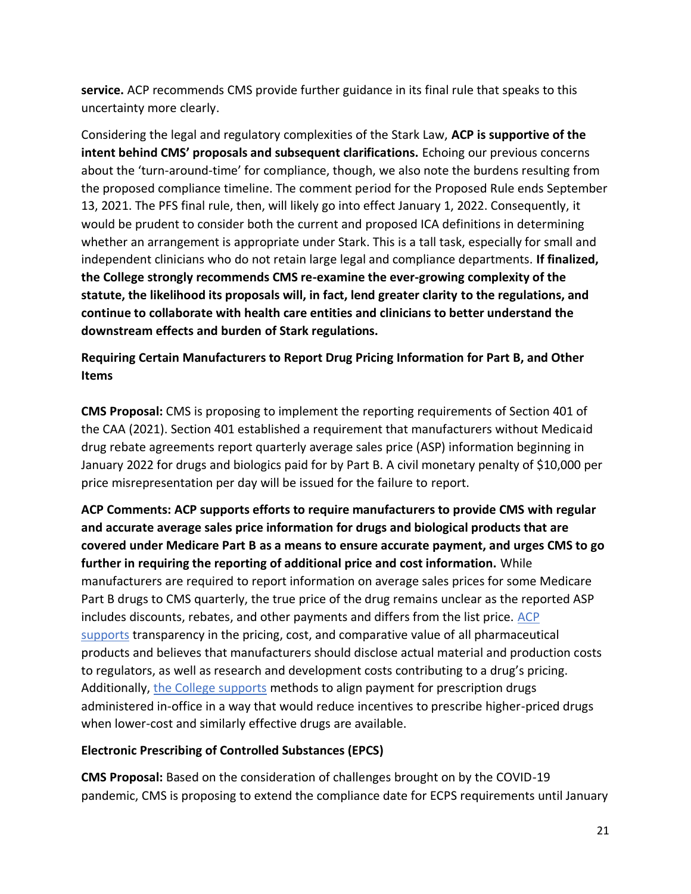**service.** ACP recommends CMS provide further guidance in its final rule that speaks to this uncertainty more clearly.

Considering the legal and regulatory complexities of the Stark Law, **ACP is supportive of the intent behind CMS' proposals and subsequent clarifications.** Echoing our previous concerns about the 'turn-around-time' for compliance, though, we also note the burdens resulting from the proposed compliance timeline. The comment period for the Proposed Rule ends September 13, 2021. The PFS final rule, then, will likely go into effect January 1, 2022. Consequently, it would be prudent to consider both the current and proposed ICA definitions in determining whether an arrangement is appropriate under Stark. This is a tall task, especially for small and independent clinicians who do not retain large legal and compliance departments. **If finalized, the College strongly recommends CMS re-examine the ever-growing complexity of the statute, the likelihood its proposals will, in fact, lend greater clarity to the regulations, and continue to collaborate with health care entities and clinicians to better understand the downstream effects and burden of Stark regulations.**

### Requiring Certain Manufacturers to Report Drug Pricing Information for Part B, and Other Items

**CMS Proposal:** CMS is proposing to implement the reporting requirements of Section 401 of the CAA (2021). Section 401 established a requirement that manufacturers without Medicaid drug rebate agreements report quarterly average sales price (ASP) information beginning in January 2022 for drugs and biologics paid for by Part B. A civil monetary penalty of $10,000 per price misrepresentation per day will be issued for the failure to report.

**ACP Comments: ACP supports efforts to require manufacturers to provide CMS with regular and accurate average sales price information for drugs and biological products that are covered under Medicare Part B as a means to ensure accurate payment, and urges CMS to go further in requiring the reporting of additional price and cost information.** While manufacturers are required to report information on average sales prices for some Medicare Part B drugs to CMS quarterly, the true price of the drug remains unclear as the reported ASP includes discounts, rebates, and other payments and differs from the list price. ACP supports transparency in the pricing, cost, and comparative value of all pharmaceutical products and believes that manufacturers should disclose actual material and production costs to regulators, as well as research and development costs contributing to a drug's pricing. Additionally, the College supports methods to align payment for prescription drugs administered in-office in a way that would reduce incentives to prescribe higher-priced drugs when lower-cost and similarly effective drugs are available.

### Electronic Prescribing of Controlled Substances (EPCS)

**CMS Proposal:** Based on the consideration of challenges brought on by the COVID-19 pandemic, CMS is proposing to extend the compliance date for ECPS requirements until January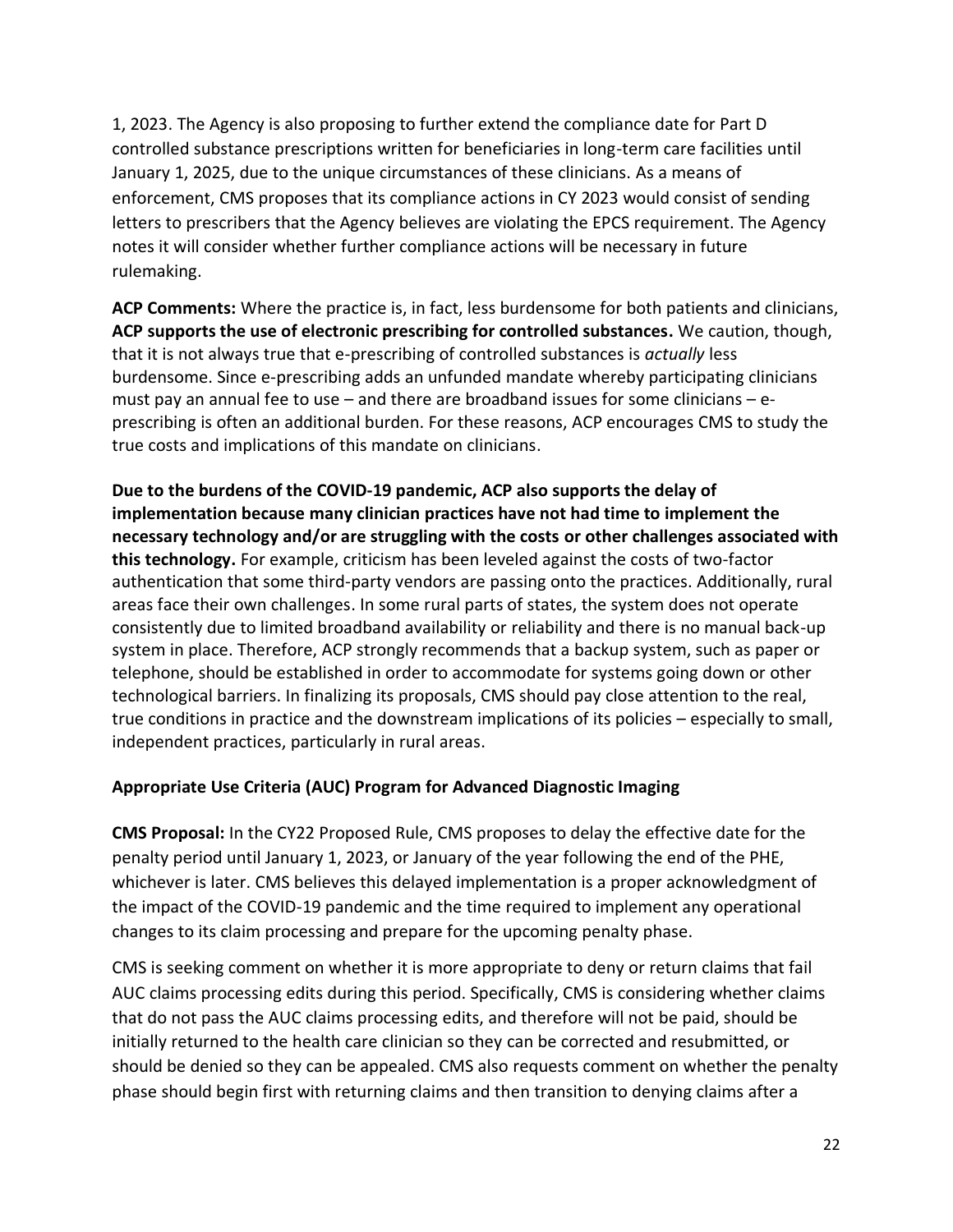1, 2023. The Agency is also proposing to further extend the compliance date for Part D controlled substance prescriptions written for beneficiaries in long-term care facilities until January 1, 2025, due to the unique circumstances of these clinicians. As a means of enforcement, CMS proposes that its compliance actions in CY 2023 would consist of sending letters to prescribers that the Agency believes are violating the EPCS requirement. The Agency notes it will consider whether further compliance actions will be necessary in future rulemaking.

**ACP Comments:** Where the practice is, in fact, less burdensome for both patients and clinicians, **ACP supports the use of electronic prescribing for controlled substances.** We caution, though, that it is not always true that e-prescribing of controlled substances is *actually* less burdensome. Since e-prescribing adds an unfunded mandate whereby participating clinicians must pay an annual fee to use – and there are broadband issues for some clinicians – e-prescribing is often an additional burden. For these reasons, ACP encourages CMS to study the true costs and implications of this mandate on clinicians.

**Due to the burdens of the COVID-19 pandemic, ACP also supports the delay of implementation because many clinician practices have not had time to implement the necessary technology and/or are struggling with the costs or other challenges associated with this technology.** For example, criticism has been leveled against the costs of two-factor authentication that some third-party vendors are passing onto the practices. Additionally, rural areas face their own challenges. In some rural parts of states, the system does not operate consistently due to limited broadband availability or reliability and there is no manual back-up system in place. Therefore, ACP strongly recommends that a backup system, such as paper or telephone, should be established in order to accommodate for systems going down or other technological barriers. In finalizing its proposals, CMS should pay close attention to the real, true conditions in practice and the downstream implications of its policies – especially to small, independent practices, particularly in rural areas.

### Appropriate Use Criteria (AUC) Program for Advanced Diagnostic Imaging

**CMS Proposal:** In the CY22 Proposed Rule, CMS proposes to delay the effective date for the penalty period until January 1, 2023, or January of the year following the end of the PHE, whichever is later. CMS believes this delayed implementation is a proper acknowledgment of the impact of the COVID-19 pandemic and the time required to implement any operational changes to its claim processing and prepare for the upcoming penalty phase.

CMS is seeking comment on whether it is more appropriate to deny or return claims that fail AUC claims processing edits during this period. Specifically, CMS is considering whether claims that do not pass the AUC claims processing edits, and therefore will not be paid, should be initially returned to the health care clinician so they can be corrected and resubmitted, or should be denied so they can be appealed. CMS also requests comment on whether the penalty phase should begin first with returning claims and then transition to denying claims after a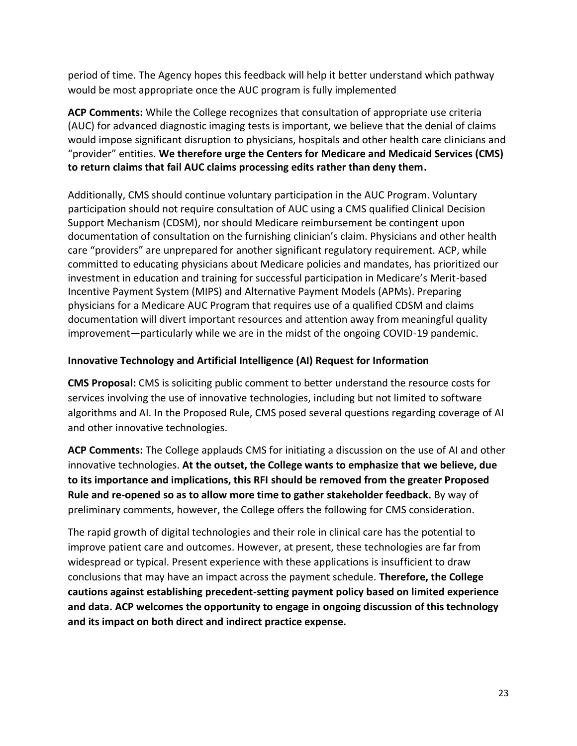period of time. The Agency hopes this feedback will help it better understand which pathway would be most appropriate once the AUC program is fully implemented

**ACP Comments:** While the College recognizes that consultation of appropriate use criteria (AUC) for advanced diagnostic imaging tests is important, we believe that the denial of claims would impose significant disruption to physicians, hospitals and other health care clinicians and "provider" entities. **We therefore urge the Centers for Medicare and Medicaid Services (CMS) to return claims that fail AUC claims processing edits rather than deny them.**

Additionally, CMS should continue voluntary participation in the AUC Program. Voluntary participation should not require consultation of AUC using a CMS qualified Clinical Decision Support Mechanism (CDSM), nor should Medicare reimbursement be contingent upon documentation of consultation on the furnishing clinician's claim. Physicians and other health care "providers" are unprepared for another significant regulatory requirement. ACP, while committed to educating physicians about Medicare policies and mandates, has prioritized our investment in education and training for successful participation in Medicare's Merit-based Incentive Payment System (MIPS) and Alternative Payment Models (APMs). Preparing physicians for a Medicare AUC Program that requires use of a qualified CDSM and claims documentation will divert important resources and attention away from meaningful quality improvement—particularly while we are in the midst of the ongoing COVID-19 pandemic.

### Innovative Technology and Artificial Intelligence (AI) Request for Information

**CMS Proposal:** CMS is soliciting public comment to better understand the resource costs for services involving the use of innovative technologies, including but not limited to software algorithms and AI. In the Proposed Rule, CMS posed several questions regarding coverage of AI and other innovative technologies.

**ACP Comments:** The College applauds CMS for initiating a discussion on the use of AI and other innovative technologies. **At the outset, the College wants to emphasize that we believe, due to its importance and implications, this RFI should be removed from the greater Proposed Rule and re-opened so as to allow more time to gather stakeholder feedback.** By way of preliminary comments, however, the College offers the following for CMS consideration.

The rapid growth of digital technologies and their role in clinical care has the potential to improve patient care and outcomes. However, at present, these technologies are far from widespread or typical. Present experience with these applications is insufficient to draw conclusions that may have an impact across the payment schedule. **Therefore, the College cautions against establishing precedent-setting payment policy based on limited experience and data. ACP welcomes the opportunity to engage in ongoing discussion of this technology and its impact on both direct and indirect practice expense.**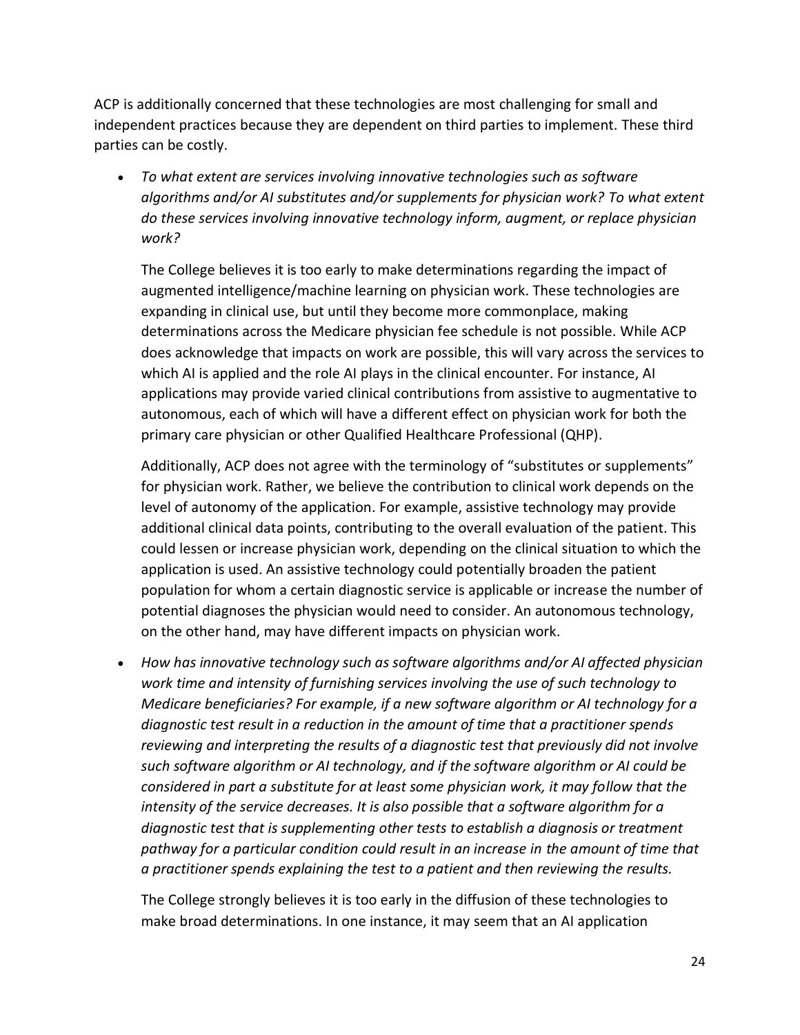ACP is additionally concerned that these technologies are most challenging for small and independent practices because they are dependent on third parties to implement. These third parties can be costly.

- *To what extent are services involving innovative technologies such as software algorithms and/or AI substitutes and/or supplements for physician work? To what extent do these services involving innovative technology inform, augment, or replace physician work?*

  The College believes it is too early to make determinations regarding the impact of augmented intelligence/machine learning on physician work. These technologies are expanding in clinical use, but until they become more commonplace, making determinations across the Medicare physician fee schedule is not possible. While ACP does acknowledge that impacts on work are possible, this will vary across the services to which AI is applied and the role AI plays in the clinical encounter. For instance, AI applications may provide varied clinical contributions from assistive to augmentative to autonomous, each of which will have a different effect on physician work for both the primary care physician or other Qualified Healthcare Professional (QHP).

  Additionally, ACP does not agree with the terminology of "substitutes or supplements" for physician work. Rather, we believe the contribution to clinical work depends on the level of autonomy of the application. For example, assistive technology may provide additional clinical data points, contributing to the overall evaluation of the patient. This could lessen or increase physician work, depending on the clinical situation to which the application is used. An assistive technology could potentially broaden the patient population for whom a certain diagnostic service is applicable or increase the number of potential diagnoses the physician would need to consider. An autonomous technology, on the other hand, may have different impacts on physician work.

- *How has innovative technology such as software algorithms and/or AI affected physician work time and intensity of furnishing services involving the use of such technology to Medicare beneficiaries? For example, if a new software algorithm or AI technology for a diagnostic test result in a reduction in the amount of time that a practitioner spends reviewing and interpreting the results of a diagnostic test that previously did not involve such software algorithm or AI technology, and if the software algorithm or AI could be considered in part a substitute for at least some physician work, it may follow that the intensity of the service decreases. It is also possible that a software algorithm for a diagnostic test that is supplementing other tests to establish a diagnosis or treatment pathway for a particular condition could result in an increase in the amount of time that a practitioner spends explaining the test to a patient and then reviewing the results.*

  The College strongly believes it is too early in the diffusion of these technologies to make broad determinations. In one instance, it may seem that an AI application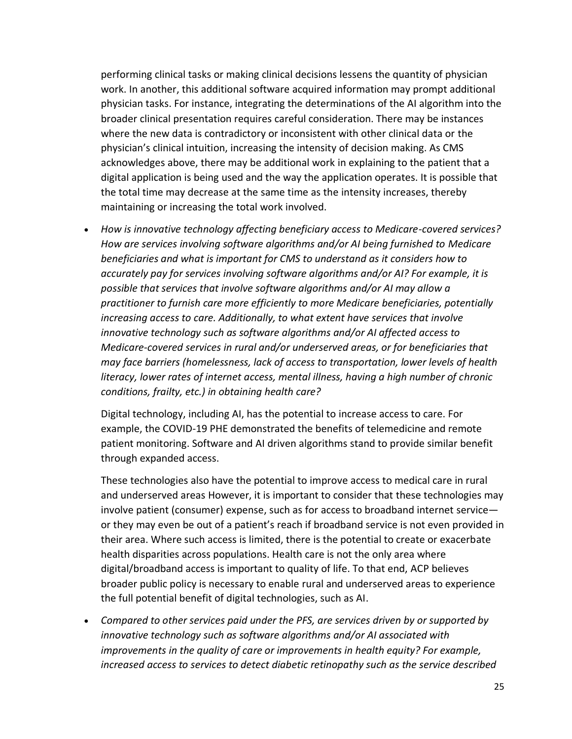performing clinical tasks or making clinical decisions lessens the quantity of physician work. In another, this additional software acquired information may prompt additional physician tasks. For instance, integrating the determinations of the AI algorithm into the broader clinical presentation requires careful consideration. There may be instances where the new data is contradictory or inconsistent with other clinical data or the physician's clinical intuition, increasing the intensity of decision making. As CMS acknowledges above, there may be additional work in explaining to the patient that a digital application is being used and the way the application operates. It is possible that the total time may decrease at the same time as the intensity increases, thereby maintaining or increasing the total work involved.

- *How is innovative technology affecting beneficiary access to Medicare-covered services? How are services involving software algorithms and/or AI being furnished to Medicare beneficiaries and what is important for CMS to understand as it considers how to accurately pay for services involving software algorithms and/or AI? For example, it is possible that services that involve software algorithms and/or AI may allow a practitioner to furnish care more efficiently to more Medicare beneficiaries, potentially increasing access to care. Additionally, to what extent have services that involve innovative technology such as software algorithms and/or AI affected access to Medicare-covered services in rural and/or underserved areas, or for beneficiaries that may face barriers (homelessness, lack of access to transportation, lower levels of health literacy, lower rates of internet access, mental illness, having a high number of chronic conditions, frailty, etc.) in obtaining health care?*

  Digital technology, including AI, has the potential to increase access to care. For example, the COVID-19 PHE demonstrated the benefits of telemedicine and remote patient monitoring. Software and AI driven algorithms stand to provide similar benefit through expanded access.

  These technologies also have the potential to improve access to medical care in rural and underserved areas However, it is important to consider that these technologies may involve patient (consumer) expense, such as for access to broadband internet service—or they may even be out of a patient's reach if broadband service is not even provided in their area. Where such access is limited, there is the potential to create or exacerbate health disparities across populations. Health care is not the only area where digital/broadband access is important to quality of life. To that end, ACP believes broader public policy is necessary to enable rural and underserved areas to experience the full potential benefit of digital technologies, such as AI.

- *Compared to other services paid under the PFS, are services driven by or supported by innovative technology such as software algorithms and/or AI associated with improvements in the quality of care or improvements in health equity? For example, increased access to services to detect diabetic retinopathy such as the service described*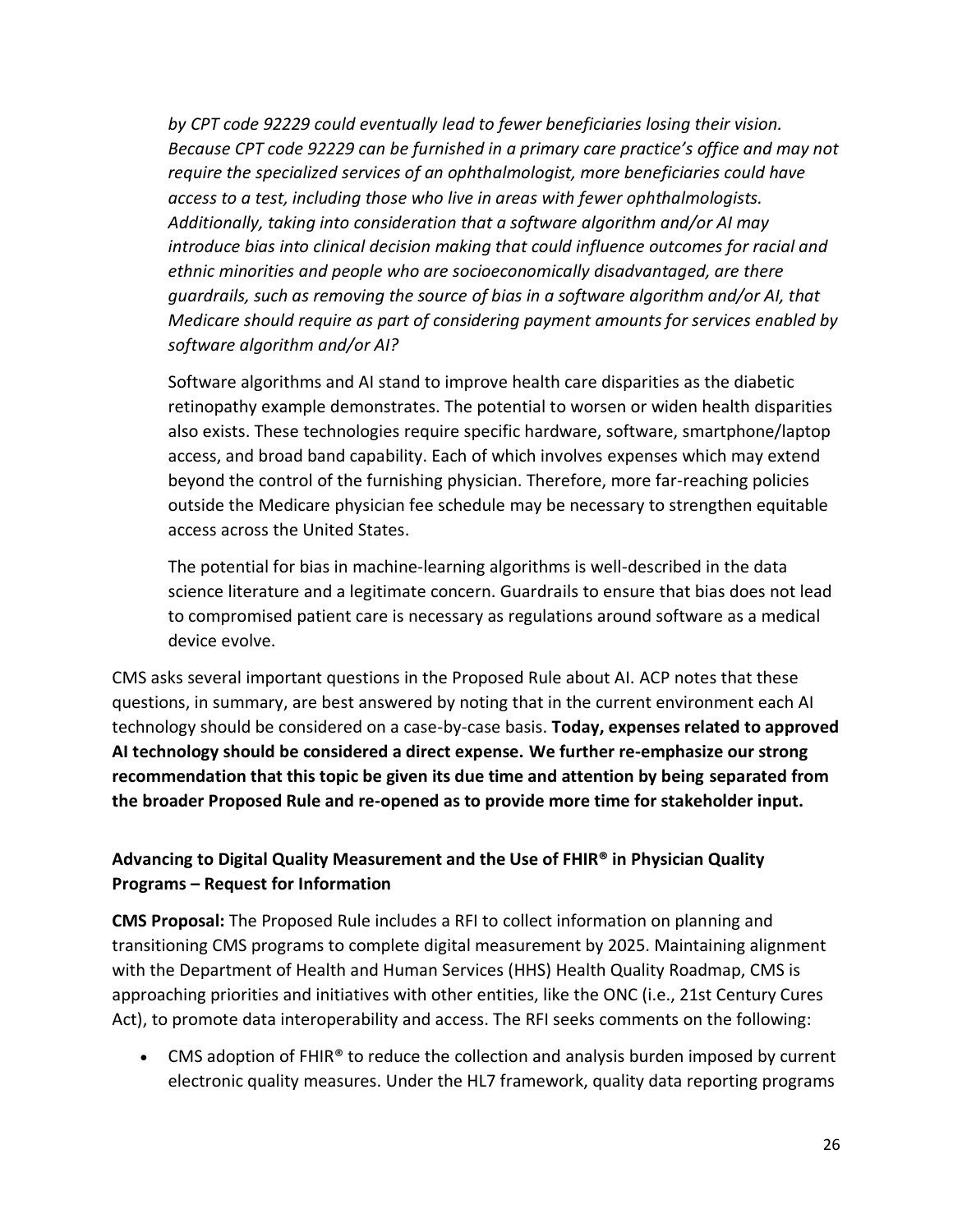*by CPT code 92229 could eventually lead to fewer beneficiaries losing their vision. Because CPT code 92229 can be furnished in a primary care practice's office and may not require the specialized services of an ophthalmologist, more beneficiaries could have access to a test, including those who live in areas with fewer ophthalmologists. Additionally, taking into consideration that a software algorithm and/or AI may introduce bias into clinical decision making that could influence outcomes for racial and ethnic minorities and people who are socioeconomically disadvantaged, are there guardrails, such as removing the source of bias in a software algorithm and/or AI, that Medicare should require as part of considering payment amounts for services enabled by software algorithm and/or AI?*

Software algorithms and AI stand to improve health care disparities as the diabetic retinopathy example demonstrates. The potential to worsen or widen health disparities also exists. These technologies require specific hardware, software, smartphone/laptop access, and broad band capability. Each of which involves expenses which may extend beyond the control of the furnishing physician. Therefore, more far-reaching policies outside the Medicare physician fee schedule may be necessary to strengthen equitable access across the United States.

The potential for bias in machine-learning algorithms is well-described in the data science literature and a legitimate concern. Guardrails to ensure that bias does not lead to compromised patient care is necessary as regulations around software as a medical device evolve.

CMS asks several important questions in the Proposed Rule about AI. ACP notes that these questions, in summary, are best answered by noting that in the current environment each AI technology should be considered on a case-by-case basis. **Today, expenses related to approved AI technology should be considered a direct expense. We further re-emphasize our strong recommendation that this topic be given its due time and attention by being separated from the broader Proposed Rule and re-opened as to provide more time for stakeholder input.**

**Advancing to Digital Quality Measurement and the Use of FHIR® in Physician Quality Programs – Request for Information**

**CMS Proposal:** The Proposed Rule includes a RFI to collect information on planning and transitioning CMS programs to complete digital measurement by 2025. Maintaining alignment with the Department of Health and Human Services (HHS) Health Quality Roadmap, CMS is approaching priorities and initiatives with other entities, like the ONC (i.e., 21st Century Cures Act), to promote data interoperability and access. The RFI seeks comments on the following:

- CMS adoption of FHIR® to reduce the collection and analysis burden imposed by current electronic quality measures. Under the HL7 framework, quality data reporting programs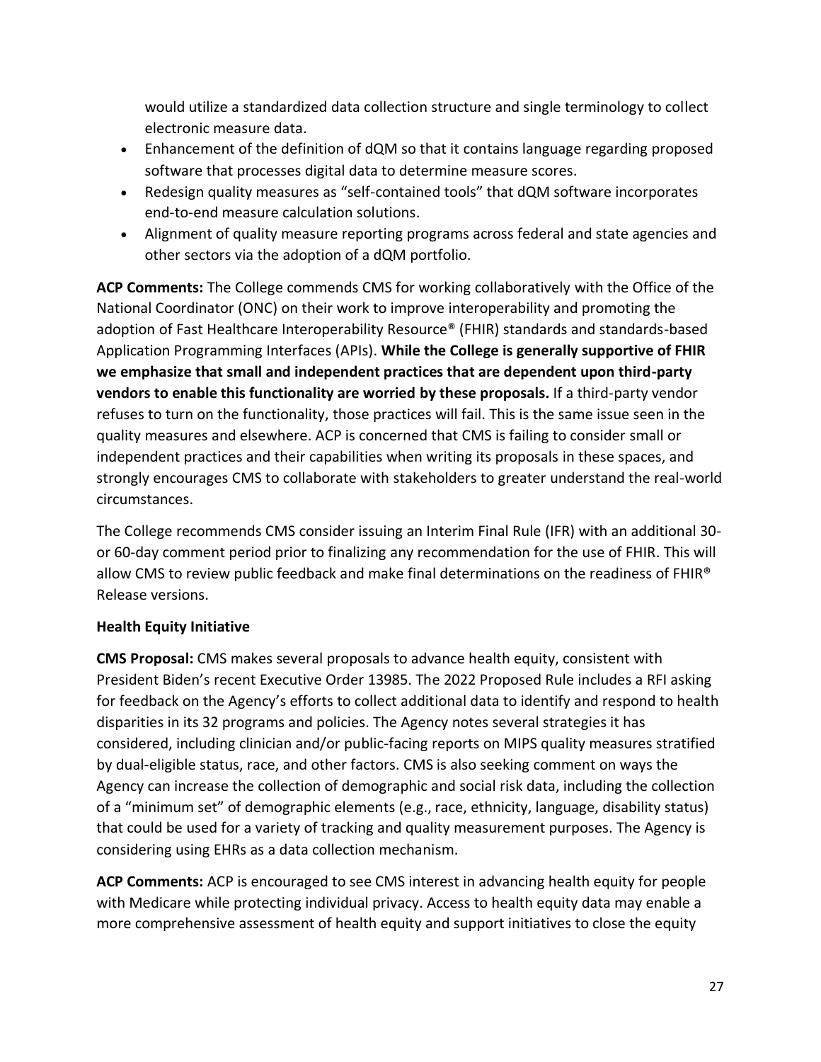would utilize a standardized data collection structure and single terminology to collect electronic measure data.

- Enhancement of the definition of dQM so that it contains language regarding proposed software that processes digital data to determine measure scores.
- Redesign quality measures as "self-contained tools" that dQM software incorporates end-to-end measure calculation solutions.
- Alignment of quality measure reporting programs across federal and state agencies and other sectors via the adoption of a dQM portfolio.

**ACP Comments:** The College commends CMS for working collaboratively with the Office of the National Coordinator (ONC) on their work to improve interoperability and promoting the adoption of Fast Healthcare Interoperability Resource® (FHIR) standards and standards-based Application Programming Interfaces (APIs). **While the College is generally supportive of FHIR we emphasize that small and independent practices that are dependent upon third-party vendors to enable this functionality are worried by these proposals.** If a third-party vendor refuses to turn on the functionality, those practices will fail. This is the same issue seen in the quality measures and elsewhere. ACP is concerned that CMS is failing to consider small or independent practices and their capabilities when writing its proposals in these spaces, and strongly encourages CMS to collaborate with stakeholders to greater understand the real-world circumstances.

The College recommends CMS consider issuing an Interim Final Rule (IFR) with an additional 30- or 60-day comment period prior to finalizing any recommendation for the use of FHIR. This will allow CMS to review public feedback and make final determinations on the readiness of FHIR® Release versions.

**Health Equity Initiative**

**CMS Proposal:** CMS makes several proposals to advance health equity, consistent with President Biden's recent Executive Order 13985. The 2022 Proposed Rule includes a RFI asking for feedback on the Agency's efforts to collect additional data to identify and respond to health disparities in its 32 programs and policies. The Agency notes several strategies it has considered, including clinician and/or public-facing reports on MIPS quality measures stratified by dual-eligible status, race, and other factors. CMS is also seeking comment on ways the Agency can increase the collection of demographic and social risk data, including the collection of a "minimum set" of demographic elements (e.g., race, ethnicity, language, disability status) that could be used for a variety of tracking and quality measurement purposes. The Agency is considering using EHRs as a data collection mechanism.

**ACP Comments:** ACP is encouraged to see CMS interest in advancing health equity for people with Medicare while protecting individual privacy. Access to health equity data may enable a more comprehensive assessment of health equity and support initiatives to close the equity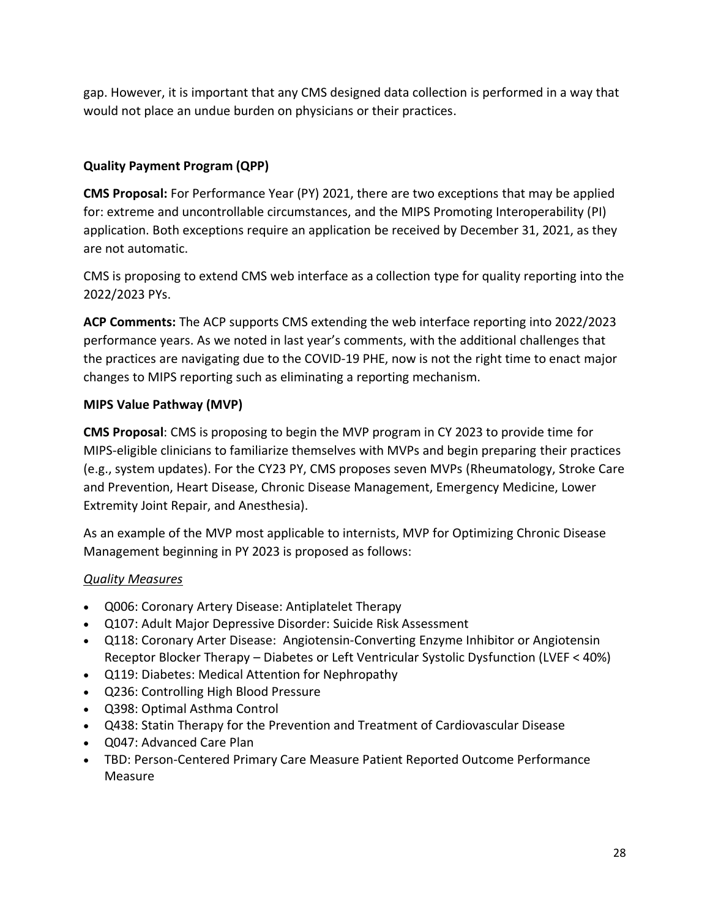gap. However, it is important that any CMS designed data collection is performed in a way that would not place an undue burden on physicians or their practices.

**Quality Payment Program (QPP)**

**CMS Proposal:** For Performance Year (PY) 2021, there are two exceptions that may be applied for: extreme and uncontrollable circumstances, and the MIPS Promoting Interoperability (PI) application. Both exceptions require an application be received by December 31, 2021, as they are not automatic.

CMS is proposing to extend CMS web interface as a collection type for quality reporting into the 2022/2023 PYs.

**ACP Comments:** The ACP supports CMS extending the web interface reporting into 2022/2023 performance years. As we noted in last year's comments, with the additional challenges that the practices are navigating due to the COVID-19 PHE, now is not the right time to enact major changes to MIPS reporting such as eliminating a reporting mechanism.

**MIPS Value Pathway (MVP)**

**CMS Proposal**: CMS is proposing to begin the MVP program in CY 2023 to provide time for MIPS-eligible clinicians to familiarize themselves with MVPs and begin preparing their practices (e.g., system updates). For the CY23 PY, CMS proposes seven MVPs (Rheumatology, Stroke Care and Prevention, Heart Disease, Chronic Disease Management, Emergency Medicine, Lower Extremity Joint Repair, and Anesthesia).

As an example of the MVP most applicable to internists, MVP for Optimizing Chronic Disease Management beginning in PY 2023 is proposed as follows:

*Quality Measures*

- Q006: Coronary Artery Disease: Antiplatelet Therapy
- Q107: Adult Major Depressive Disorder: Suicide Risk Assessment
- Q118: Coronary Arter Disease: Angiotensin-Converting Enzyme Inhibitor or Angiotensin Receptor Blocker Therapy – Diabetes or Left Ventricular Systolic Dysfunction (LVEF < 40%)
- Q119: Diabetes: Medical Attention for Nephropathy
- Q236: Controlling High Blood Pressure
- Q398: Optimal Asthma Control
- Q438: Statin Therapy for the Prevention and Treatment of Cardiovascular Disease
- Q047: Advanced Care Plan
- TBD: Person-Centered Primary Care Measure Patient Reported Outcome Performance Measure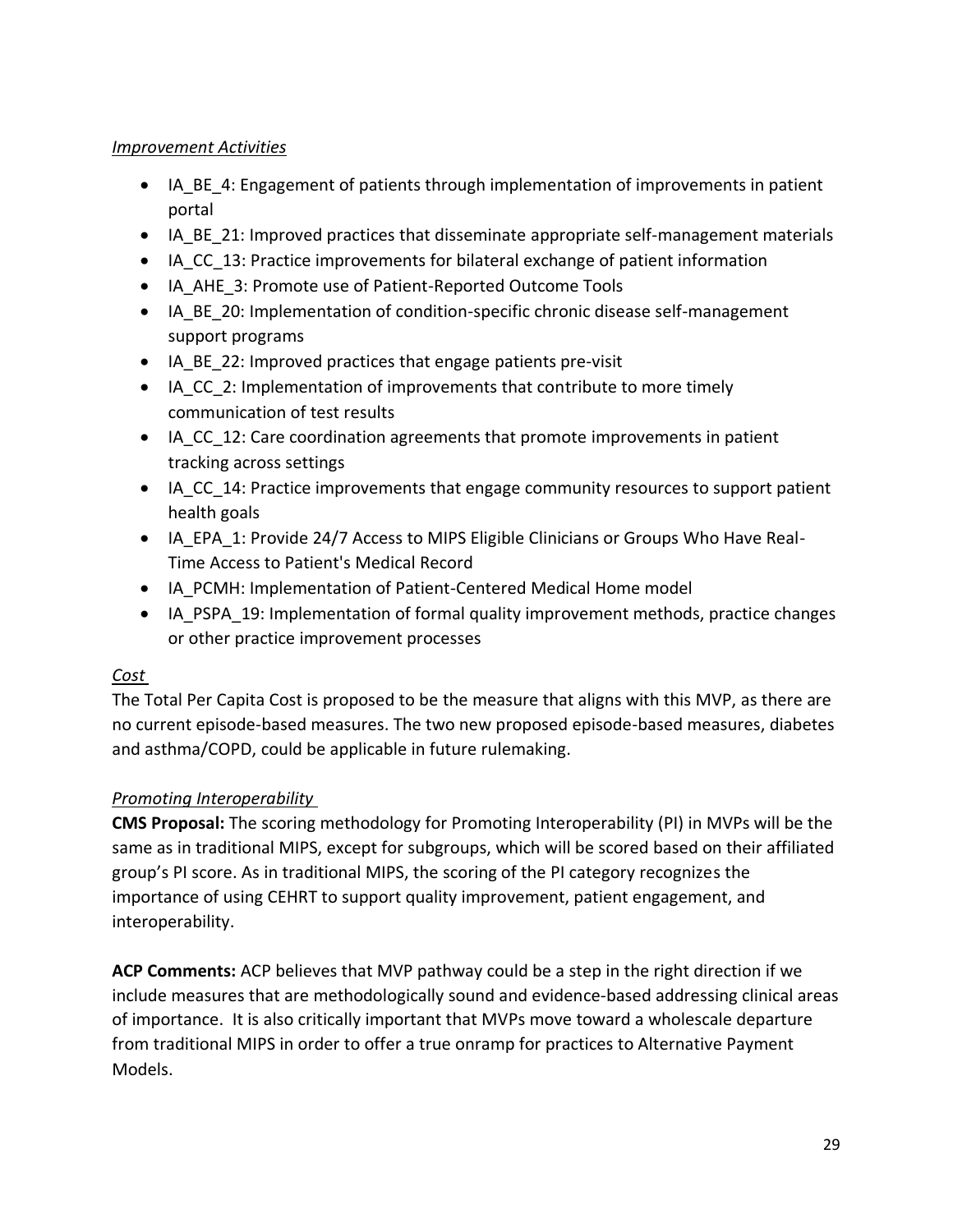*Improvement Activities*

- IA_BE_4: Engagement of patients through implementation of improvements in patient portal
- IA_BE_21: Improved practices that disseminate appropriate self-management materials
- IA_CC_13: Practice improvements for bilateral exchange of patient information
- IA_AHE_3: Promote use of Patient-Reported Outcome Tools
- IA_BE_20: Implementation of condition-specific chronic disease self-management support programs
- IA_BE_22: Improved practices that engage patients pre-visit
- IA_CC_2: Implementation of improvements that contribute to more timely communication of test results
- IA_CC_12: Care coordination agreements that promote improvements in patient tracking across settings
- IA_CC_14: Practice improvements that engage community resources to support patient health goals
- IA_EPA_1: Provide 24/7 Access to MIPS Eligible Clinicians or Groups Who Have Real-Time Access to Patient's Medical Record
- IA_PCMH: Implementation of Patient-Centered Medical Home model
- IA_PSPA_19: Implementation of formal quality improvement methods, practice changes or other practice improvement processes

*Cost*

The Total Per Capita Cost is proposed to be the measure that aligns with this MVP, as there are no current episode-based measures. The two new proposed episode-based measures, diabetes and asthma/COPD, could be applicable in future rulemaking.

*Promoting Interoperability*

**CMS Proposal:** The scoring methodology for Promoting Interoperability (PI) in MVPs will be the same as in traditional MIPS, except for subgroups, which will be scored based on their affiliated group's PI score. As in traditional MIPS, the scoring of the PI category recognizes the importance of using CEHRT to support quality improvement, patient engagement, and interoperability.

**ACP Comments:** ACP believes that MVP pathway could be a step in the right direction if we include measures that are methodologically sound and evidence-based addressing clinical areas of importance. It is also critically important that MVPs move toward a wholescale departure from traditional MIPS in order to offer a true onramp for practices to Alternative Payment Models.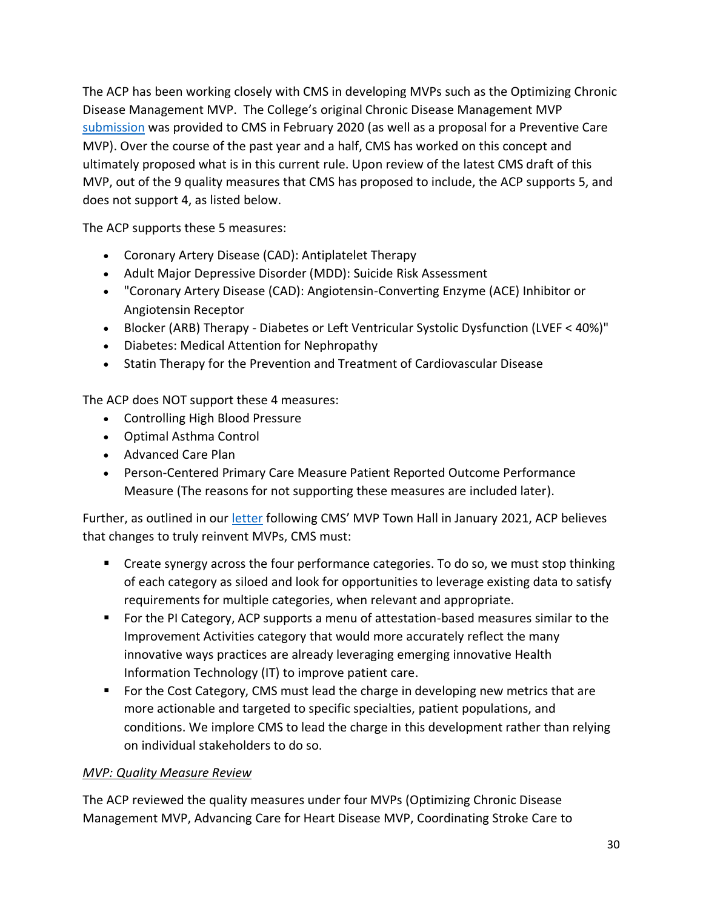The ACP has been working closely with CMS in developing MVPs such as the Optimizing Chronic Disease Management MVP. The College's original Chronic Disease Management MVP [submission](#) was provided to CMS in February 2020 (as well as a proposal for a Preventive Care MVP). Over the course of the past year and a half, CMS has worked on this concept and ultimately proposed what is in this current rule. Upon review of the latest CMS draft of this MVP, out of the 9 quality measures that CMS has proposed to include, the ACP supports 5, and does not support 4, as listed below.

The ACP supports these 5 measures:

- Coronary Artery Disease (CAD): Antiplatelet Therapy
- Adult Major Depressive Disorder (MDD): Suicide Risk Assessment
- "Coronary Artery Disease (CAD): Angiotensin-Converting Enzyme (ACE) Inhibitor or Angiotensin Receptor
- Blocker (ARB) Therapy - Diabetes or Left Ventricular Systolic Dysfunction (LVEF < 40%)"
- Diabetes: Medical Attention for Nephropathy
- Statin Therapy for the Prevention and Treatment of Cardiovascular Disease

The ACP does NOT support these 4 measures:

- Controlling High Blood Pressure
- Optimal Asthma Control
- Advanced Care Plan
- Person-Centered Primary Care Measure Patient Reported Outcome Performance Measure (The reasons for not supporting these measures are included later).

Further, as outlined in our [letter](#) following CMS' MVP Town Hall in January 2021, ACP believes that changes to truly reinvent MVPs, CMS must:

- Create synergy across the four performance categories. To do so, we must stop thinking of each category as siloed and look for opportunities to leverage existing data to satisfy requirements for multiple categories, when relevant and appropriate.
- For the PI Category, ACP supports a menu of attestation-based measures similar to the Improvement Activities category that would more accurately reflect the many innovative ways practices are already leveraging emerging innovative Health Information Technology (IT) to improve patient care.
- For the Cost Category, CMS must lead the charge in developing new metrics that are more actionable and targeted to specific specialties, patient populations, and conditions. We implore CMS to lead the charge in this development rather than relying on individual stakeholders to do so.

*MVP: Quality Measure Review*

The ACP reviewed the quality measures under four MVPs (Optimizing Chronic Disease Management MVP, Advancing Care for Heart Disease MVP, Coordinating Stroke Care to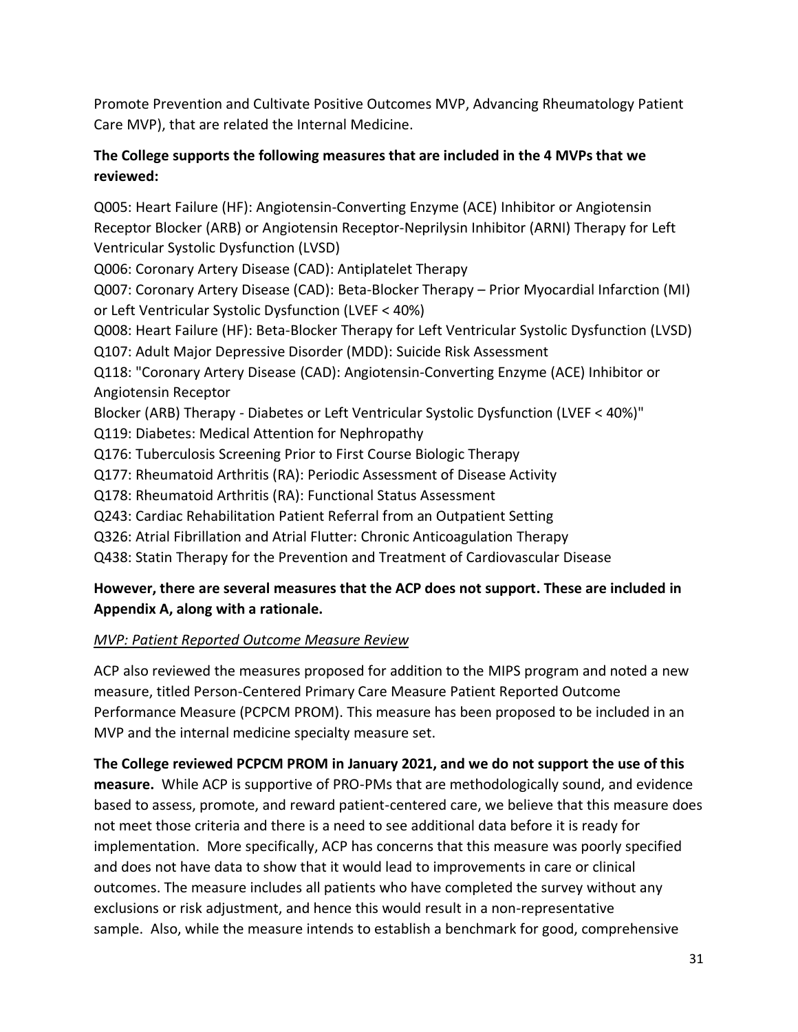Promote Prevention and Cultivate Positive Outcomes MVP, Advancing Rheumatology Patient Care MVP), that are related the Internal Medicine.

**The College supports the following measures that are included in the 4 MVPs that we reviewed:**

Q005: Heart Failure (HF): Angiotensin-Converting Enzyme (ACE) Inhibitor or Angiotensin Receptor Blocker (ARB) or Angiotensin Receptor-Neprilysin Inhibitor (ARNI) Therapy for Left Ventricular Systolic Dysfunction (LVSD)
Q006: Coronary Artery Disease (CAD): Antiplatelet Therapy
Q007: Coronary Artery Disease (CAD): Beta-Blocker Therapy – Prior Myocardial Infarction (MI) or Left Ventricular Systolic Dysfunction (LVEF < 40%)
Q008: Heart Failure (HF): Beta-Blocker Therapy for Left Ventricular Systolic Dysfunction (LVSD)
Q107: Adult Major Depressive Disorder (MDD): Suicide Risk Assessment
Q118: "Coronary Artery Disease (CAD): Angiotensin-Converting Enzyme (ACE) Inhibitor or Angiotensin Receptor
Blocker (ARB) Therapy - Diabetes or Left Ventricular Systolic Dysfunction (LVEF < 40%)"
Q119: Diabetes: Medical Attention for Nephropathy
Q176: Tuberculosis Screening Prior to First Course Biologic Therapy
Q177: Rheumatoid Arthritis (RA): Periodic Assessment of Disease Activity
Q178: Rheumatoid Arthritis (RA): Functional Status Assessment
Q243: Cardiac Rehabilitation Patient Referral from an Outpatient Setting
Q326: Atrial Fibrillation and Atrial Flutter: Chronic Anticoagulation Therapy
Q438: Statin Therapy for the Prevention and Treatment of Cardiovascular Disease

**However, there are several measures that the ACP does not support. These are included in Appendix A, along with a rationale.**

*MVP: Patient Reported Outcome Measure Review*

ACP also reviewed the measures proposed for addition to the MIPS program and noted a new measure, titled Person-Centered Primary Care Measure Patient Reported Outcome Performance Measure (PCPCM PROM). This measure has been proposed to be included in an MVP and the internal medicine specialty measure set.

**The College reviewed PCPCM PROM in January 2021, and we do not support the use of this measure.** While ACP is supportive of PRO-PMs that are methodologically sound, and evidence based to assess, promote, and reward patient-centered care, we believe that this measure does not meet those criteria and there is a need to see additional data before it is ready for implementation. More specifically, ACP has concerns that this measure was poorly specified and does not have data to show that it would lead to improvements in care or clinical outcomes. The measure includes all patients who have completed the survey without any exclusions or risk adjustment, and hence this would result in a non-representative sample. Also, while the measure intends to establish a benchmark for good, comprehensive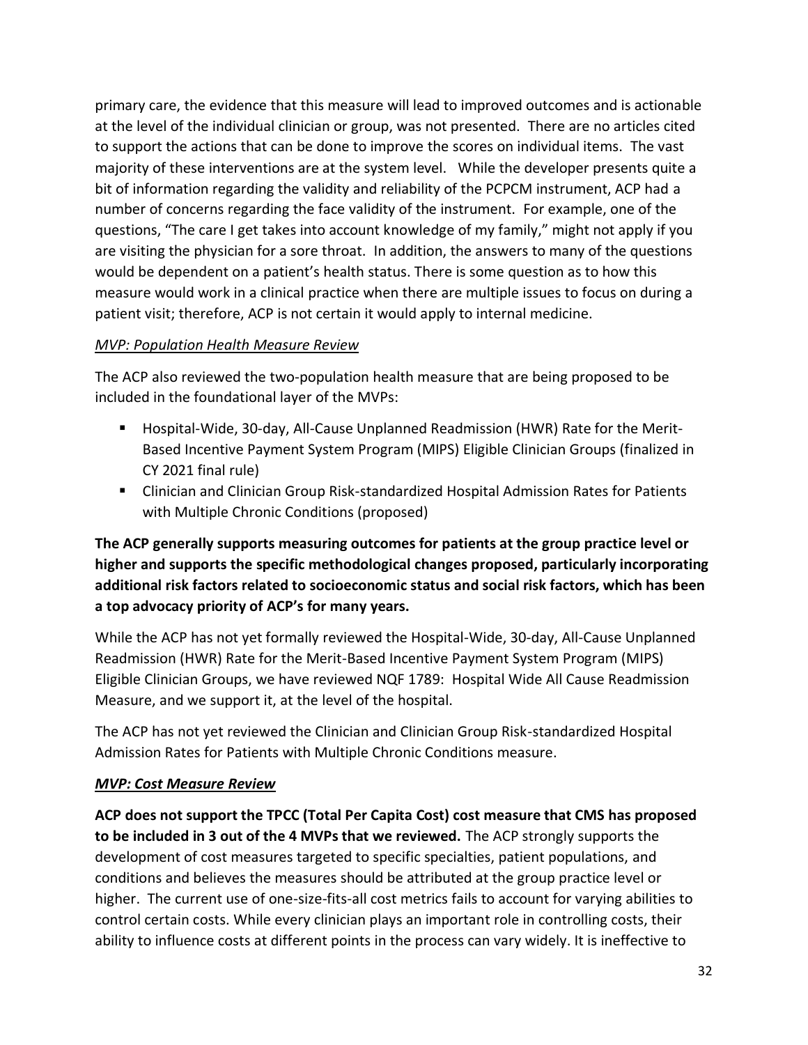primary care, the evidence that this measure will lead to improved outcomes and is actionable at the level of the individual clinician or group, was not presented. There are no articles cited to support the actions that can be done to improve the scores on individual items. The vast majority of these interventions are at the system level. While the developer presents quite a bit of information regarding the validity and reliability of the PCPCM instrument, ACP had a number of concerns regarding the face validity of the instrument. For example, one of the questions, "The care I get takes into account knowledge of my family," might not apply if you are visiting the physician for a sore throat. In addition, the answers to many of the questions would be dependent on a patient's health status. There is some question as to how this measure would work in a clinical practice when there are multiple issues to focus on during a patient visit; therefore, ACP is not certain it would apply to internal medicine.

*MVP: Population Health Measure Review*

The ACP also reviewed the two-population health measure that are being proposed to be included in the foundational layer of the MVPs:

- Hospital-Wide, 30-day, All-Cause Unplanned Readmission (HWR) Rate for the Merit-Based Incentive Payment System Program (MIPS) Eligible Clinician Groups (finalized in CY 2021 final rule)
- Clinician and Clinician Group Risk-standardized Hospital Admission Rates for Patients with Multiple Chronic Conditions (proposed)

**The ACP generally supports measuring outcomes for patients at the group practice level or higher and supports the specific methodological changes proposed, particularly incorporating additional risk factors related to socioeconomic status and social risk factors, which has been a top advocacy priority of ACP's for many years.**

While the ACP has not yet formally reviewed the Hospital-Wide, 30-day, All-Cause Unplanned Readmission (HWR) Rate for the Merit-Based Incentive Payment System Program (MIPS) Eligible Clinician Groups, we have reviewed NQF 1789: Hospital Wide All Cause Readmission Measure, and we support it, at the level of the hospital.

The ACP has not yet reviewed the Clinician and Clinician Group Risk-standardized Hospital Admission Rates for Patients with Multiple Chronic Conditions measure.

***MVP: Cost Measure Review***

**ACP does not support the TPCC (Total Per Capita Cost) cost measure that CMS has proposed to be included in 3 out of the 4 MVPs that we reviewed.** The ACP strongly supports the development of cost measures targeted to specific specialties, patient populations, and conditions and believes the measures should be attributed at the group practice level or higher. The current use of one-size-fits-all cost metrics fails to account for varying abilities to control certain costs. While every clinician plays an important role in controlling costs, their ability to influence costs at different points in the process can vary widely. It is ineffective to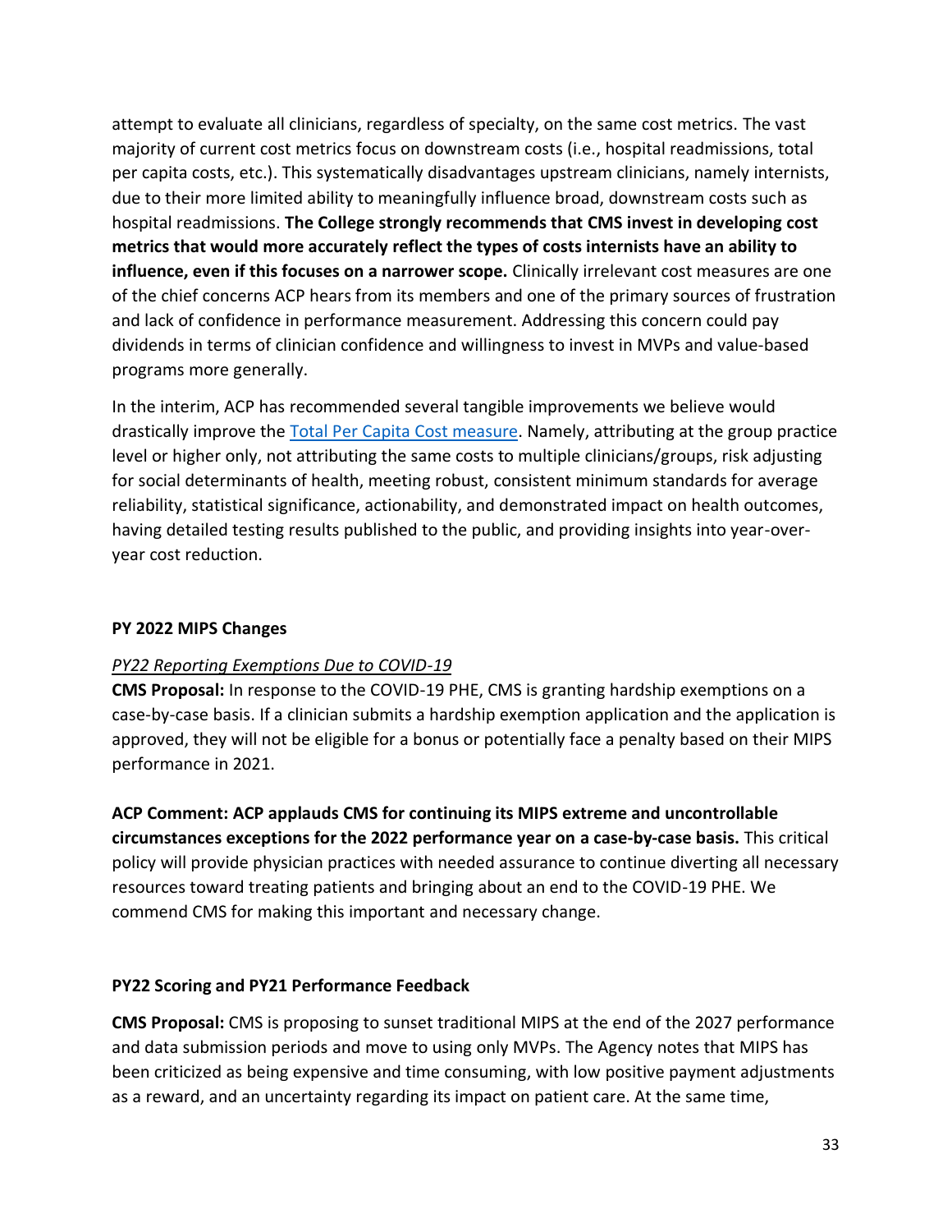attempt to evaluate all clinicians, regardless of specialty, on the same cost metrics. The vast majority of current cost metrics focus on downstream costs (i.e., hospital readmissions, total per capita costs, etc.). This systematically disadvantages upstream clinicians, namely internists, due to their more limited ability to meaningfully influence broad, downstream costs such as hospital readmissions. **The College strongly recommends that CMS invest in developing cost metrics that would more accurately reflect the types of costs internists have an ability to influence, even if this focuses on a narrower scope.** Clinically irrelevant cost measures are one of the chief concerns ACP hears from its members and one of the primary sources of frustration and lack of confidence in performance measurement. Addressing this concern could pay dividends in terms of clinician confidence and willingness to invest in MVPs and value-based programs more generally.

In the interim, ACP has recommended several tangible improvements we believe would drastically improve the [Total Per Capita Cost measure](). Namely, attributing at the group practice level or higher only, not attributing the same costs to multiple clinicians/groups, risk adjusting for social determinants of health, meeting robust, consistent minimum standards for average reliability, statistical significance, actionability, and demonstrated impact on health outcomes, having detailed testing results published to the public, and providing insights into year-over-year cost reduction.

**PY 2022 MIPS Changes**

*PY22 Reporting Exemptions Due to COVID-19*

**CMS Proposal:** In response to the COVID-19 PHE, CMS is granting hardship exemptions on a case-by-case basis. If a clinician submits a hardship exemption application and the application is approved, they will not be eligible for a bonus or potentially face a penalty based on their MIPS performance in 2021.

**ACP Comment: ACP applauds CMS for continuing its MIPS extreme and uncontrollable circumstances exceptions for the 2022 performance year on a case-by-case basis.** This critical policy will provide physician practices with needed assurance to continue diverting all necessary resources toward treating patients and bringing about an end to the COVID-19 PHE. We commend CMS for making this important and necessary change.

**PY22 Scoring and PY21 Performance Feedback**

**CMS Proposal:** CMS is proposing to sunset traditional MIPS at the end of the 2027 performance and data submission periods and move to using only MVPs. The Agency notes that MIPS has been criticized as being expensive and time consuming, with low positive payment adjustments as a reward, and an uncertainty regarding its impact on patient care. At the same time,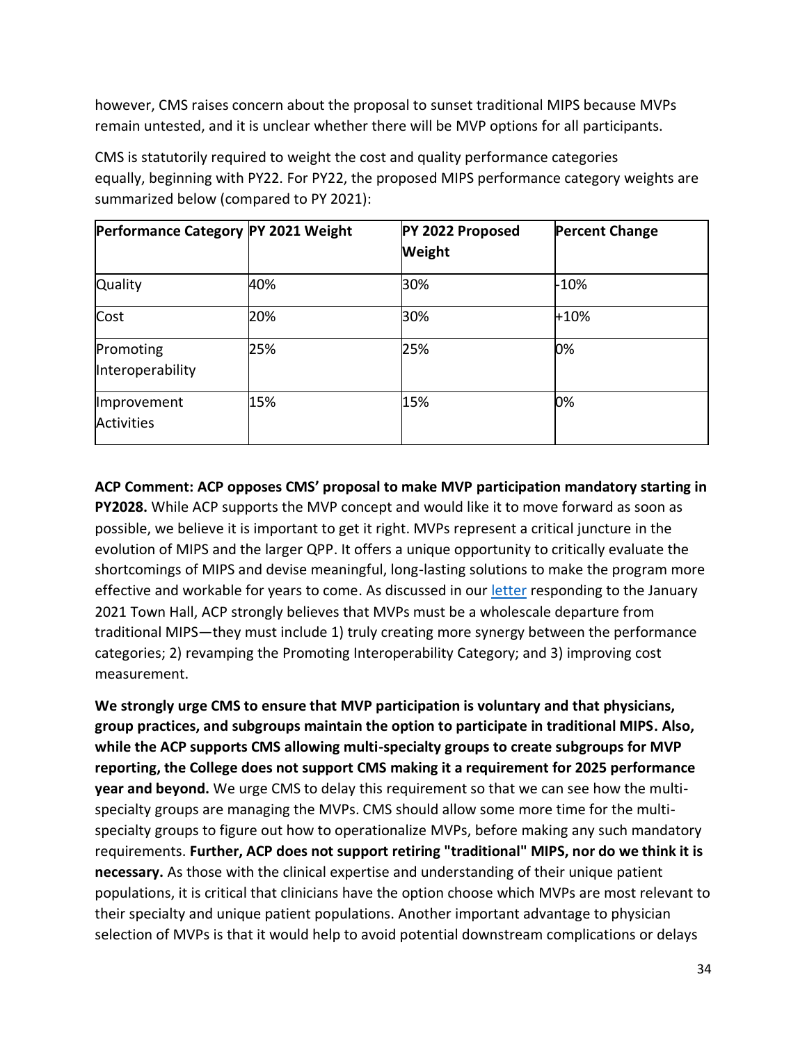however, CMS raises concern about the proposal to sunset traditional MIPS because MVPs remain untested, and it is unclear whether there will be MVP options for all participants.

CMS is statutorily required to weight the cost and quality performance categories equally, beginning with PY22. For PY22, the proposed MIPS performance category weights are summarized below (compared to PY 2021):

| Performance Category | PY 2021 Weight | PY 2022 Proposed Weight | Percent Change |
|---|---|---|---|
| Quality | 40% | 30% | -10% |
| Cost | 20% | 30% | +10% |
| Promoting Interoperability | 25% | 25% | 0% |
| Improvement Activities | 15% | 15% | 0% |

**ACP Comment: ACP opposes CMS' proposal to make MVP participation mandatory starting in PY2028.** While ACP supports the MVP concept and would like it to move forward as soon as possible, we believe it is important to get it right. MVPs represent a critical juncture in the evolution of MIPS and the larger QPP. It offers a unique opportunity to critically evaluate the shortcomings of MIPS and devise meaningful, long-lasting solutions to make the program more effective and workable for years to come. As discussed in our letter responding to the January 2021 Town Hall, ACP strongly believes that MVPs must be a wholescale departure from traditional MIPS—they must include 1) truly creating more synergy between the performance categories; 2) revamping the Promoting Interoperability Category; and 3) improving cost measurement.

**We strongly urge CMS to ensure that MVP participation is voluntary and that physicians, group practices, and subgroups maintain the option to participate in traditional MIPS. Also, while the ACP supports CMS allowing multi-specialty groups to create subgroups for MVP reporting, the College does not support CMS making it a requirement for 2025 performance year and beyond.** We urge CMS to delay this requirement so that we can see how the multi-specialty groups are managing the MVPs. CMS should allow some more time for the multi-specialty groups to figure out how to operationalize MVPs, before making any such mandatory requirements. **Further, ACP does not support retiring "traditional" MIPS, nor do we think it is necessary.** As those with the clinical expertise and understanding of their unique patient populations, it is critical that clinicians have the option choose which MVPs are most relevant to their specialty and unique patient populations. Another important advantage to physician selection of MVPs is that it would help to avoid potential downstream complications or delays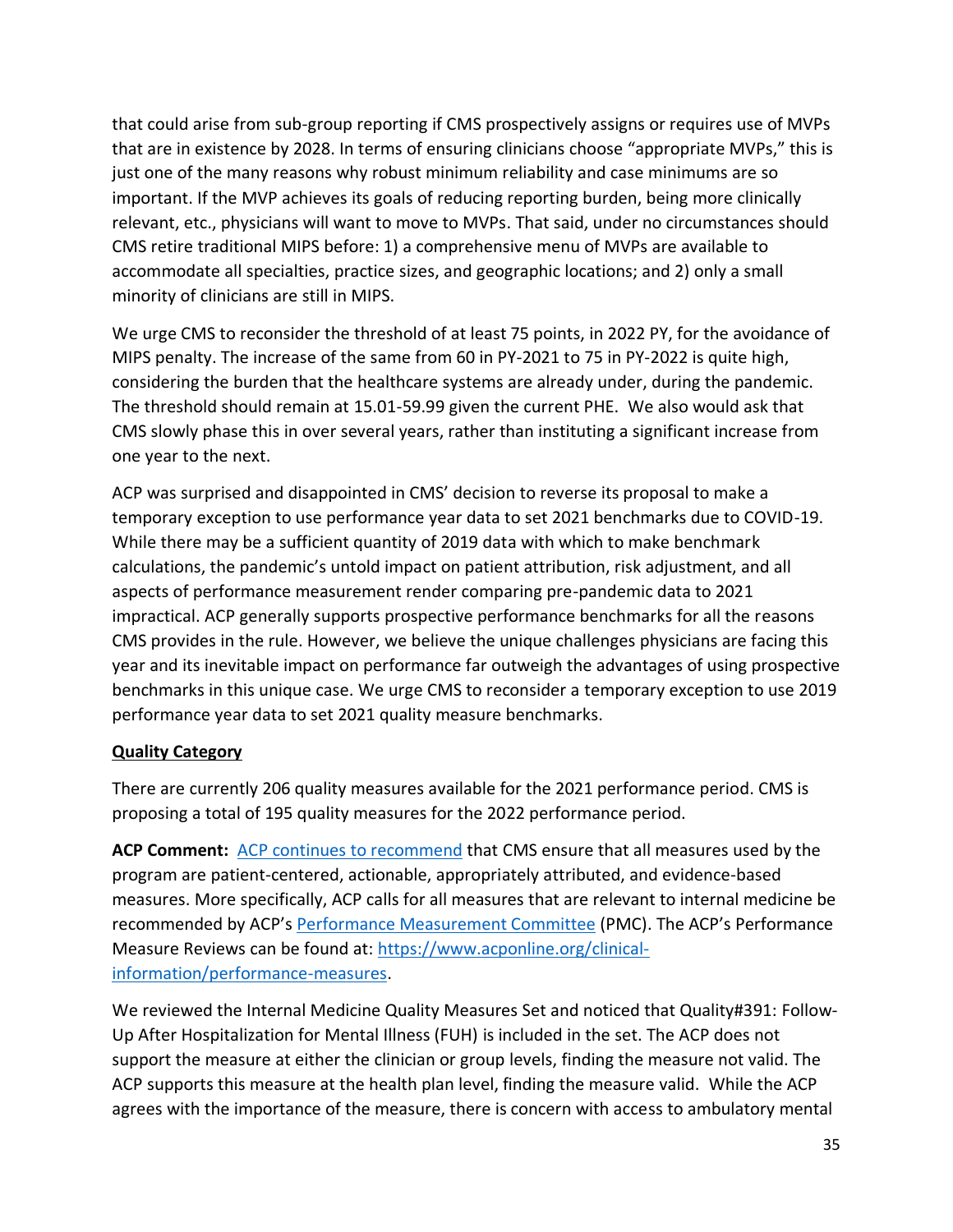that could arise from sub-group reporting if CMS prospectively assigns or requires use of MVPs that are in existence by 2028. In terms of ensuring clinicians choose "appropriate MVPs," this is just one of the many reasons why robust minimum reliability and case minimums are so important. If the MVP achieves its goals of reducing reporting burden, being more clinically relevant, etc., physicians will want to move to MVPs. That said, under no circumstances should CMS retire traditional MIPS before: 1) a comprehensive menu of MVPs are available to accommodate all specialties, practice sizes, and geographic locations; and 2) only a small minority of clinicians are still in MIPS.

We urge CMS to reconsider the threshold of at least 75 points, in 2022 PY, for the avoidance of MIPS penalty. The increase of the same from 60 in PY-2021 to 75 in PY-2022 is quite high, considering the burden that the healthcare systems are already under, during the pandemic. The threshold should remain at 15.01-59.99 given the current PHE. We also would ask that CMS slowly phase this in over several years, rather than instituting a significant increase from one year to the next.

ACP was surprised and disappointed in CMS' decision to reverse its proposal to make a temporary exception to use performance year data to set 2021 benchmarks due to COVID-19. While there may be a sufficient quantity of 2019 data with which to make benchmark calculations, the pandemic's untold impact on patient attribution, risk adjustment, and all aspects of performance measurement render comparing pre-pandemic data to 2021 impractical. ACP generally supports prospective performance benchmarks for all the reasons CMS provides in the rule. However, we believe the unique challenges physicians are facing this year and its inevitable impact on performance far outweigh the advantages of using prospective benchmarks in this unique case. We urge CMS to reconsider a temporary exception to use 2019 performance year data to set 2021 quality measure benchmarks.

**Quality Category**

There are currently 206 quality measures available for the 2021 performance period. CMS is proposing a total of 195 quality measures for the 2022 performance period.

**ACP Comment:** ACP continues to recommend that CMS ensure that all measures used by the program are patient-centered, actionable, appropriately attributed, and evidence-based measures. More specifically, ACP calls for all measures that are relevant to internal medicine be recommended by ACP's Performance Measurement Committee (PMC). The ACP's Performance Measure Reviews can be found at: https://www.acponline.org/clinical-information/performance-measures.

We reviewed the Internal Medicine Quality Measures Set and noticed that Quality#391: Follow-Up After Hospitalization for Mental Illness (FUH) is included in the set. The ACP does not support the measure at either the clinician or group levels, finding the measure not valid. The ACP supports this measure at the health plan level, finding the measure valid. While the ACP agrees with the importance of the measure, there is concern with access to ambulatory mental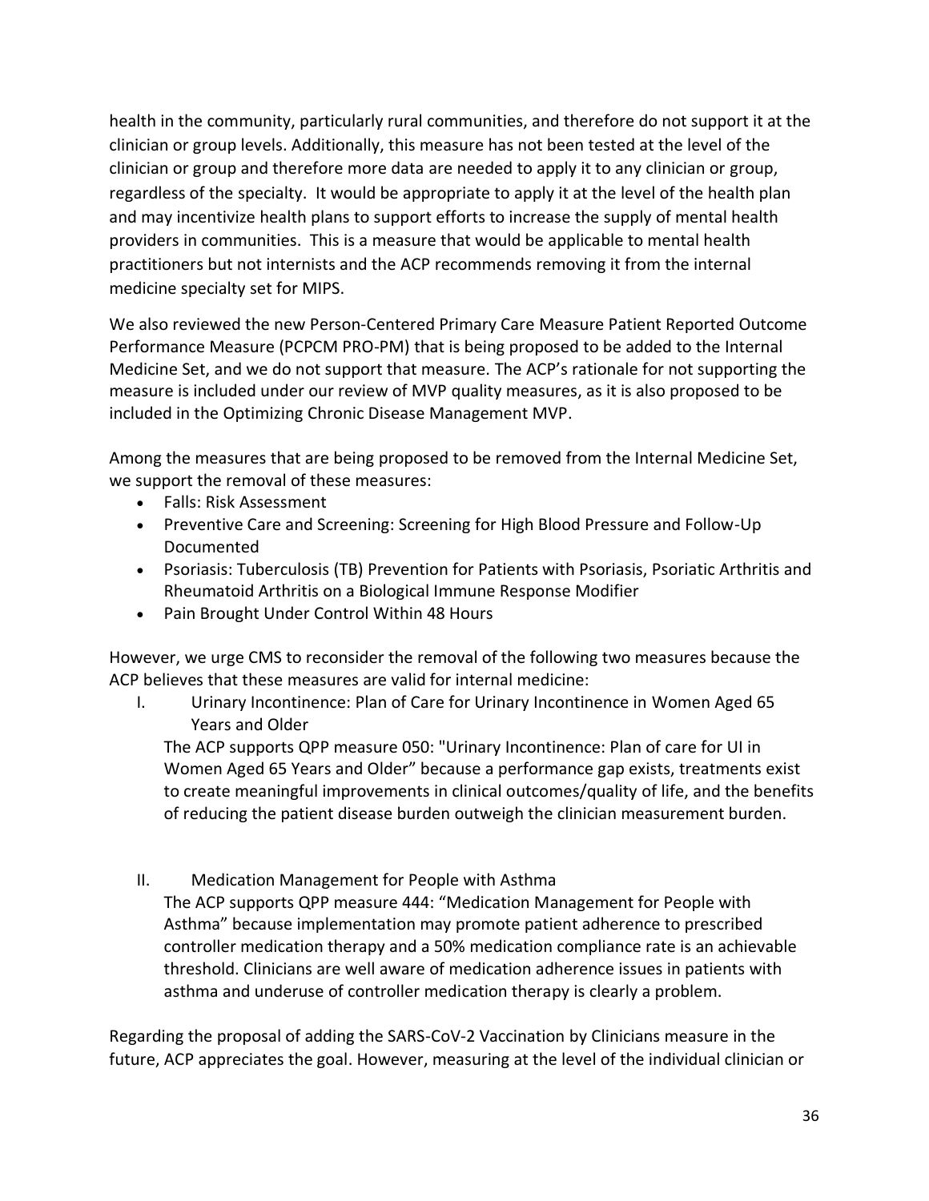health in the community, particularly rural communities, and therefore do not support it at the clinician or group levels. Additionally, this measure has not been tested at the level of the clinician or group and therefore more data are needed to apply it to any clinician or group, regardless of the specialty. It would be appropriate to apply it at the level of the health plan and may incentivize health plans to support efforts to increase the supply of mental health providers in communities. This is a measure that would be applicable to mental health practitioners but not internists and the ACP recommends removing it from the internal medicine specialty set for MIPS.

We also reviewed the new Person-Centered Primary Care Measure Patient Reported Outcome Performance Measure (PCPCM PRO-PM) that is being proposed to be added to the Internal Medicine Set, and we do not support that measure. The ACP's rationale for not supporting the measure is included under our review of MVP quality measures, as it is also proposed to be included in the Optimizing Chronic Disease Management MVP.

Among the measures that are being proposed to be removed from the Internal Medicine Set, we support the removal of these measures:

- Falls: Risk Assessment
- Preventive Care and Screening: Screening for High Blood Pressure and Follow-Up Documented
- Psoriasis: Tuberculosis (TB) Prevention for Patients with Psoriasis, Psoriatic Arthritis and Rheumatoid Arthritis on a Biological Immune Response Modifier
- Pain Brought Under Control Within 48 Hours

However, we urge CMS to reconsider the removal of the following two measures because the ACP believes that these measures are valid for internal medicine:

I. Urinary Incontinence: Plan of Care for Urinary Incontinence in Women Aged 65 Years and Older

   The ACP supports QPP measure 050: "Urinary Incontinence: Plan of care for UI in Women Aged 65 Years and Older" because a performance gap exists, treatments exist to create meaningful improvements in clinical outcomes/quality of life, and the benefits of reducing the patient disease burden outweigh the clinician measurement burden.

II. Medication Management for People with Asthma

   The ACP supports QPP measure 444: "Medication Management for People with Asthma" because implementation may promote patient adherence to prescribed controller medication therapy and a 50% medication compliance rate is an achievable threshold. Clinicians are well aware of medication adherence issues in patients with asthma and underuse of controller medication therapy is clearly a problem.

Regarding the proposal of adding the SARS-CoV-2 Vaccination by Clinicians measure in the future, ACP appreciates the goal. However, measuring at the level of the individual clinician or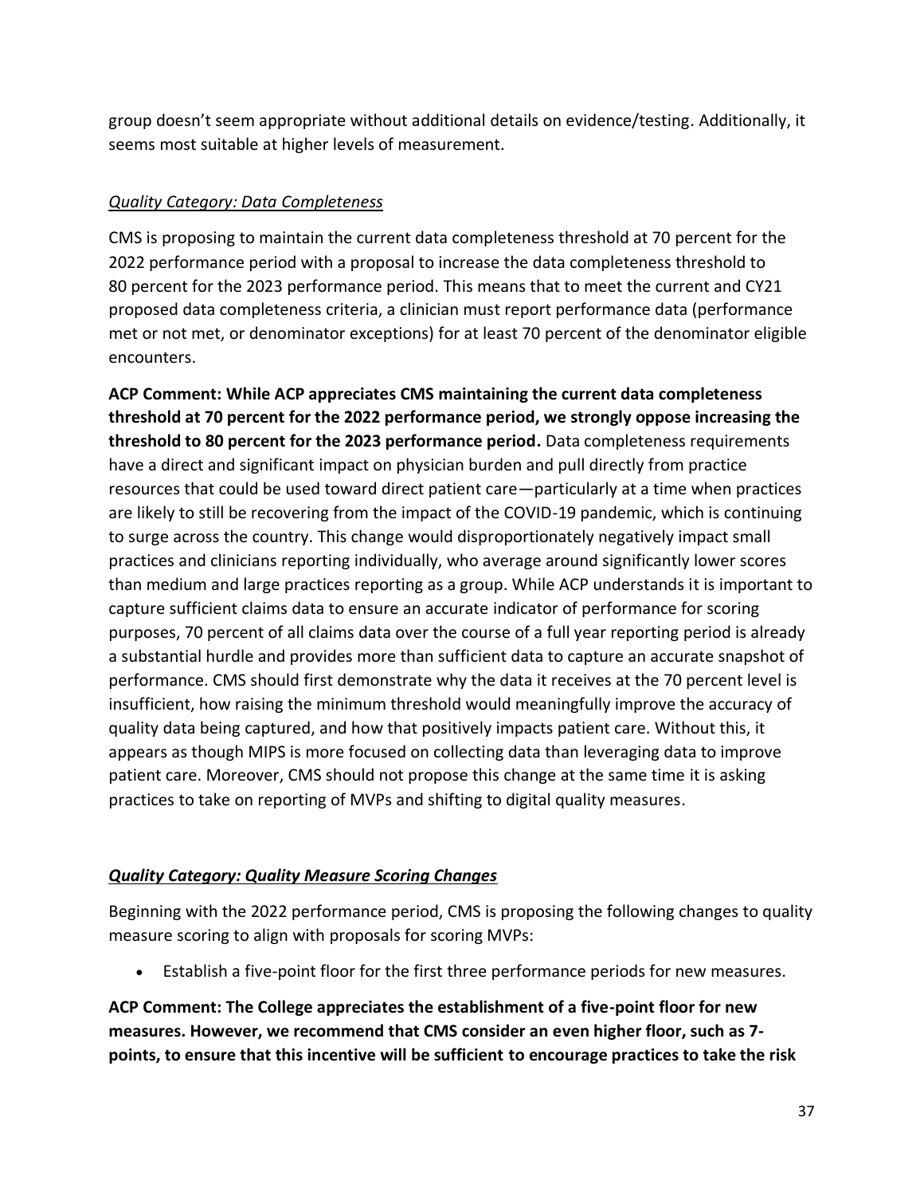group doesn't seem appropriate without additional details on evidence/testing. Additionally, it seems most suitable at higher levels of measurement.

*Quality Category: Data Completeness*

CMS is proposing to maintain the current data completeness threshold at 70 percent for the 2022 performance period with a proposal to increase the data completeness threshold to 80 percent for the 2023 performance period. This means that to meet the current and CY21 proposed data completeness criteria, a clinician must report performance data (performance met or not met, or denominator exceptions) for at least 70 percent of the denominator eligible encounters.

**ACP Comment: While ACP appreciates CMS maintaining the current data completeness threshold at 70 percent for the 2022 performance period, we strongly oppose increasing the threshold to 80 percent for the 2023 performance period.** Data completeness requirements have a direct and significant impact on physician burden and pull directly from practice resources that could be used toward direct patient care—particularly at a time when practices are likely to still be recovering from the impact of the COVID-19 pandemic, which is continuing to surge across the country. This change would disproportionately negatively impact small practices and clinicians reporting individually, who average around significantly lower scores than medium and large practices reporting as a group. While ACP understands it is important to capture sufficient claims data to ensure an accurate indicator of performance for scoring purposes, 70 percent of all claims data over the course of a full year reporting period is already a substantial hurdle and provides more than sufficient data to capture an accurate snapshot of performance. CMS should first demonstrate why the data it receives at the 70 percent level is insufficient, how raising the minimum threshold would meaningfully improve the accuracy of quality data being captured, and how that positively impacts patient care. Without this, it appears as though MIPS is more focused on collecting data than leveraging data to improve patient care. Moreover, CMS should not propose this change at the same time it is asking practices to take on reporting of MVPs and shifting to digital quality measures.

***Quality Category: Quality Measure Scoring Changes***

Beginning with the 2022 performance period, CMS is proposing the following changes to quality measure scoring to align with proposals for scoring MVPs:

- Establish a five-point floor for the first three performance periods for new measures.

**ACP Comment: The College appreciates the establishment of a five-point floor for new measures. However, we recommend that CMS consider an even higher floor, such as 7-points, to ensure that this incentive will be sufficient to encourage practices to take the risk**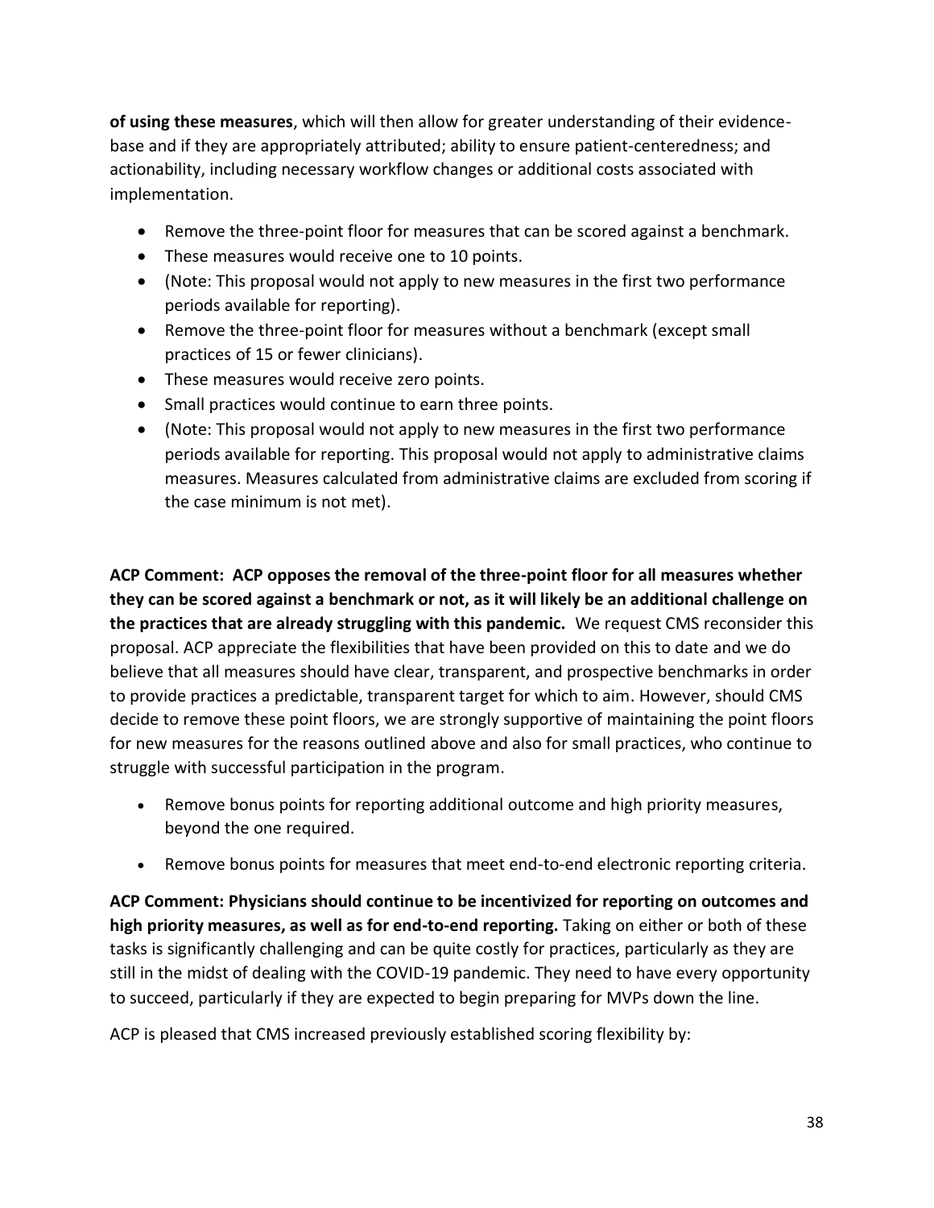**of using these measures**, which will then allow for greater understanding of their evidence-base and if they are appropriately attributed; ability to ensure patient-centeredness; and actionability, including necessary workflow changes or additional costs associated with implementation.

- Remove the three-point floor for measures that can be scored against a benchmark.
- These measures would receive one to 10 points.
- (Note: This proposal would not apply to new measures in the first two performance periods available for reporting).
- Remove the three-point floor for measures without a benchmark (except small practices of 15 or fewer clinicians).
- These measures would receive zero points.
- Small practices would continue to earn three points.
- (Note: This proposal would not apply to new measures in the first two performance periods available for reporting. This proposal would not apply to administrative claims measures. Measures calculated from administrative claims are excluded from scoring if the case minimum is not met).

**ACP Comment: ACP opposes the removal of the three-point floor for all measures whether they can be scored against a benchmark or not, as it will likely be an additional challenge on the practices that are already struggling with this pandemic.** We request CMS reconsider this proposal. ACP appreciate the flexibilities that have been provided on this to date and we do believe that all measures should have clear, transparent, and prospective benchmarks in order to provide practices a predictable, transparent target for which to aim. However, should CMS decide to remove these point floors, we are strongly supportive of maintaining the point floors for new measures for the reasons outlined above and also for small practices, who continue to struggle with successful participation in the program.

- Remove bonus points for reporting additional outcome and high priority measures, beyond the one required.
- Remove bonus points for measures that meet end-to-end electronic reporting criteria.

**ACP Comment: Physicians should continue to be incentivized for reporting on outcomes and high priority measures, as well as for end-to-end reporting.** Taking on either or both of these tasks is significantly challenging and can be quite costly for practices, particularly as they are still in the midst of dealing with the COVID-19 pandemic. They need to have every opportunity to succeed, particularly if they are expected to begin preparing for MVPs down the line.

ACP is pleased that CMS increased previously established scoring flexibility by: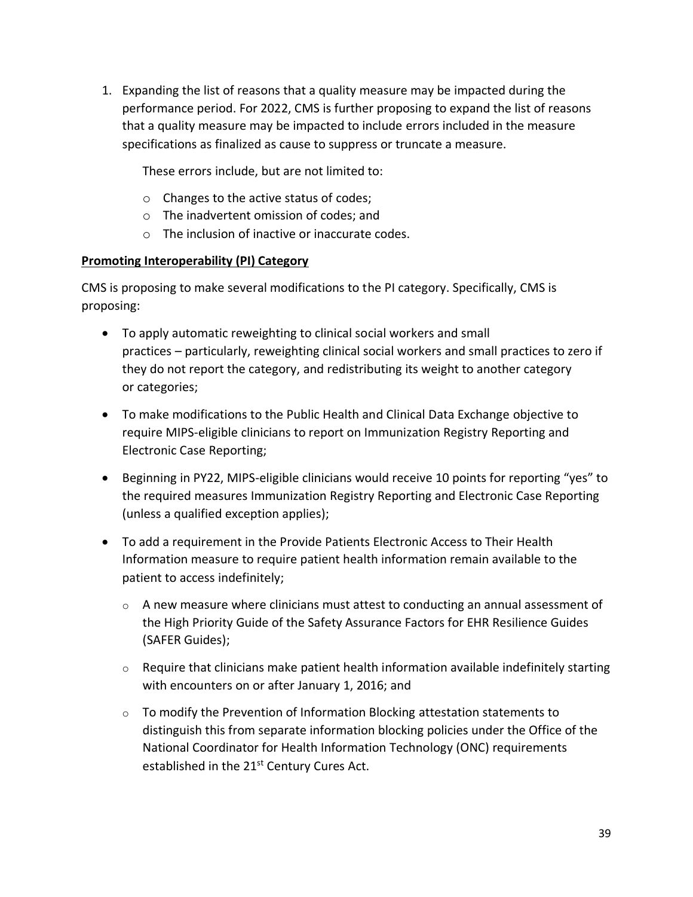1. Expanding the list of reasons that a quality measure may be impacted during the performance period. For 2022, CMS is further proposing to expand the list of reasons that a quality measure may be impacted to include errors included in the measure specifications as finalized as cause to suppress or truncate a measure.

   These errors include, but are not limited to:

   - Changes to the active status of codes;
   - The inadvertent omission of codes; and
   - The inclusion of inactive or inaccurate codes.

**Promoting Interoperability (PI) Category**

CMS is proposing to make several modifications to the PI category. Specifically, CMS is proposing:

- To apply automatic reweighting to clinical social workers and small practices – particularly, reweighting clinical social workers and small practices to zero if they do not report the category, and redistributing its weight to another category or categories;
- To make modifications to the Public Health and Clinical Data Exchange objective to require MIPS-eligible clinicians to report on Immunization Registry Reporting and Electronic Case Reporting;
- Beginning in PY22, MIPS-eligible clinicians would receive 10 points for reporting "yes" to the required measures Immunization Registry Reporting and Electronic Case Reporting (unless a qualified exception applies);
- To add a requirement in the Provide Patients Electronic Access to Their Health Information measure to require patient health information remain available to the patient to access indefinitely;
  - A new measure where clinicians must attest to conducting an annual assessment of the High Priority Guide of the Safety Assurance Factors for EHR Resilience Guides (SAFER Guides);
  - Require that clinicians make patient health information available indefinitely starting with encounters on or after January 1, 2016; and
  - To modify the Prevention of Information Blocking attestation statements to distinguish this from separate information blocking policies under the Office of the National Coordinator for Health Information Technology (ONC) requirements established in the 21st Century Cures Act.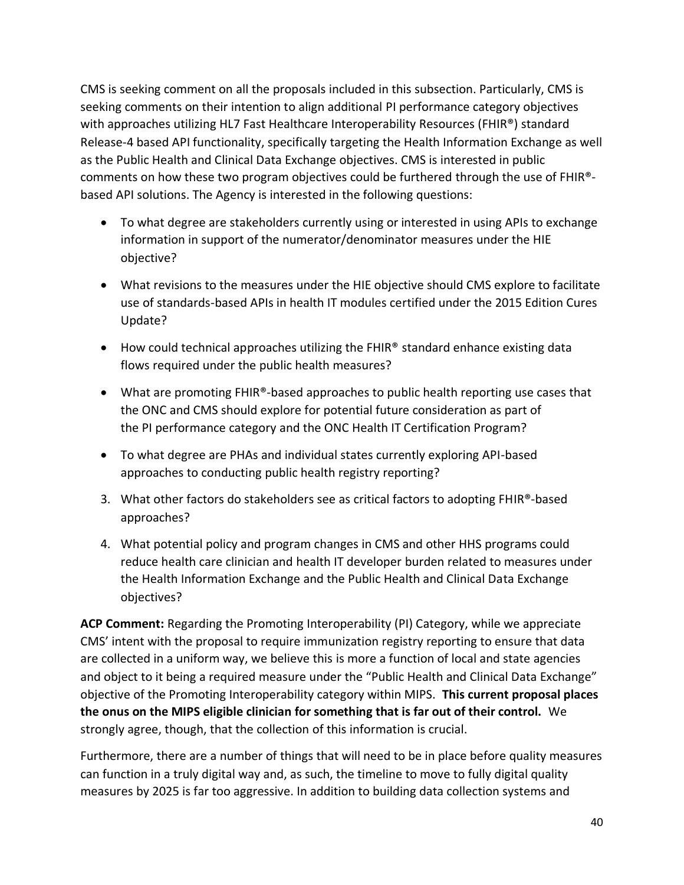CMS is seeking comment on all the proposals included in this subsection. Particularly, CMS is seeking comments on their intention to align additional PI performance category objectives with approaches utilizing HL7 Fast Healthcare Interoperability Resources (FHIR®) standard Release-4 based API functionality, specifically targeting the Health Information Exchange as well as the Public Health and Clinical Data Exchange objectives. CMS is interested in public comments on how these two program objectives could be furthered through the use of FHIR®-based API solutions. The Agency is interested in the following questions:

- To what degree are stakeholders currently using or interested in using APIs to exchange information in support of the numerator/denominator measures under the HIE objective?
- What revisions to the measures under the HIE objective should CMS explore to facilitate use of standards-based APIs in health IT modules certified under the 2015 Edition Cures Update?
- How could technical approaches utilizing the FHIR® standard enhance existing data flows required under the public health measures?
- What are promoting FHIR®-based approaches to public health reporting use cases that the ONC and CMS should explore for potential future consideration as part of the PI performance category and the ONC Health IT Certification Program?
- To what degree are PHAs and individual states currently exploring API-based approaches to conducting public health registry reporting?

3. What other factors do stakeholders see as critical factors to adopting FHIR®-based approaches?
4. What potential policy and program changes in CMS and other HHS programs could reduce health care clinician and health IT developer burden related to measures under the Health Information Exchange and the Public Health and Clinical Data Exchange objectives?

**ACP Comment:** Regarding the Promoting Interoperability (PI) Category, while we appreciate CMS' intent with the proposal to require immunization registry reporting to ensure that data are collected in a uniform way, we believe this is more a function of local and state agencies and object to it being a required measure under the "Public Health and Clinical Data Exchange" objective of the Promoting Interoperability category within MIPS. **This current proposal places the onus on the MIPS eligible clinician for something that is far out of their control.** We strongly agree, though, that the collection of this information is crucial.

Furthermore, there are a number of things that will need to be in place before quality measures can function in a truly digital way and, as such, the timeline to move to fully digital quality measures by 2025 is far too aggressive. In addition to building data collection systems and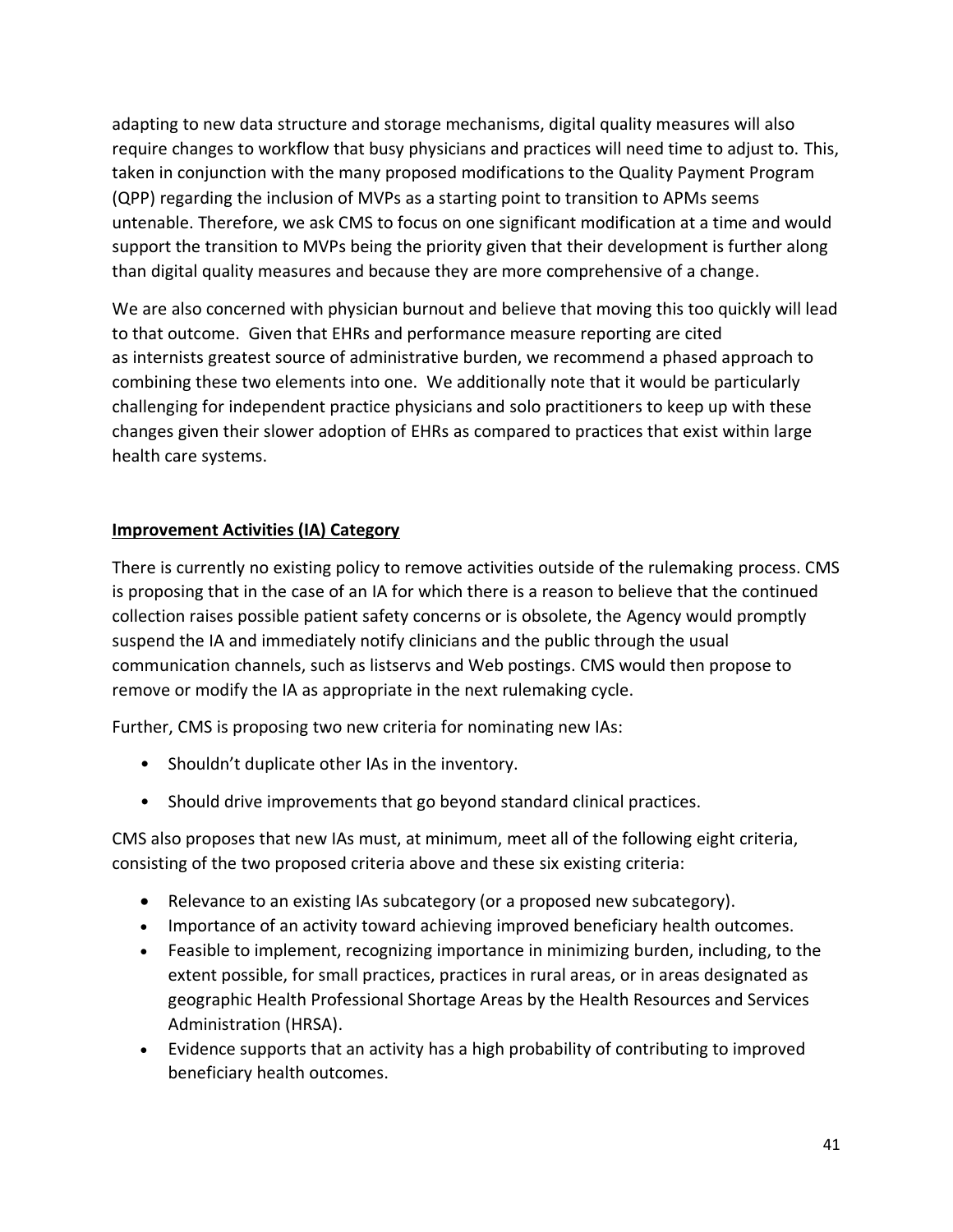adapting to new data structure and storage mechanisms, digital quality measures will also require changes to workflow that busy physicians and practices will need time to adjust to. This, taken in conjunction with the many proposed modifications to the Quality Payment Program (QPP) regarding the inclusion of MVPs as a starting point to transition to APMs seems untenable. Therefore, we ask CMS to focus on one significant modification at a time and would support the transition to MVPs being the priority given that their development is further along than digital quality measures and because they are more comprehensive of a change.

We are also concerned with physician burnout and believe that moving this too quickly will lead to that outcome. Given that EHRs and performance measure reporting are cited as internists greatest source of administrative burden, we recommend a phased approach to combining these two elements into one. We additionally note that it would be particularly challenging for independent practice physicians and solo practitioners to keep up with these changes given their slower adoption of EHRs as compared to practices that exist within large health care systems.

**Improvement Activities (IA) Category**

There is currently no existing policy to remove activities outside of the rulemaking process. CMS is proposing that in the case of an IA for which there is a reason to believe that the continued collection raises possible patient safety concerns or is obsolete, the Agency would promptly suspend the IA and immediately notify clinicians and the public through the usual communication channels, such as listservs and Web postings. CMS would then propose to remove or modify the IA as appropriate in the next rulemaking cycle.

Further, CMS is proposing two new criteria for nominating new IAs:

- Shouldn't duplicate other IAs in the inventory.
- Should drive improvements that go beyond standard clinical practices.

CMS also proposes that new IAs must, at minimum, meet all of the following eight criteria, consisting of the two proposed criteria above and these six existing criteria:

- Relevance to an existing IAs subcategory (or a proposed new subcategory).
- Importance of an activity toward achieving improved beneficiary health outcomes.
- Feasible to implement, recognizing importance in minimizing burden, including, to the extent possible, for small practices, practices in rural areas, or in areas designated as geographic Health Professional Shortage Areas by the Health Resources and Services Administration (HRSA).
- Evidence supports that an activity has a high probability of contributing to improved beneficiary health outcomes.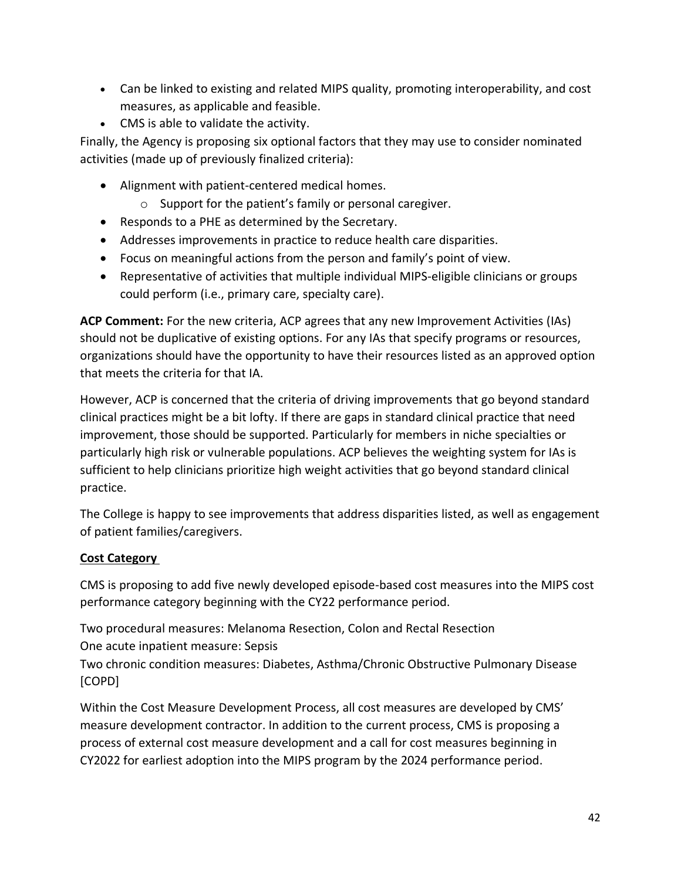- Can be linked to existing and related MIPS quality, promoting interoperability, and cost measures, as applicable and feasible.
- CMS is able to validate the activity.

Finally, the Agency is proposing six optional factors that they may use to consider nominated activities (made up of previously finalized criteria):

- Alignment with patient-centered medical homes.
    - Support for the patient's family or personal caregiver.
- Responds to a PHE as determined by the Secretary.
- Addresses improvements in practice to reduce health care disparities.
- Focus on meaningful actions from the person and family's point of view.
- Representative of activities that multiple individual MIPS-eligible clinicians or groups could perform (i.e., primary care, specialty care).

**ACP Comment:** For the new criteria, ACP agrees that any new Improvement Activities (IAs) should not be duplicative of existing options. For any IAs that specify programs or resources, organizations should have the opportunity to have their resources listed as an approved option that meets the criteria for that IA.

However, ACP is concerned that the criteria of driving improvements that go beyond standard clinical practices might be a bit lofty. If there are gaps in standard clinical practice that need improvement, those should be supported. Particularly for members in niche specialties or particularly high risk or vulnerable populations. ACP believes the weighting system for IAs is sufficient to help clinicians prioritize high weight activities that go beyond standard clinical practice.

The College is happy to see improvements that address disparities listed, as well as engagement of patient families/caregivers.

**Cost Category**

CMS is proposing to add five newly developed episode-based cost measures into the MIPS cost performance category beginning with the CY22 performance period.

Two procedural measures: Melanoma Resection, Colon and Rectal Resection
One acute inpatient measure: Sepsis
Two chronic condition measures: Diabetes, Asthma/Chronic Obstructive Pulmonary Disease [COPD]

Within the Cost Measure Development Process, all cost measures are developed by CMS' measure development contractor. In addition to the current process, CMS is proposing a process of external cost measure development and a call for cost measures beginning in CY2022 for earliest adoption into the MIPS program by the 2024 performance period.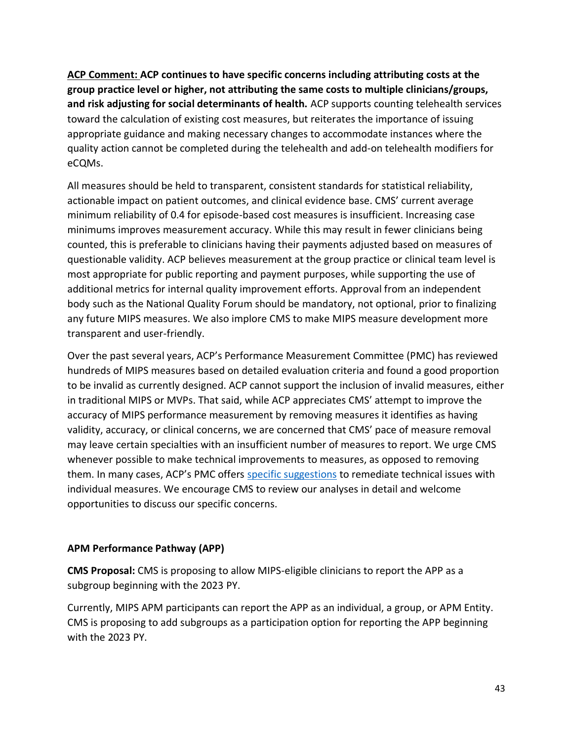**<u>ACP Comment:</u> ACP continues to have specific concerns including attributing costs at the group practice level or higher, not attributing the same costs to multiple clinicians/groups, and risk adjusting for social determinants of health.** ACP supports counting telehealth services toward the calculation of existing cost measures, but reiterates the importance of issuing appropriate guidance and making necessary changes to accommodate instances where the quality action cannot be completed during the telehealth and add-on telehealth modifiers for eCQMs.

All measures should be held to transparent, consistent standards for statistical reliability, actionable impact on patient outcomes, and clinical evidence base. CMS' current average minimum reliability of 0.4 for episode-based cost measures is insufficient. Increasing case minimums improves measurement accuracy. While this may result in fewer clinicians being counted, this is preferable to clinicians having their payments adjusted based on measures of questionable validity. ACP believes measurement at the group practice or clinical team level is most appropriate for public reporting and payment purposes, while supporting the use of additional metrics for internal quality improvement efforts. Approval from an independent body such as the National Quality Forum should be mandatory, not optional, prior to finalizing any future MIPS measures. We also implore CMS to make MIPS measure development more transparent and user-friendly.

Over the past several years, ACP's Performance Measurement Committee (PMC) has reviewed hundreds of MIPS measures based on detailed evaluation criteria and found a good proportion to be invalid as currently designed. ACP cannot support the inclusion of invalid measures, either in traditional MIPS or MVPs. That said, while ACP appreciates CMS' attempt to improve the accuracy of MIPS performance measurement by removing measures it identifies as having validity, accuracy, or clinical concerns, we are concerned that CMS' pace of measure removal may leave certain specialties with an insufficient number of measures to report. We urge CMS whenever possible to make technical improvements to measures, as opposed to removing them. In many cases, ACP's PMC offers specific suggestions to remediate technical issues with individual measures. We encourage CMS to review our analyses in detail and welcome opportunities to discuss our specific concerns.

**APM Performance Pathway (APP)**

**CMS Proposal:** CMS is proposing to allow MIPS-eligible clinicians to report the APP as a subgroup beginning with the 2023 PY.

Currently, MIPS APM participants can report the APP as an individual, a group, or APM Entity. CMS is proposing to add subgroups as a participation option for reporting the APP beginning with the 2023 PY.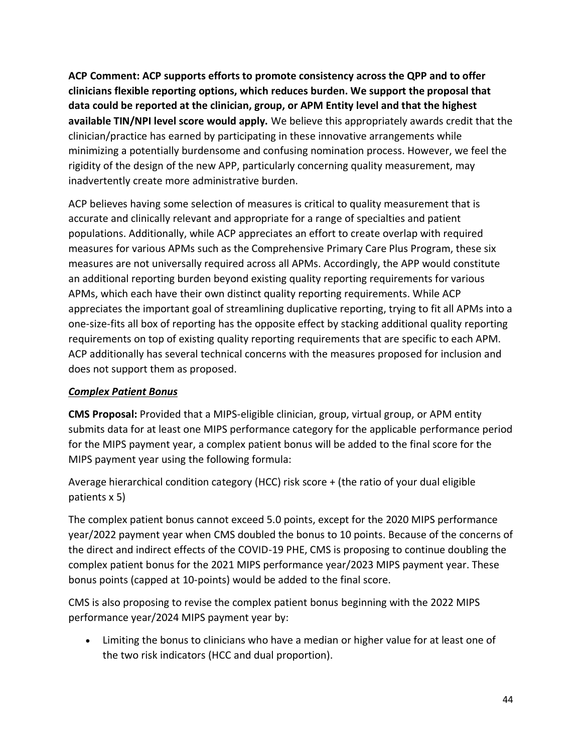**ACP Comment: ACP supports efforts to promote consistency across the QPP and to offer clinicians flexible reporting options, which reduces burden. We support the proposal that data could be reported at the clinician, group, or APM Entity level and that the highest available TIN/NPI level score would apply.** We believe this appropriately awards credit that the clinician/practice has earned by participating in these innovative arrangements while minimizing a potentially burdensome and confusing nomination process. However, we feel the rigidity of the design of the new APP, particularly concerning quality measurement, may inadvertently create more administrative burden.

ACP believes having some selection of measures is critical to quality measurement that is accurate and clinically relevant and appropriate for a range of specialties and patient populations. Additionally, while ACP appreciates an effort to create overlap with required measures for various APMs such as the Comprehensive Primary Care Plus Program, these six measures are not universally required across all APMs. Accordingly, the APP would constitute an additional reporting burden beyond existing quality reporting requirements for various APMs, which each have their own distinct quality reporting requirements. While ACP appreciates the important goal of streamlining duplicative reporting, trying to fit all APMs into a one-size-fits all box of reporting has the opposite effect by stacking additional quality reporting requirements on top of existing quality reporting requirements that are specific to each APM. ACP additionally has several technical concerns with the measures proposed for inclusion and does not support them as proposed.

***Complex Patient Bonus***

**CMS Proposal:** Provided that a MIPS-eligible clinician, group, virtual group, or APM entity submits data for at least one MIPS performance category for the applicable performance period for the MIPS payment year, a complex patient bonus will be added to the final score for the MIPS payment year using the following formula:

Average hierarchical condition category (HCC) risk score + (the ratio of your dual eligible patients x 5)

The complex patient bonus cannot exceed 5.0 points, except for the 2020 MIPS performance year/2022 payment year when CMS doubled the bonus to 10 points. Because of the concerns of the direct and indirect effects of the COVID-19 PHE, CMS is proposing to continue doubling the complex patient bonus for the 2021 MIPS performance year/2023 MIPS payment year. These bonus points (capped at 10-points) would be added to the final score.

CMS is also proposing to revise the complex patient bonus beginning with the 2022 MIPS performance year/2024 MIPS payment year by:

- Limiting the bonus to clinicians who have a median or higher value for at least one of the two risk indicators (HCC and dual proportion).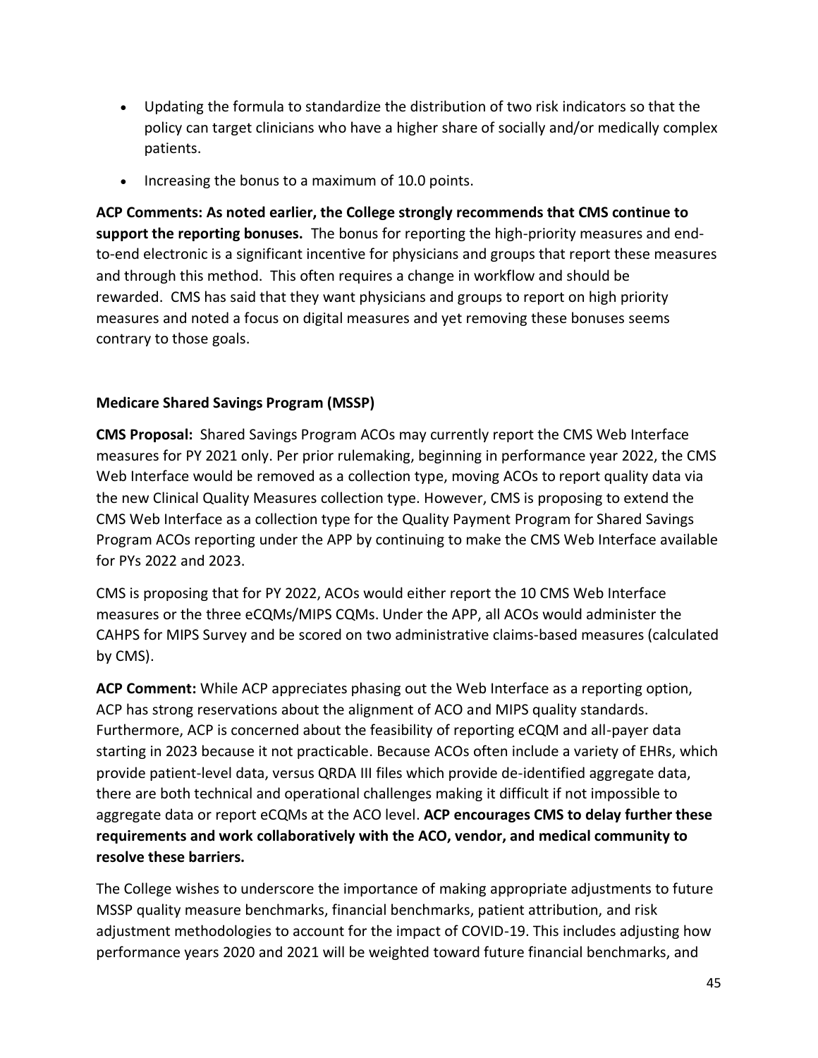- Updating the formula to standardize the distribution of two risk indicators so that the policy can target clinicians who have a higher share of socially and/or medically complex patients.
- Increasing the bonus to a maximum of 10.0 points.

**ACP Comments: As noted earlier, the College strongly recommends that CMS continue to support the reporting bonuses.** The bonus for reporting the high-priority measures and end-to-end electronic is a significant incentive for physicians and groups that report these measures and through this method. This often requires a change in workflow and should be rewarded. CMS has said that they want physicians and groups to report on high priority measures and noted a focus on digital measures and yet removing these bonuses seems contrary to those goals.

**Medicare Shared Savings Program (MSSP)**

**CMS Proposal:** Shared Savings Program ACOs may currently report the CMS Web Interface measures for PY 2021 only. Per prior rulemaking, beginning in performance year 2022, the CMS Web Interface would be removed as a collection type, moving ACOs to report quality data via the new Clinical Quality Measures collection type. However, CMS is proposing to extend the CMS Web Interface as a collection type for the Quality Payment Program for Shared Savings Program ACOs reporting under the APP by continuing to make the CMS Web Interface available for PYs 2022 and 2023.

CMS is proposing that for PY 2022, ACOs would either report the 10 CMS Web Interface measures or the three eCQMs/MIPS CQMs. Under the APP, all ACOs would administer the CAHPS for MIPS Survey and be scored on two administrative claims-based measures (calculated by CMS).

**ACP Comment:** While ACP appreciates phasing out the Web Interface as a reporting option, ACP has strong reservations about the alignment of ACO and MIPS quality standards. Furthermore, ACP is concerned about the feasibility of reporting eCQM and all-payer data starting in 2023 because it not practicable. Because ACOs often include a variety of EHRs, which provide patient-level data, versus QRDA III files which provide de-identified aggregate data, there are both technical and operational challenges making it difficult if not impossible to aggregate data or report eCQMs at the ACO level. **ACP encourages CMS to delay further these requirements and work collaboratively with the ACO, vendor, and medical community to resolve these barriers.**

The College wishes to underscore the importance of making appropriate adjustments to future MSSP quality measure benchmarks, financial benchmarks, patient attribution, and risk adjustment methodologies to account for the impact of COVID-19. This includes adjusting how performance years 2020 and 2021 will be weighted toward future financial benchmarks, and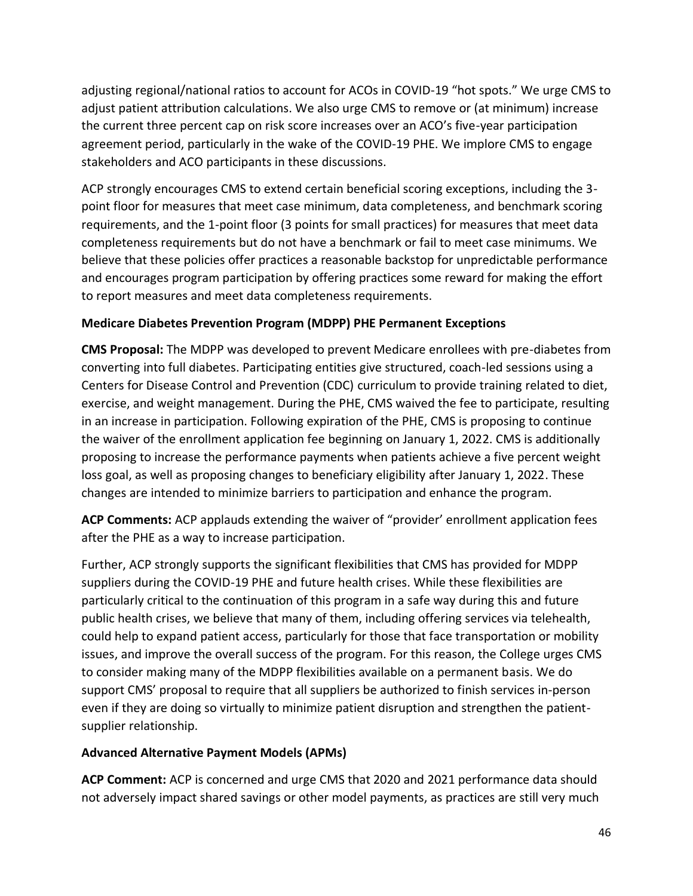adjusting regional/national ratios to account for ACOs in COVID-19 "hot spots." We urge CMS to adjust patient attribution calculations. We also urge CMS to remove or (at minimum) increase the current three percent cap on risk score increases over an ACO's five-year participation agreement period, particularly in the wake of the COVID-19 PHE. We implore CMS to engage stakeholders and ACO participants in these discussions.

ACP strongly encourages CMS to extend certain beneficial scoring exceptions, including the 3-point floor for measures that meet case minimum, data completeness, and benchmark scoring requirements, and the 1-point floor (3 points for small practices) for measures that meet data completeness requirements but do not have a benchmark or fail to meet case minimums. We believe that these policies offer practices a reasonable backstop for unpredictable performance and encourages program participation by offering practices some reward for making the effort to report measures and meet data completeness requirements.

**Medicare Diabetes Prevention Program (MDPP) PHE Permanent Exceptions**

**CMS Proposal:** The MDPP was developed to prevent Medicare enrollees with pre-diabetes from converting into full diabetes. Participating entities give structured, coach-led sessions using a Centers for Disease Control and Prevention (CDC) curriculum to provide training related to diet, exercise, and weight management. During the PHE, CMS waived the fee to participate, resulting in an increase in participation. Following expiration of the PHE, CMS is proposing to continue the waiver of the enrollment application fee beginning on January 1, 2022. CMS is additionally proposing to increase the performance payments when patients achieve a five percent weight loss goal, as well as proposing changes to beneficiary eligibility after January 1, 2022. These changes are intended to minimize barriers to participation and enhance the program.

**ACP Comments:** ACP applauds extending the waiver of "provider' enrollment application fees after the PHE as a way to increase participation.

Further, ACP strongly supports the significant flexibilities that CMS has provided for MDPP suppliers during the COVID-19 PHE and future health crises. While these flexibilities are particularly critical to the continuation of this program in a safe way during this and future public health crises, we believe that many of them, including offering services via telehealth, could help to expand patient access, particularly for those that face transportation or mobility issues, and improve the overall success of the program. For this reason, the College urges CMS to consider making many of the MDPP flexibilities available on a permanent basis. We do support CMS' proposal to require that all suppliers be authorized to finish services in-person even if they are doing so virtually to minimize patient disruption and strengthen the patient-supplier relationship.

**Advanced Alternative Payment Models (APMs)**

**ACP Comment:** ACP is concerned and urge CMS that 2020 and 2021 performance data should not adversely impact shared savings or other model payments, as practices are still very much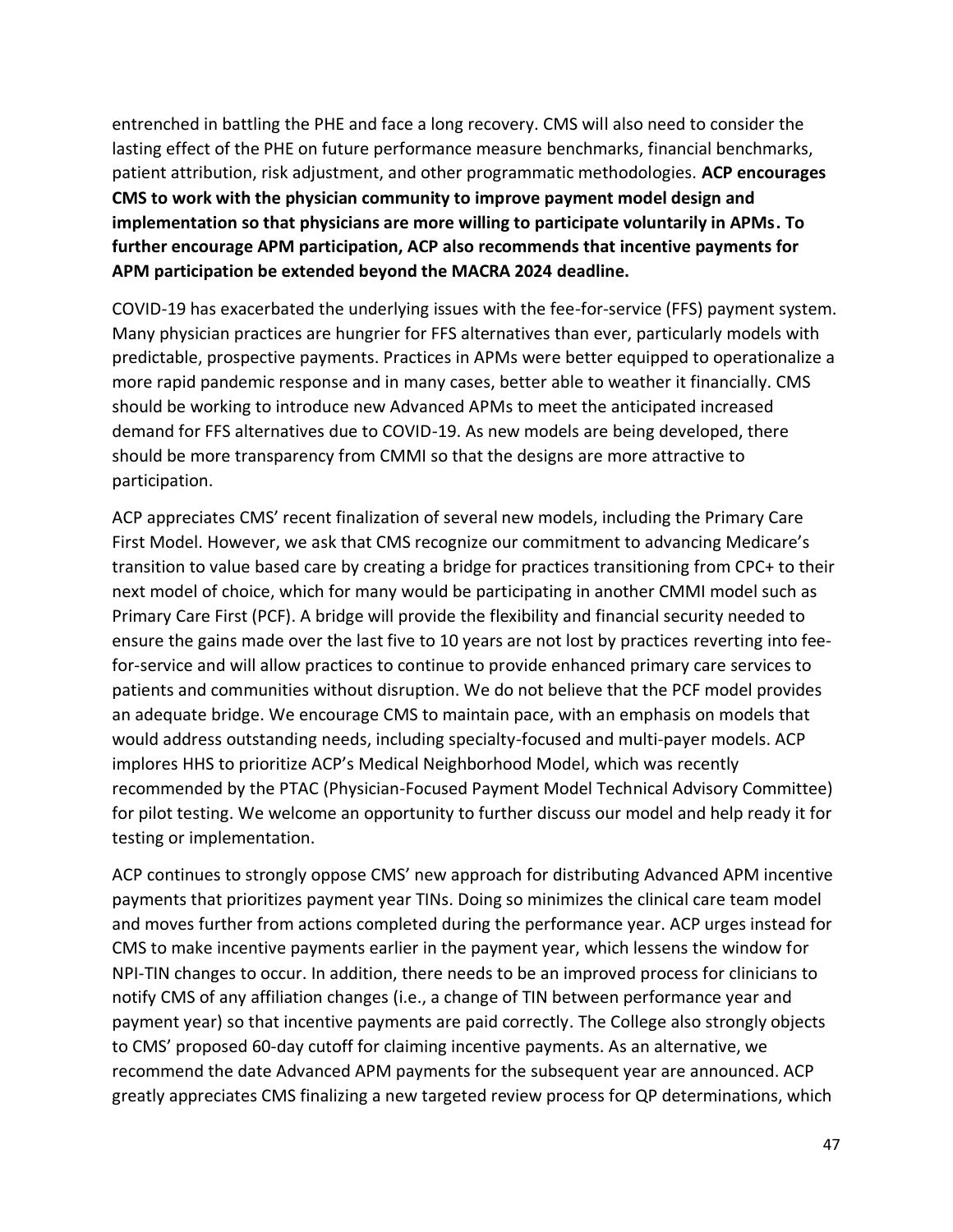entrenched in battling the PHE and face a long recovery. CMS will also need to consider the lasting effect of the PHE on future performance measure benchmarks, financial benchmarks, patient attribution, risk adjustment, and other programmatic methodologies. **ACP encourages CMS to work with the physician community to improve payment model design and implementation so that physicians are more willing to participate voluntarily in APMs. To further encourage APM participation, ACP also recommends that incentive payments for APM participation be extended beyond the MACRA 2024 deadline.**

COVID-19 has exacerbated the underlying issues with the fee-for-service (FFS) payment system. Many physician practices are hungrier for FFS alternatives than ever, particularly models with predictable, prospective payments. Practices in APMs were better equipped to operationalize a more rapid pandemic response and in many cases, better able to weather it financially. CMS should be working to introduce new Advanced APMs to meet the anticipated increased demand for FFS alternatives due to COVID-19. As new models are being developed, there should be more transparency from CMMI so that the designs are more attractive to participation.

ACP appreciates CMS' recent finalization of several new models, including the Primary Care First Model. However, we ask that CMS recognize our commitment to advancing Medicare's transition to value based care by creating a bridge for practices transitioning from CPC+ to their next model of choice, which for many would be participating in another CMMI model such as Primary Care First (PCF). A bridge will provide the flexibility and financial security needed to ensure the gains made over the last five to 10 years are not lost by practices reverting into fee-for-service and will allow practices to continue to provide enhanced primary care services to patients and communities without disruption. We do not believe that the PCF model provides an adequate bridge. We encourage CMS to maintain pace, with an emphasis on models that would address outstanding needs, including specialty-focused and multi-payer models. ACP implores HHS to prioritize ACP's Medical Neighborhood Model, which was recently recommended by the PTAC (Physician-Focused Payment Model Technical Advisory Committee) for pilot testing. We welcome an opportunity to further discuss our model and help ready it for testing or implementation.

ACP continues to strongly oppose CMS' new approach for distributing Advanced APM incentive payments that prioritizes payment year TINs. Doing so minimizes the clinical care team model and moves further from actions completed during the performance year. ACP urges instead for CMS to make incentive payments earlier in the payment year, which lessens the window for NPI-TIN changes to occur. In addition, there needs to be an improved process for clinicians to notify CMS of any affiliation changes (i.e., a change of TIN between performance year and payment year) so that incentive payments are paid correctly. The College also strongly objects to CMS' proposed 60-day cutoff for claiming incentive payments. As an alternative, we recommend the date Advanced APM payments for the subsequent year are announced. ACP greatly appreciates CMS finalizing a new targeted review process for QP determinations, which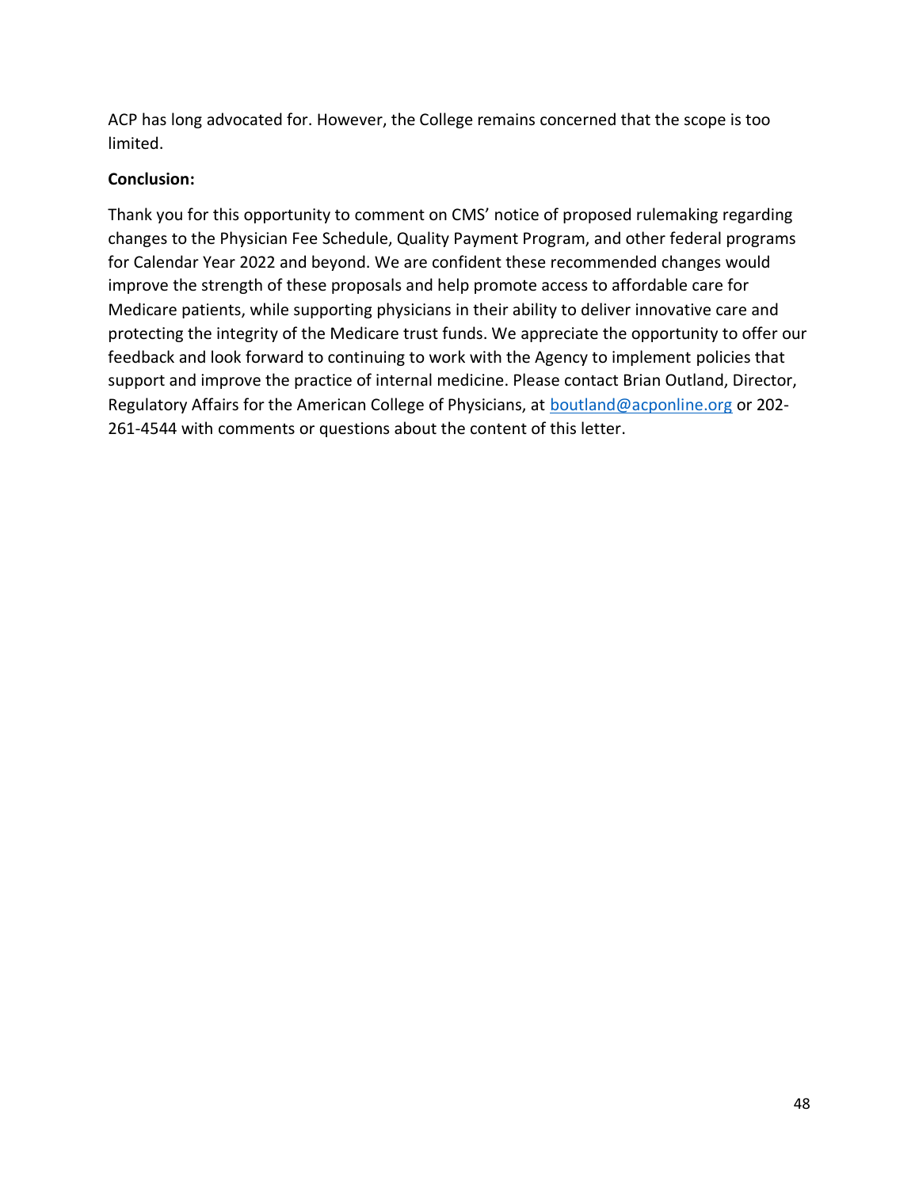ACP has long advocated for. However, the College remains concerned that the scope is too limited.

**Conclusion:**

Thank you for this opportunity to comment on CMS' notice of proposed rulemaking regarding changes to the Physician Fee Schedule, Quality Payment Program, and other federal programs for Calendar Year 2022 and beyond. We are confident these recommended changes would improve the strength of these proposals and help promote access to affordable care for Medicare patients, while supporting physicians in their ability to deliver innovative care and protecting the integrity of the Medicare trust funds. We appreciate the opportunity to offer our feedback and look forward to continuing to work with the Agency to implement policies that support and improve the practice of internal medicine. Please contact Brian Outland, Director, Regulatory Affairs for the American College of Physicians, at boutland@acponline.org or 202-261-4544 with comments or questions about the content of this letter.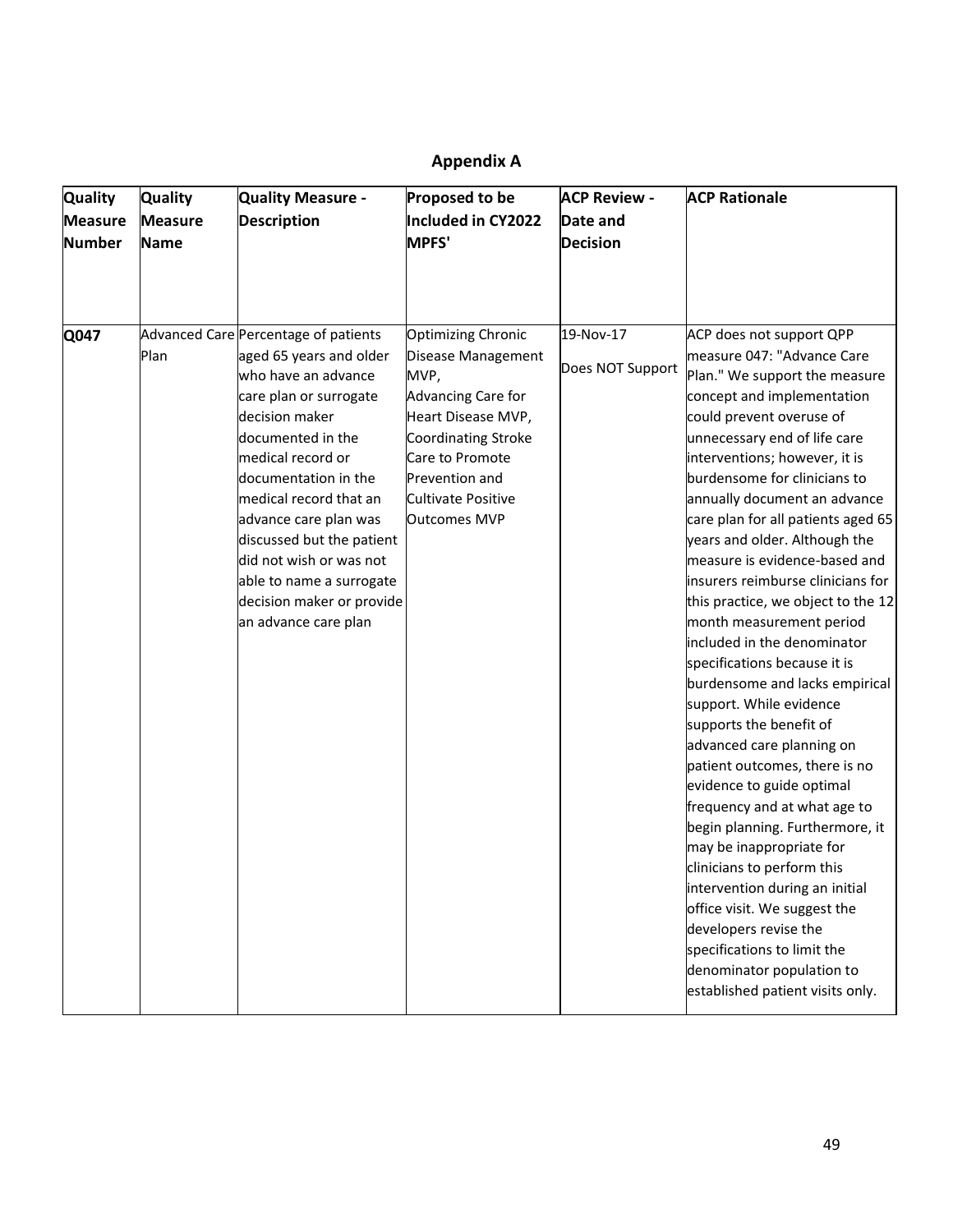## Appendix A

| Quality Measure Number | Quality Measure Name | Quality Measure - Description | Proposed to be Included in CY2022 MPFS' | ACP Review - Date and Decision | ACP Rationale |
|---|---|---|---|---|---|
| **Q047** | Advanced Care Plan | Percentage of patients aged 65 years and older who have an advance care plan or surrogate decision maker documented in the medical record or documentation in the medical record that an advance care plan was discussed but the patient did not wish or was not able to name a surrogate decision maker or provide an advance care plan | Optimizing Chronic Disease Management MVP, Advancing Care for Heart Disease MVP, Coordinating Stroke Care to Promote Prevention and Cultivate Positive Outcomes MVP | 19-Nov-17 Does NOT Support | ACP does not support QPP measure 047: "Advance Care Plan." We support the measure concept and implementation could prevent overuse of unnecessary end of life care interventions; however, it is burdensome for clinicians to annually document an advance care plan for all patients aged 65 years and older. Although the measure is evidence-based and insurers reimburse clinicians for this practice, we object to the 12 month measurement period included in the denominator specifications because it is burdensome and lacks empirical support. While evidence supports the benefit of advanced care planning on patient outcomes, there is no evidence to guide optimal frequency and at what age to begin planning. Furthermore, it may be inappropriate for clinicians to perform this intervention during an initial office visit. We suggest the developers revise the specifications to limit the denominator population to established patient visits only. |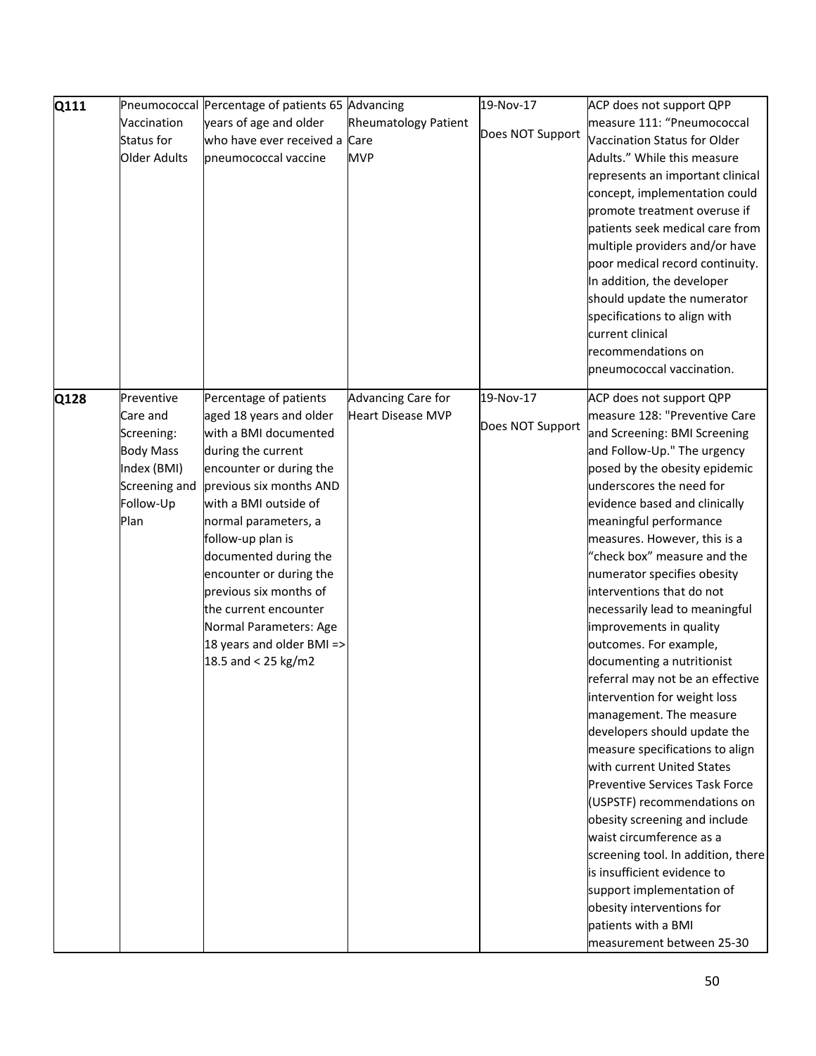| Q111 | Pneumococcal Vaccination Status for Older Adults | Percentage of patients 65 years of age and older who have ever received a pneumococcal vaccine | Advancing Rheumatology Patient Care MVP | 19-Nov-17<br><br>Does NOT Support | ACP does not support QPP measure 111: "Pneumococcal Vaccination Status for Older Adults." While this measure represents an important clinical concept, implementation could promote treatment overuse if patients seek medical care from multiple providers and/or have poor medical record continuity. In addition, the developer should update the numerator specifications to align with current clinical recommendations on pneumococcal vaccination. |
|---|---|---|---|---|---|
| Q128 | Preventive Care and Screening: Body Mass Index (BMI) Screening and Follow-Up Plan | Percentage of patients aged 18 years and older with a BMI documented during the current encounter or during the previous six months AND with a BMI outside of normal parameters, a follow-up plan is documented during the encounter or during the previous six months of the current encounter Normal Parameters: Age 18 years and older BMI => 18.5 and < 25 kg/m2 | Advancing Care for Heart Disease MVP | 19-Nov-17<br><br>Does NOT Support | ACP does not support QPP measure 128: "Preventive Care and Screening: BMI Screening and Follow-Up." The urgency posed by the obesity epidemic underscores the need for evidence based and clinically meaningful performance measures. However, this is a "check box" measure and the numerator specifies obesity interventions that do not necessarily lead to meaningful improvements in quality outcomes. For example, documenting a nutritionist referral may not be an effective intervention for weight loss management. The measure developers should update the measure specifications to align with current United States Preventive Services Task Force (USPSTF) recommendations on obesity screening and include waist circumference as a screening tool. In addition, there is insufficient evidence to support implementation of obesity interventions for patients with a BMI measurement between 25-30 |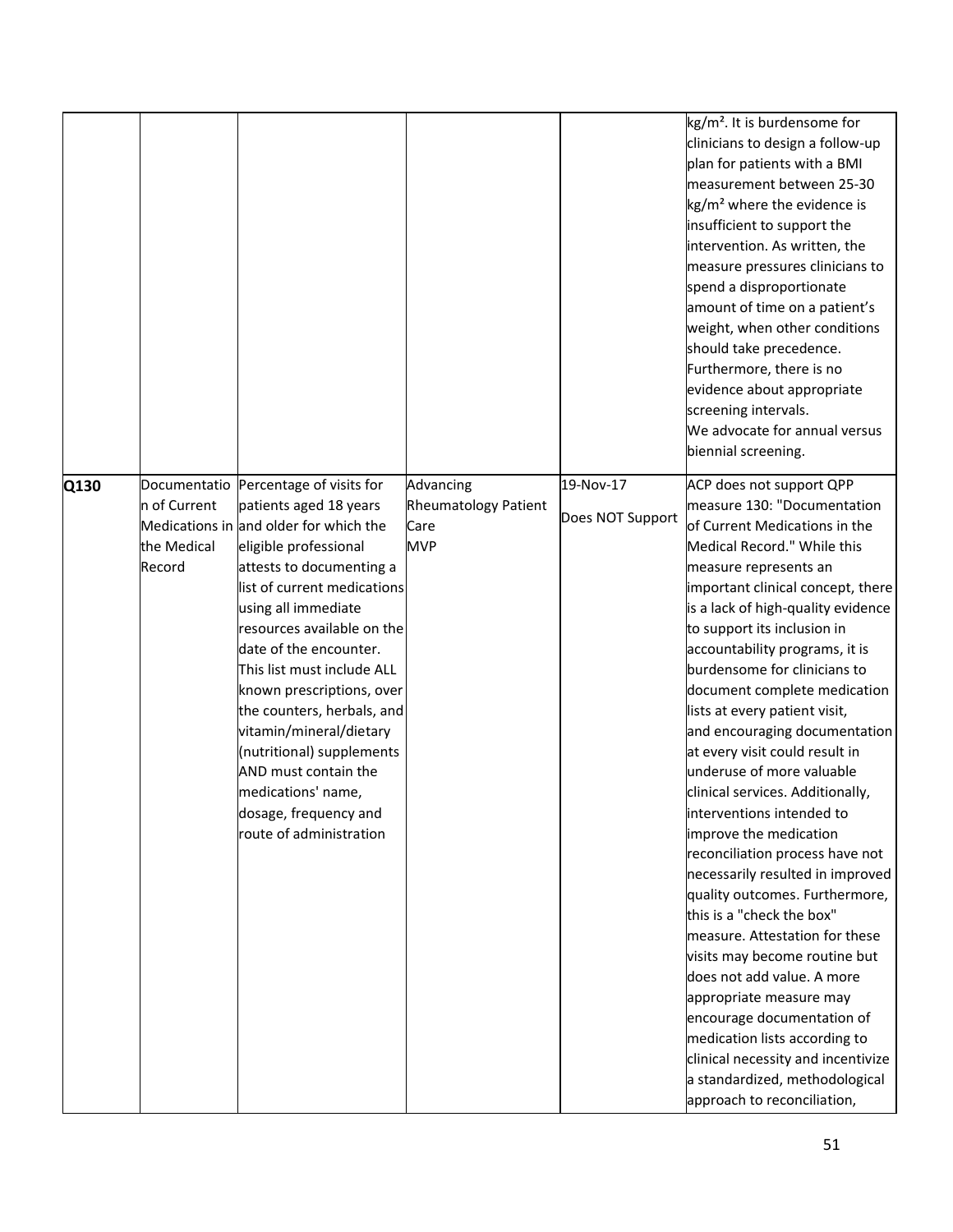| | | | | | |
|---|---|---|---|---|---|
| | | | | | kg/m². It is burdensome for clinicians to design a follow-up plan for patients with a BMI measurement between 25-30 kg/m² where the evidence is insufficient to support the intervention. As written, the measure pressures clinicians to spend a disproportionate amount of time on a patient's weight, when other conditions should take precedence. Furthermore, there is no evidence about appropriate screening intervals. We advocate for annual versus biennial screening. |
| **Q130** | Documentation of Current Medications in the Medical Record | Percentage of visits for patients aged 18 years and older for which the eligible professional attests to documenting a list of current medications using all immediate resources available on the date of the encounter. This list must include ALL known prescriptions, over the counters, herbals, and vitamin/mineral/dietary (nutritional) supplements AND must contain the medications' name, dosage, frequency and route of administration | Advancing Rheumatology Patient Care MVP | 19-Nov-17 Does NOT Support | ACP does not support QPP measure 130: "Documentation of Current Medications in the Medical Record." While this measure represents an important clinical concept, there is a lack of high-quality evidence to support its inclusion in accountability programs, it is burdensome for clinicians to document complete medication lists at every patient visit, and encouraging documentation at every visit could result in underuse of more valuable clinical services. Additionally, interventions intended to improve the medication reconciliation process have not necessarily resulted in improved quality outcomes. Furthermore, this is a "check the box" measure. Attestation for these visits may become routine but does not add value. A more appropriate measure may encourage documentation of medication lists according to clinical necessity and incentivize a standardized, methodological approach to reconciliation, |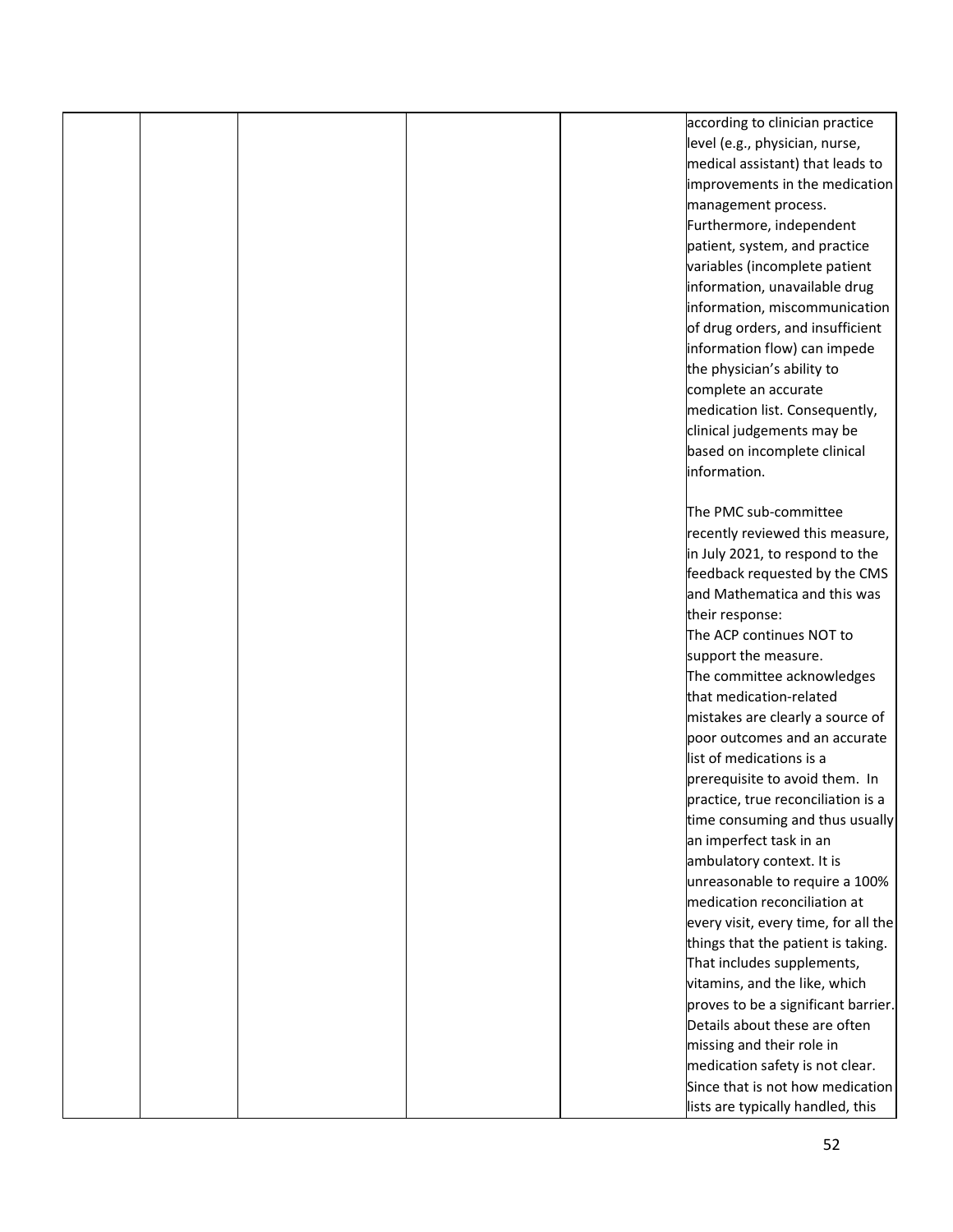|  |  |  |  |  |  |
|---|---|---|---|---|---|
|  |  |  |  |  | according to clinician practice level (e.g., physician, nurse, medical assistant) that leads to improvements in the medication management process. Furthermore, independent patient, system, and practice variables (incomplete patient information, unavailable drug information, miscommunication of drug orders, and insufficient information flow) can impede the physician's ability to complete an accurate medication list. Consequently, clinical judgements may be based on incomplete clinical information.<br><br>The PMC sub-committee recently reviewed this measure, in July 2021, to respond to the feedback requested by the CMS and Mathematica and this was their response:<br>The ACP continues NOT to support the measure.<br>The committee acknowledges that medication-related mistakes are clearly a source of poor outcomes and an accurate list of medications is a prerequisite to avoid them. In practice, true reconciliation is a time consuming and thus usually an imperfect task in an ambulatory context. It is unreasonable to require a 100% medication reconciliation at every visit, every time, for all the things that the patient is taking. That includes supplements, vitamins, and the like, which proves to be a significant barrier. Details about these are often missing and their role in medication safety is not clear. Since that is not how medication lists are typically handled, this |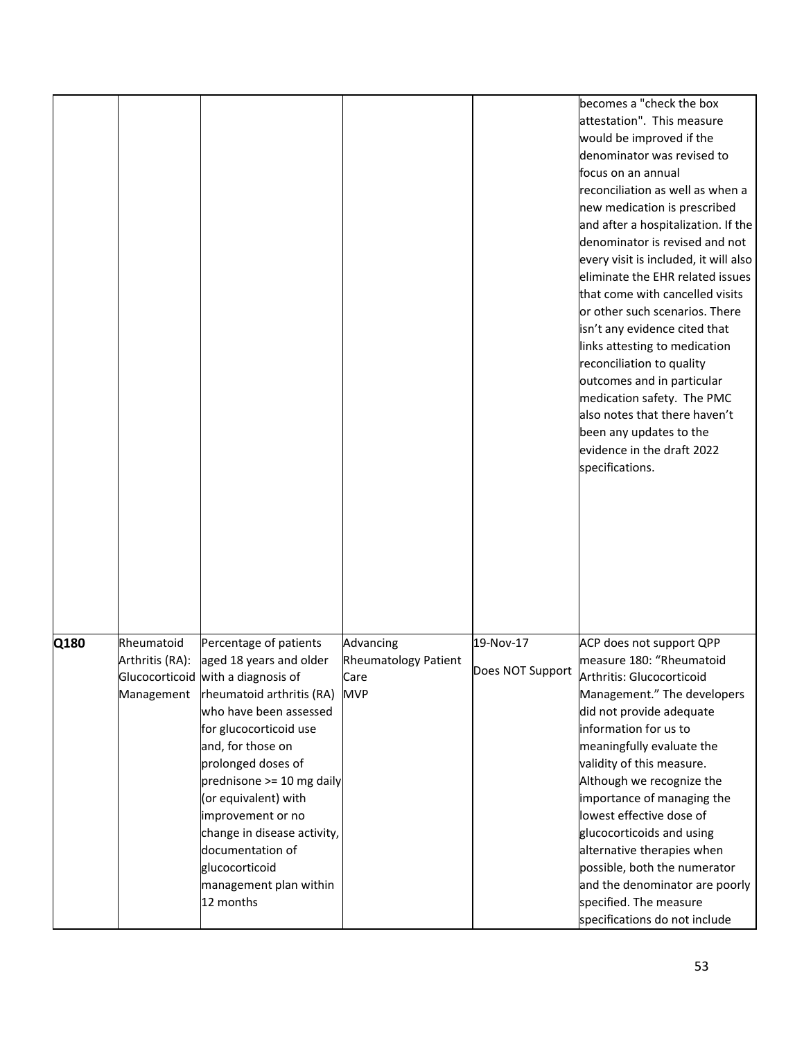| | | | | | |
|---|---|---|---|---|---|
| | | | | | becomes a "check the box attestation". This measure would be improved if the denominator was revised to focus on an annual reconciliation as well as when a new medication is prescribed and after a hospitalization. If the denominator is revised and not every visit is included, it will also eliminate the EHR related issues that come with cancelled visits or other such scenarios. There isn't any evidence cited that links attesting to medication reconciliation to quality outcomes and in particular medication safety. The PMC also notes that there haven't been any updates to the evidence in the draft 2022 specifications. |
| **Q180** | Rheumatoid Arthritis (RA): Glucocorticoid Management | Percentage of patients aged 18 years and older with a diagnosis of rheumatoid arthritis (RA) who have been assessed for glucocorticoid use and, for those on prolonged doses of prednisone >= 10 mg daily (or equivalent) with improvement or no change in disease activity, documentation of glucocorticoid management plan within 12 months | Advancing Rheumatology Patient Care MVP | 19-Nov-17<br><br>Does NOT Support | ACP does not support QPP measure 180: "Rheumatoid Arthritis: Glucocorticoid Management." The developers did not provide adequate information for us to meaningfully evaluate the validity of this measure. Although we recognize the importance of managing the lowest effective dose of glucocorticoids and using alternative therapies when possible, both the numerator and the denominator are poorly specified. The measure specifications do not include |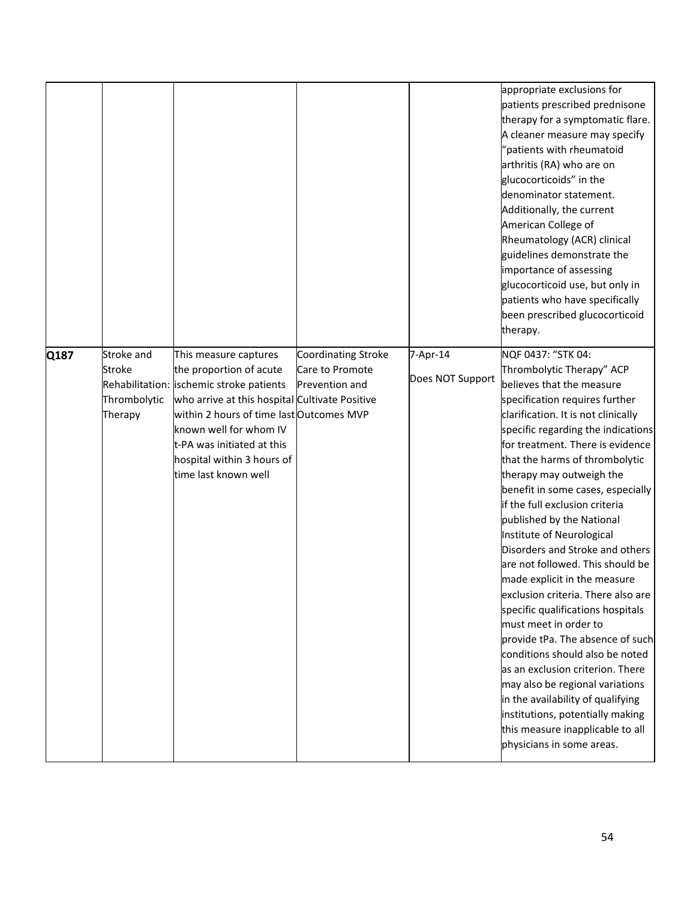| | | | | | |
|---|---|---|---|---|---|
| | | | | | appropriate exclusions for patients prescribed prednisone therapy for a symptomatic flare. A cleaner measure may specify "patients with rheumatoid arthritis (RA) who are on glucocorticoids" in the denominator statement. Additionally, the current American College of Rheumatology (ACR) clinical guidelines demonstrate the importance of assessing glucocorticoid use, but only in patients who have specifically been prescribed glucocorticoid therapy. |
| **Q187** | Stroke and Stroke Rehabilitation: Thrombolytic Therapy | This measure captures the proportion of acute ischemic stroke patients who arrive at this hospital within 2 hours of time last known well for whom IV t-PA was initiated at this hospital within 3 hours of time last known well | Coordinating Stroke Care to Promote Prevention and Cultivate Positive Outcomes MVP | 7-Apr-14<br>Does NOT Support | NQF 0437: "STK 04: Thrombolytic Therapy" ACP believes that the measure specification requires further clarification. It is not clinically specific regarding the indications for treatment. There is evidence that the harms of thrombolytic therapy may outweigh the benefit in some cases, especially if the full exclusion criteria published by the National Institute of Neurological Disorders and Stroke and others are not followed. This should be made explicit in the measure exclusion criteria. There also are specific qualifications hospitals must meet in order to provide tPa. The absence of such conditions should also be noted as an exclusion criterion. There may also be regional variations in the availability of qualifying institutions, potentially making this measure inapplicable to all physicians in some areas. |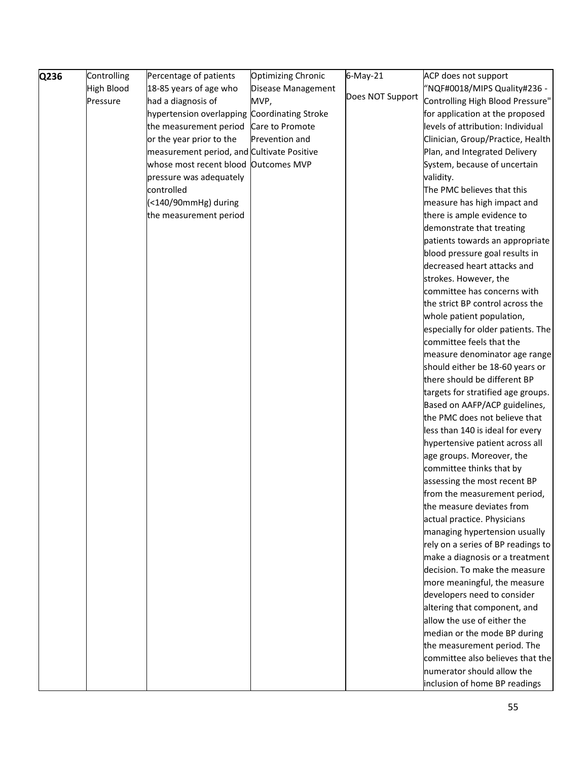| Q236 | Controlling High Blood Pressure | Percentage of patients 18-85 years of age who had a diagnosis of hypertension overlapping the measurement period or the year prior to the measurement period, and whose most recent blood pressure was adequately controlled (<140/90mmHg) during the measurement period | Optimizing Chronic Disease Management MVP, Coordinating Stroke Care to Promote Prevention and Cultivate Positive Outcomes MVP | 6-May-21<br><br>Does NOT Support | ACP does not support "NQF#0018/MIPS Quality#236 - Controlling High Blood Pressure" for application at the proposed levels of attribution: Individual Clinician, Group/Practice, Health Plan, and Integrated Delivery System, because of uncertain validity.<br>The PMC believes that this measure has high impact and there is ample evidence to demonstrate that treating patients towards an appropriate blood pressure goal results in decreased heart attacks and strokes. However, the committee has concerns with the strict BP control across the whole patient population, especially for older patients. The committee feels that the measure denominator age range should either be 18-60 years or there should be different BP targets for stratified age groups. Based on AAFP/ACP guidelines, the PMC does not believe that less than 140 is ideal for every hypertensive patient across all age groups. Moreover, the committee thinks that by assessing the most recent BP from the measurement period, the measure deviates from actual practice. Physicians managing hypertension usually rely on a series of BP readings to make a diagnosis or a treatment decision. To make the measure more meaningful, the measure developers need to consider altering that component, and allow the use of either the median or the mode BP during the measurement period. The committee also believes that the numerator should allow the inclusion of home BP readings |
|---|---|---|---|---|---|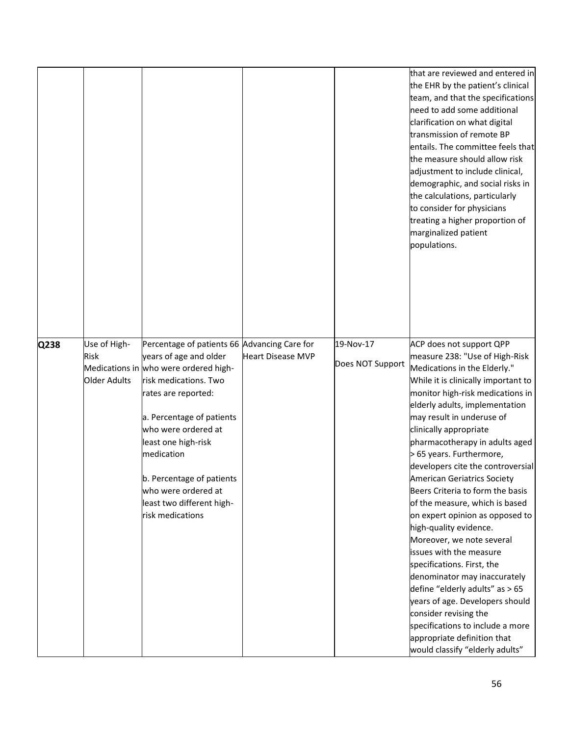| | | | | | |
|---|---|---|---|---|---|
| | | | | | that are reviewed and entered in the EHR by the patient's clinical team, and that the specifications need to add some additional clarification on what digital transmission of remote BP entails. The committee feels that the measure should allow risk adjustment to include clinical, demographic, and social risks in the calculations, particularly to consider for physicians treating a higher proportion of marginalized patient populations. |
| **Q238** | Use of High-Risk Medications in Older Adults | Percentage of patients 66 years of age and older who were ordered high-risk medications. Two rates are reported:<br><br>a. Percentage of patients who were ordered at least one high-risk medication<br><br>b. Percentage of patients who were ordered at least two different high-risk medications | Advancing Care for Heart Disease MVP | 19-Nov-17<br><br>Does NOT Support | ACP does not support QPP measure 238: "Use of High-Risk Medications in the Elderly." While it is clinically important to monitor high-risk medications in elderly adults, implementation may result in underuse of clinically appropriate pharmacotherapy in adults aged > 65 years. Furthermore, developers cite the controversial American Geriatrics Society Beers Criteria to form the basis of the measure, which is based on expert opinion as opposed to high-quality evidence. Moreover, we note several issues with the measure specifications. First, the denominator may inaccurately define "elderly adults" as > 65 years of age. Developers should consider revising the specifications to include a more appropriate definition that would classify "elderly adults" |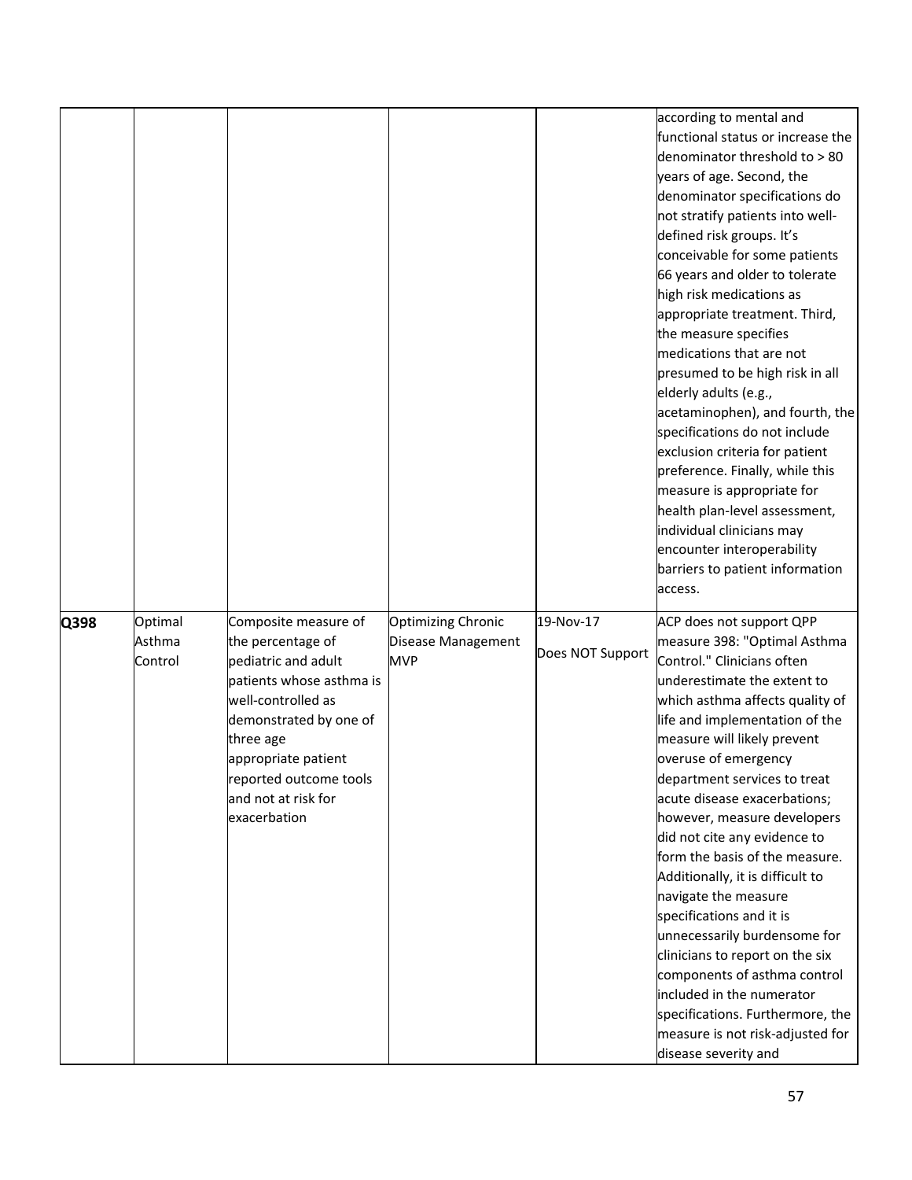| | | | | | |
|---|---|---|---|---|---|
| | | | | | according to mental and functional status or increase the denominator threshold to > 80 years of age. Second, the denominator specifications do not stratify patients into well-defined risk groups. It's conceivable for some patients 66 years and older to tolerate high risk medications as appropriate treatment. Third, the measure specifies medications that are not presumed to be high risk in all elderly adults (e.g., acetaminophen), and fourth, the specifications do not include exclusion criteria for patient preference. Finally, while this measure is appropriate for health plan-level assessment, individual clinicians may encounter interoperability barriers to patient information access. |
| **Q398** | Optimal Asthma Control | Composite measure of the percentage of pediatric and adult patients whose asthma is well-controlled as demonstrated by one of three age appropriate patient reported outcome tools and not at risk for exacerbation | Optimizing Chronic Disease Management MVP | 19-Nov-17 Does NOT Support | ACP does not support QPP measure 398: "Optimal Asthma Control." Clinicians often underestimate the extent to which asthma affects quality of life and implementation of the measure will likely prevent overuse of emergency department services to treat acute disease exacerbations; however, measure developers did not cite any evidence to form the basis of the measure. Additionally, it is difficult to navigate the measure specifications and it is unnecessarily burdensome for clinicians to report on the six components of asthma control included in the numerator specifications. Furthermore, the measure is not risk-adjusted for disease severity and |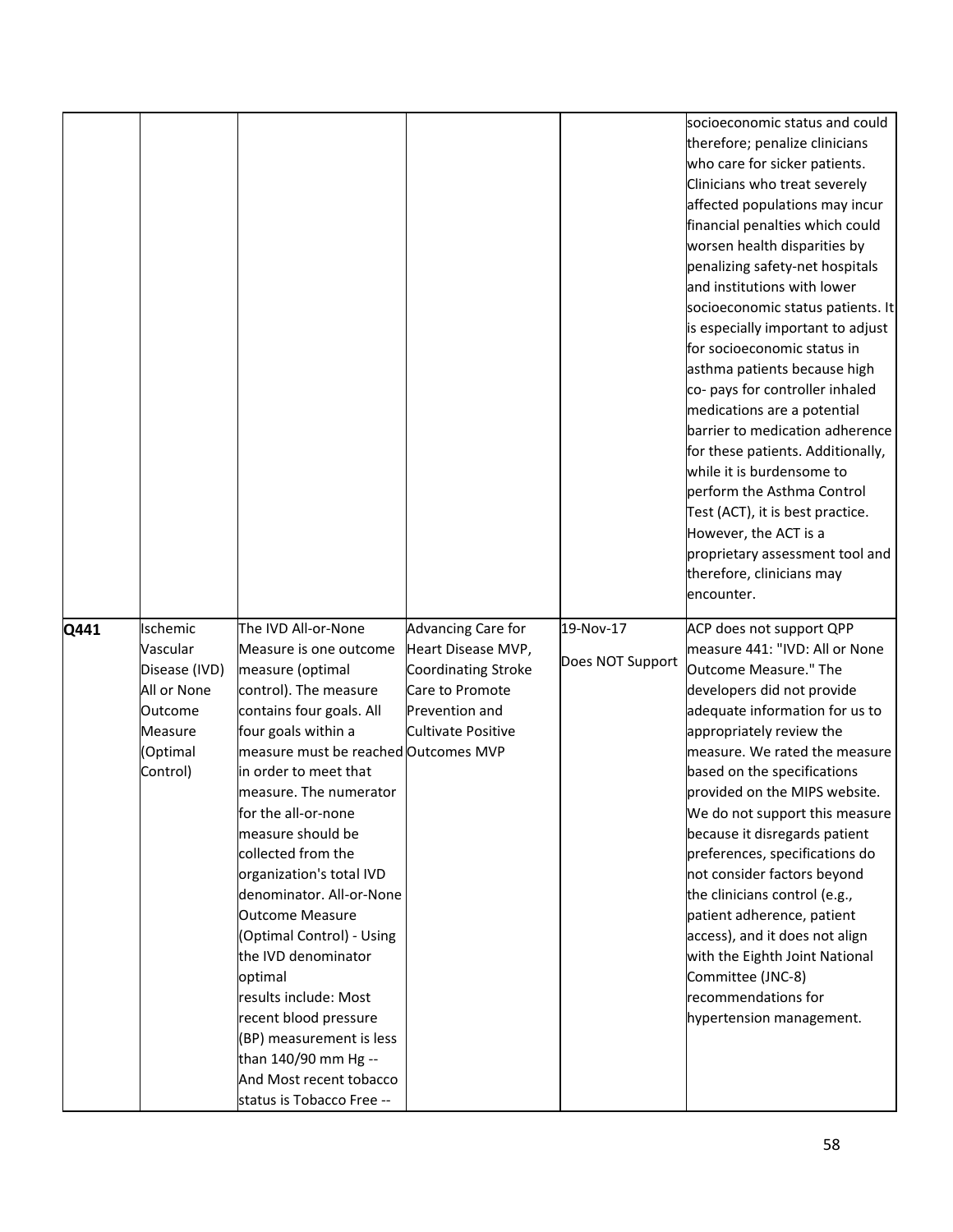| | | | | | |
|---|---|---|---|---|---|
| | | | | | socioeconomic status and could therefore; penalize clinicians who care for sicker patients. Clinicians who treat severely affected populations may incur financial penalties which could worsen health disparities by penalizing safety-net hospitals and institutions with lower socioeconomic status patients. It is especially important to adjust for socioeconomic status in asthma patients because high co- pays for controller inhaled medications are a potential barrier to medication adherence for these patients. Additionally, while it is burdensome to perform the Asthma Control Test (ACT), it is best practice. However, the ACT is a proprietary assessment tool and therefore, clinicians may encounter. |
| **Q441** | Ischemic Vascular Disease (IVD) All or None Outcome Measure (Optimal Control) | The IVD All-or-None Measure is one outcome measure (optimal control). The measure contains four goals. All four goals within a measure must be reached in order to meet that measure. The numerator for the all-or-none measure should be collected from the organization's total IVD denominator. All-or-None Outcome Measure (Optimal Control) - Using the IVD denominator optimal results include: Most recent blood pressure (BP) measurement is less than 140/90 mm Hg -- And Most recent tobacco status is Tobacco Free -- | Advancing Care for Heart Disease MVP, Coordinating Stroke Care to Promote Prevention and Cultivate Positive Outcomes MVP | 19-Nov-17<br>Does NOT Support | ACP does not support QPP measure 441: "IVD: All or None Outcome Measure." The developers did not provide adequate information for us to appropriately review the measure. We rated the measure based on the specifications provided on the MIPS website. We do not support this measure because it disregards patient preferences, specifications do not consider factors beyond the clinicians control (e.g., patient adherence, patient access), and it does not align with the Eighth Joint National Committee (JNC-8) recommendations for hypertension management. |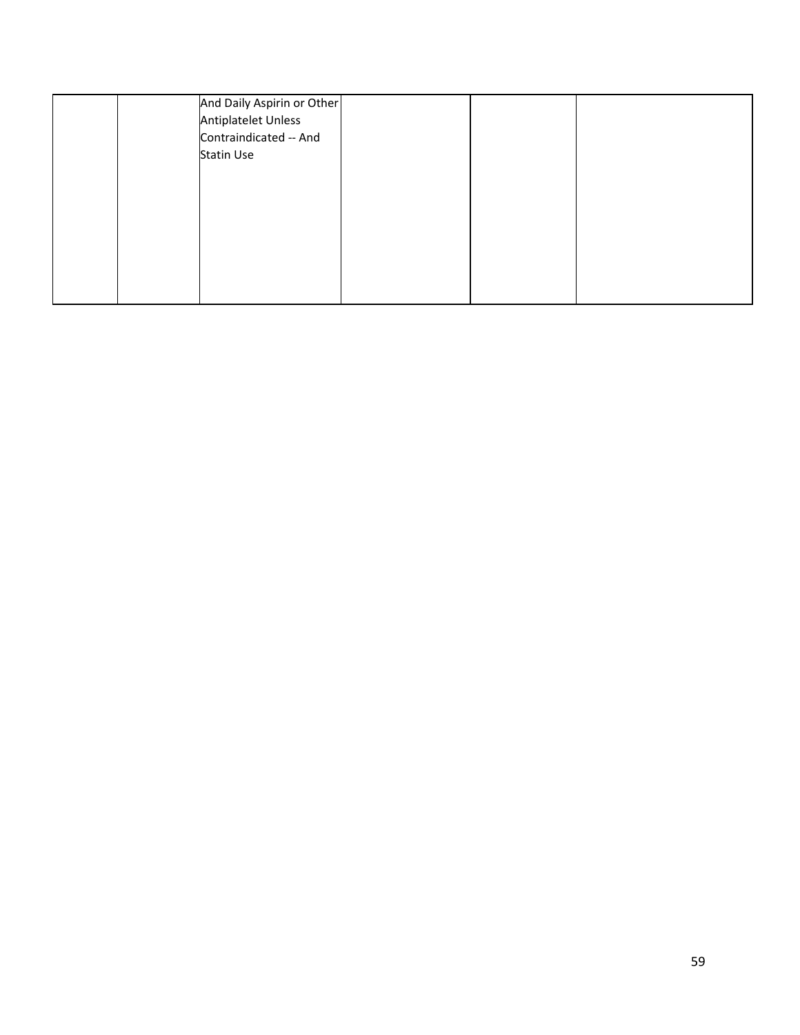| | | | | | |
|---|---|---|---|---|---|
| | | And Daily Aspirin or Other Antiplatelet Unless Contraindicated -- And Statin Use | | | |